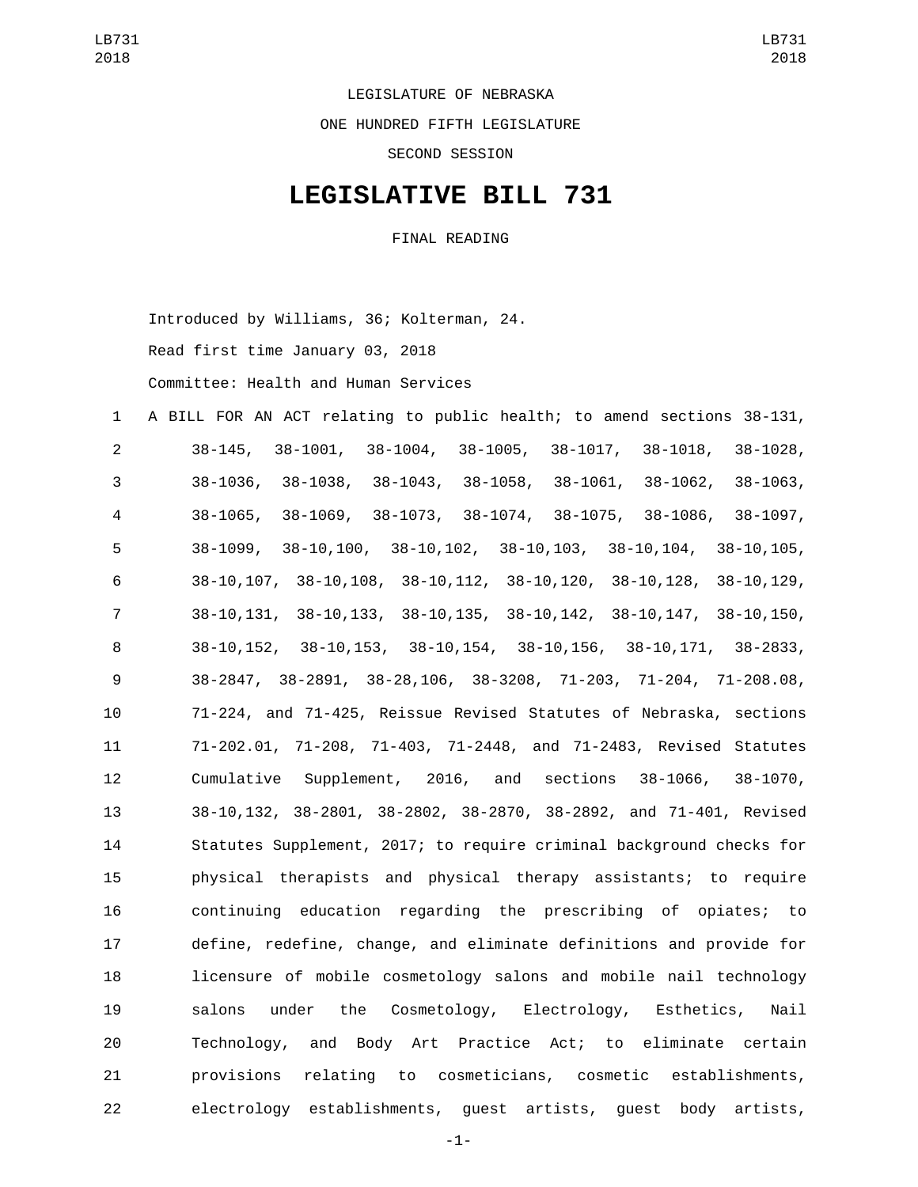LEGISLATURE OF NEBRASKA

ONE HUNDRED FIFTH LEGISLATURE

SECOND SESSION

# LEGISLATIVE BILL 731

FINAL READING

Introduced by Williams, 36; Kolterman, 24.

Read first time January 03, 2018

Committee: Health and Human Services

1 A BILL FOR AN ACT relating to public health; to amend sections 38-131,
2 38-145, 38-1001, 38-1004, 38-1005, 38-1017, 38-1018, 38-1028,
3 38-1036, 38-1038, 38-1043, 38-1058, 38-1061, 38-1062, 38-1063,
4 38-1065, 38-1069, 38-1073, 38-1074, 38-1075, 38-1086, 38-1097,
5 38-1099, 38-10,100, 38-10,102, 38-10,103, 38-10,104, 38-10,105,
6 38-10,107, 38-10,108, 38-10,112, 38-10,120, 38-10,128, 38-10,129,
7 38-10,131, 38-10,133, 38-10,135, 38-10,142, 38-10,147, 38-10,150,
8 38-10,152, 38-10,153, 38-10,154, 38-10,156, 38-10,171, 38-2833,
9 38-2847, 38-2891, 38-28,106, 38-3208, 71-203, 71-204, 71-208.08,
10 71-224, and 71-425, Reissue Revised Statutes of Nebraska, sections
11 71-202.01, 71-208, 71-403, 71-2448, and 71-2483, Revised Statutes
12 Cumulative Supplement, 2016, and sections 38-1066, 38-1070,
13 38-10,132, 38-2801, 38-2802, 38-2870, 38-2892, and 71-401, Revised
14 Statutes Supplement, 2017; to require criminal background checks for
15 physical therapists and physical therapy assistants; to require
16 continuing education regarding the prescribing of opiates; to
17 define, redefine, change, and eliminate definitions and provide for
18 licensure of mobile cosmetology salons and mobile nail technology
19 salons under the Cosmetology, Electrology, Esthetics, Nail
20 Technology, and Body Art Practice Act; to eliminate certain
21 provisions relating to cosmeticians, cosmetic establishments,
22 electrology establishments, guest artists, guest body artists,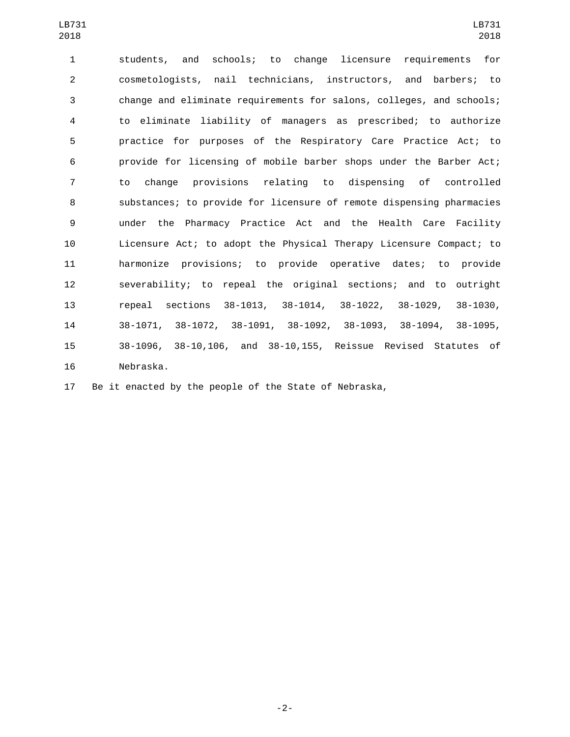students, and schools; to change licensure requirements for cosmetologists, nail technicians, instructors, and barbers; to change and eliminate requirements for salons, colleges, and schools; to eliminate liability of managers as prescribed; to authorize practice for purposes of the Respiratory Care Practice Act; to provide for licensing of mobile barber shops under the Barber Act; to change provisions relating to dispensing of controlled substances; to provide for licensure of remote dispensing pharmacies under the Pharmacy Practice Act and the Health Care Facility Licensure Act; to adopt the Physical Therapy Licensure Compact; to harmonize provisions; to provide operative dates; to provide severability; to repeal the original sections; and to outright repeal sections 38-1013, 38-1014, 38-1022, 38-1029, 38-1030, 38-1071, 38-1072, 38-1091, 38-1092, 38-1093, 38-1094, 38-1095, 38-1096, 38-10,106, and 38-10,155, Reissue Revised Statutes of Nebraska.

Be it enacted by the people of the State of Nebraska,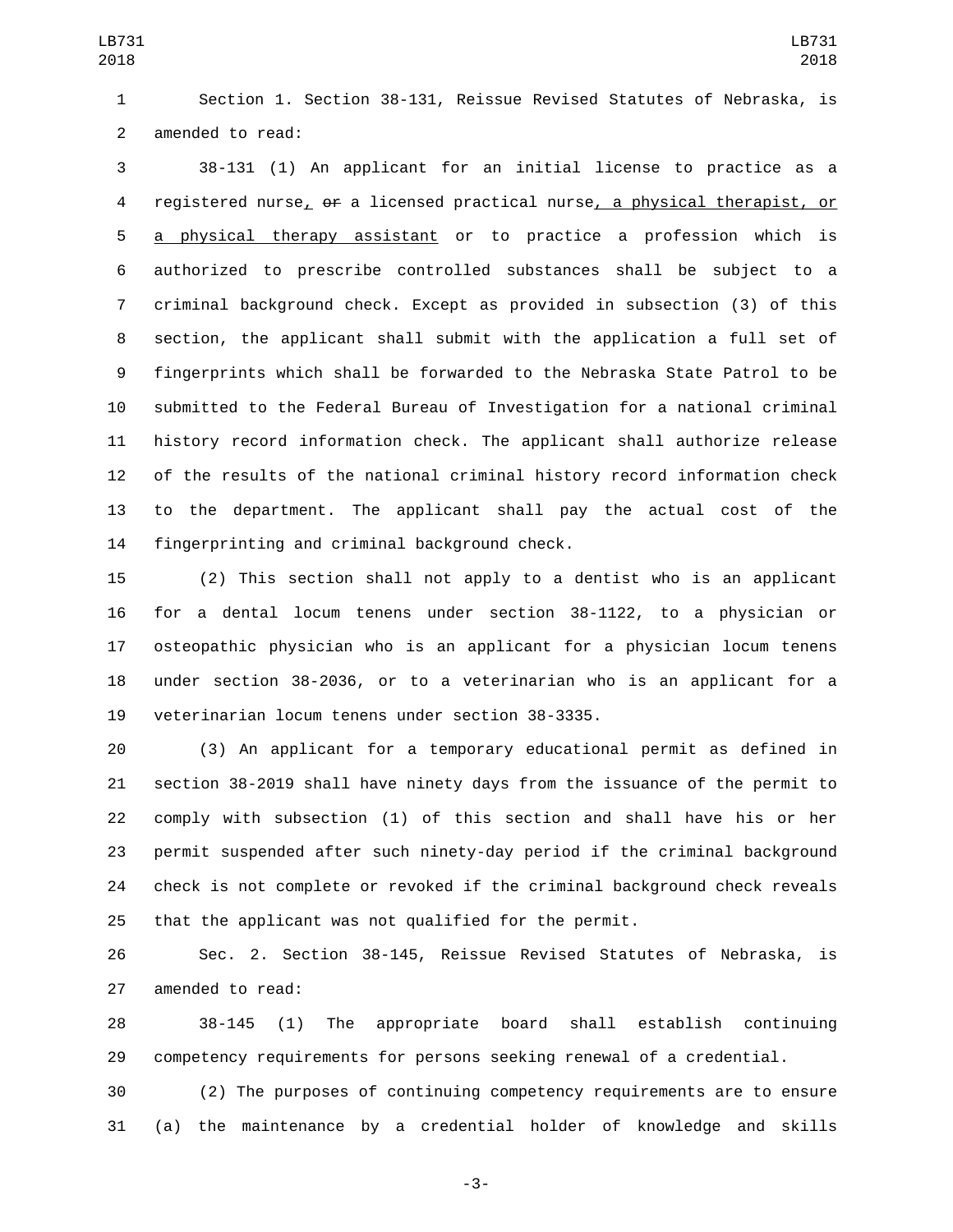Section 1. Section 38-131, Reissue Revised Statutes of Nebraska, is amended to read:

38-131 (1) An applicant for an initial license to practice as a registered nurse, ~~or~~ a licensed practical nurse, a physical therapist, or a physical therapy assistant or to practice a profession which is authorized to prescribe controlled substances shall be subject to a criminal background check. Except as provided in subsection (3) of this section, the applicant shall submit with the application a full set of fingerprints which shall be forwarded to the Nebraska State Patrol to be submitted to the Federal Bureau of Investigation for a national criminal history record information check. The applicant shall authorize release of the results of the national criminal history record information check to the department. The applicant shall pay the actual cost of the fingerprinting and criminal background check.

(2) This section shall not apply to a dentist who is an applicant for a dental locum tenens under section 38-1122, to a physician or osteopathic physician who is an applicant for a physician locum tenens under section 38-2036, or to a veterinarian who is an applicant for a veterinarian locum tenens under section 38-3335.

(3) An applicant for a temporary educational permit as defined in section 38-2019 shall have ninety days from the issuance of the permit to comply with subsection (1) of this section and shall have his or her permit suspended after such ninety-day period if the criminal background check is not complete or revoked if the criminal background check reveals that the applicant was not qualified for the permit.

Sec. 2. Section 38-145, Reissue Revised Statutes of Nebraska, is amended to read:

38-145 (1) The appropriate board shall establish continuing competency requirements for persons seeking renewal of a credential.

(2) The purposes of continuing competency requirements are to ensure (a) the maintenance by a credential holder of knowledge and skills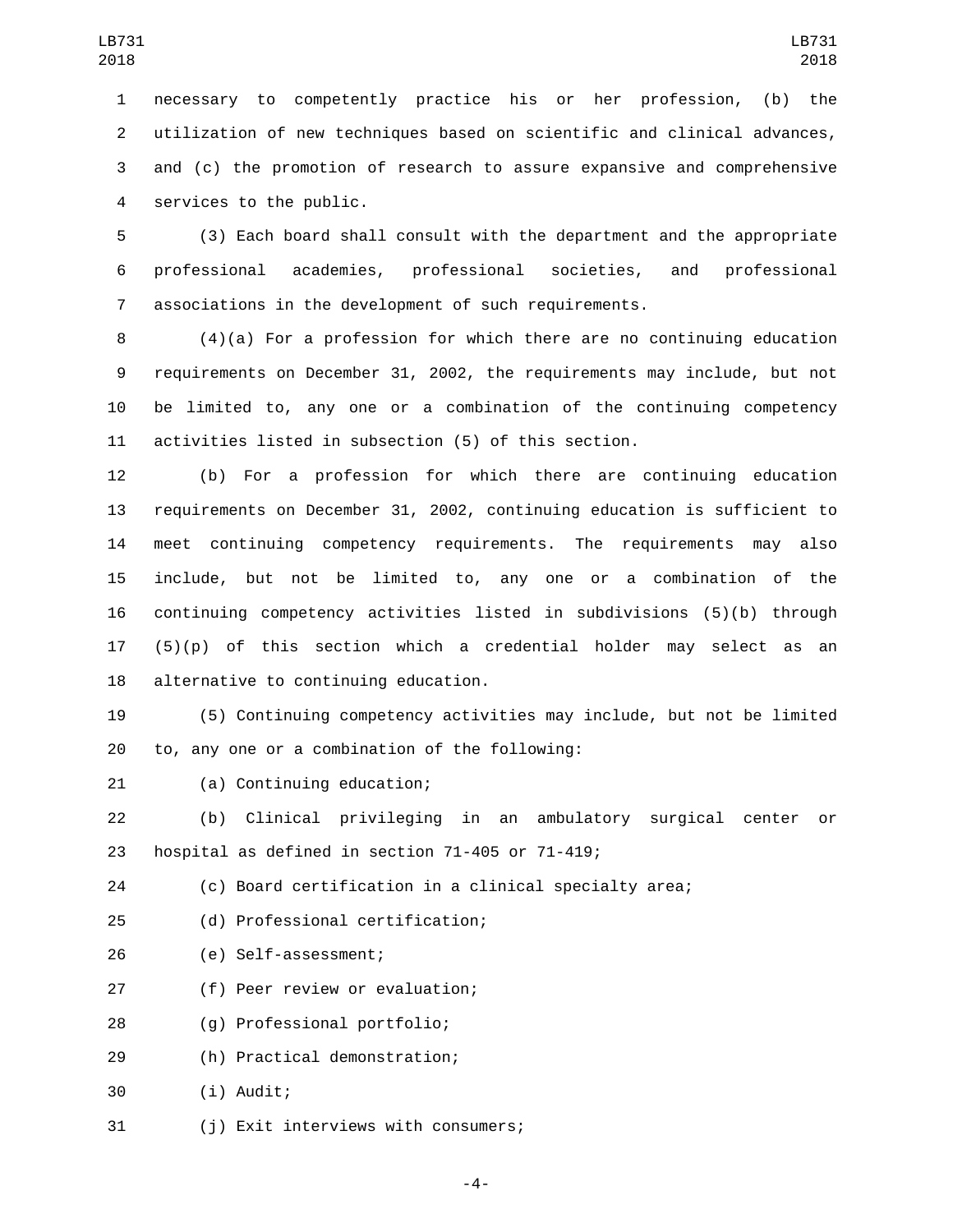necessary to competently practice his or her profession, (b) the utilization of new techniques based on scientific and clinical advances, and (c) the promotion of research to assure expansive and comprehensive services to the public.

(3) Each board shall consult with the department and the appropriate professional academies, professional societies, and professional associations in the development of such requirements.

(4)(a) For a profession for which there are no continuing education requirements on December 31, 2002, the requirements may include, but not be limited to, any one or a combination of the continuing competency activities listed in subsection (5) of this section.

(b) For a profession for which there are continuing education requirements on December 31, 2002, continuing education is sufficient to meet continuing competency requirements. The requirements may also include, but not be limited to, any one or a combination of the continuing competency activities listed in subdivisions (5)(b) through (5)(p) of this section which a credential holder may select as an alternative to continuing education.

(5) Continuing competency activities may include, but not be limited to, any one or a combination of the following:

(a) Continuing education;

(b) Clinical privileging in an ambulatory surgical center or hospital as defined in section 71-405 or 71-419;

(c) Board certification in a clinical specialty area;

(d) Professional certification;

(e) Self-assessment;

(f) Peer review or evaluation;

(g) Professional portfolio;

(h) Practical demonstration;

(i) Audit;

(j) Exit interviews with consumers;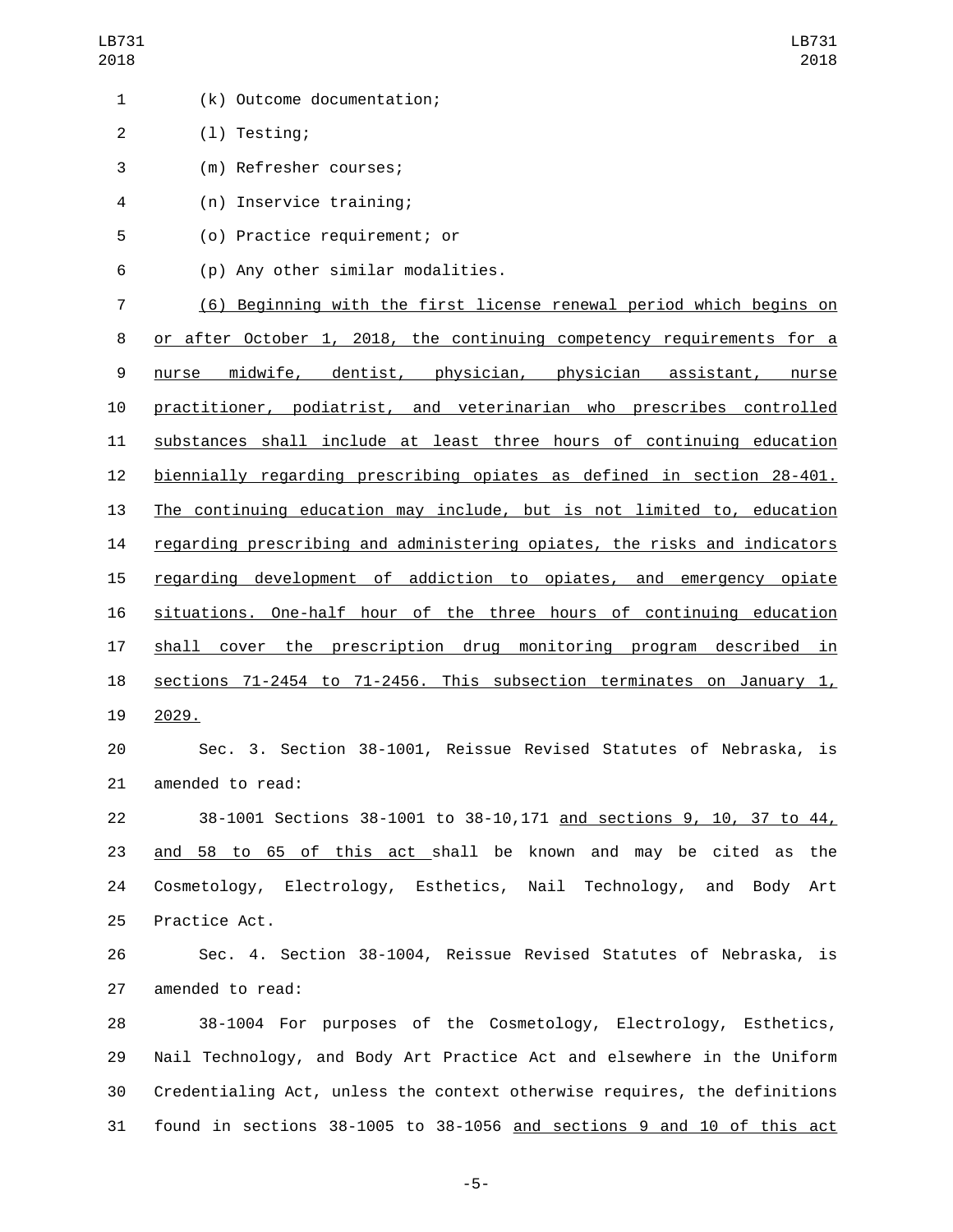(k) Outcome documentation;

(l) Testing;

(m) Refresher courses;

(n) Inservice training;

(o) Practice requirement; or

(p) Any other similar modalities.

(6) Beginning with the first license renewal period which begins on or after October 1, 2018, the continuing competency requirements for a nurse midwife, dentist, physician, physician assistant, nurse practitioner, podiatrist, and veterinarian who prescribes controlled substances shall include at least three hours of continuing education biennially regarding prescribing opiates as defined in section 28-401. The continuing education may include, but is not limited to, education regarding prescribing and administering opiates, the risks and indicators regarding development of addiction to opiates, and emergency opiate situations. One-half hour of the three hours of continuing education shall cover the prescription drug monitoring program described in sections 71-2454 to 71-2456. This subsection terminates on January 1, 2029.

Sec. 3. Section 38-1001, Reissue Revised Statutes of Nebraska, is amended to read:

38-1001 Sections 38-1001 to 38-10,171 and sections 9, 10, 37 to 44, and 58 to 65 of this act shall be known and may be cited as the Cosmetology, Electrology, Esthetics, Nail Technology, and Body Art Practice Act.

Sec. 4. Section 38-1004, Reissue Revised Statutes of Nebraska, is amended to read:

38-1004 For purposes of the Cosmetology, Electrology, Esthetics, Nail Technology, and Body Art Practice Act and elsewhere in the Uniform Credentialing Act, unless the context otherwise requires, the definitions found in sections 38-1005 to 38-1056 and sections 9 and 10 of this act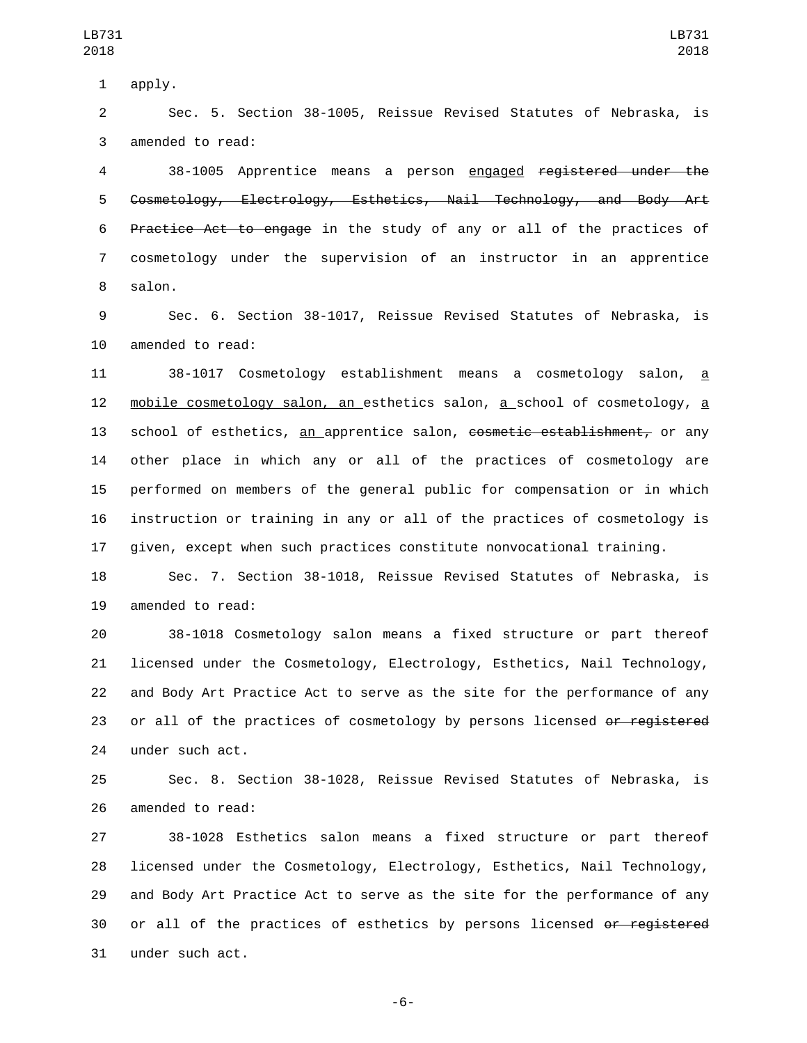apply.

Sec. 5. Section 38-1005, Reissue Revised Statutes of Nebraska, is amended to read:

38-1005 Apprentice means a person <u>engaged</u> ~~registered under the Cosmetology, Electrology, Esthetics, Nail Technology, and Body Art Practice Act to engage~~ in the study of any or all of the practices of cosmetology under the supervision of an instructor in an apprentice salon.

Sec. 6. Section 38-1017, Reissue Revised Statutes of Nebraska, is amended to read:

38-1017 Cosmetology establishment means a cosmetology salon, <u>a mobile cosmetology salon, an</u> esthetics salon, <u>a</u> school of cosmetology, <u>a</u> school of esthetics, <u>an</u> apprentice salon, ~~cosmetic establishment,~~ or any other place in which any or all of the practices of cosmetology are performed on members of the general public for compensation or in which instruction or training in any or all of the practices of cosmetology is given, except when such practices constitute nonvocational training.

Sec. 7. Section 38-1018, Reissue Revised Statutes of Nebraska, is amended to read:

38-1018 Cosmetology salon means a fixed structure or part thereof licensed under the Cosmetology, Electrology, Esthetics, Nail Technology, and Body Art Practice Act to serve as the site for the performance of any or all of the practices of cosmetology by persons licensed ~~or registered~~ under such act.

Sec. 8. Section 38-1028, Reissue Revised Statutes of Nebraska, is amended to read:

38-1028 Esthetics salon means a fixed structure or part thereof licensed under the Cosmetology, Electrology, Esthetics, Nail Technology, and Body Art Practice Act to serve as the site for the performance of any or all of the practices of esthetics by persons licensed ~~or registered~~ under such act.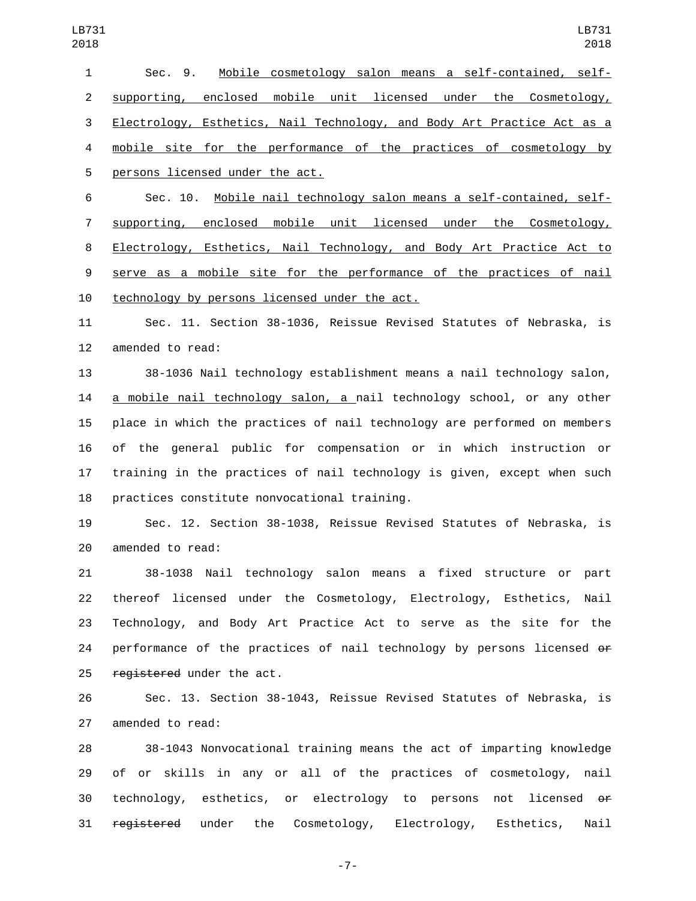Sec. 9. Mobile cosmetology salon means a self-contained, self-supporting, enclosed mobile unit licensed under the Cosmetology, Electrology, Esthetics, Nail Technology, and Body Art Practice Act as a mobile site for the performance of the practices of cosmetology by persons licensed under the act.

Sec. 10. Mobile nail technology salon means a self-contained, self-supporting, enclosed mobile unit licensed under the Cosmetology, Electrology, Esthetics, Nail Technology, and Body Art Practice Act to serve as a mobile site for the performance of the practices of nail technology by persons licensed under the act.

Sec. 11. Section 38-1036, Reissue Revised Statutes of Nebraska, is amended to read:

38-1036 Nail technology establishment means a nail technology salon, a mobile nail technology salon, a nail technology school, or any other place in which the practices of nail technology are performed on members of the general public for compensation or in which instruction or training in the practices of nail technology is given, except when such practices constitute nonvocational training.

Sec. 12. Section 38-1038, Reissue Revised Statutes of Nebraska, is amended to read:

38-1038 Nail technology salon means a fixed structure or part thereof licensed under the Cosmetology, Electrology, Esthetics, Nail Technology, and Body Art Practice Act to serve as the site for the performance of the practices of nail technology by persons licensed ~~or registered~~ under the act.

Sec. 13. Section 38-1043, Reissue Revised Statutes of Nebraska, is amended to read:

38-1043 Nonvocational training means the act of imparting knowledge of or skills in any or all of the practices of cosmetology, nail technology, esthetics, or electrology to persons not licensed ~~or registered~~ under the Cosmetology, Electrology, Esthetics, Nail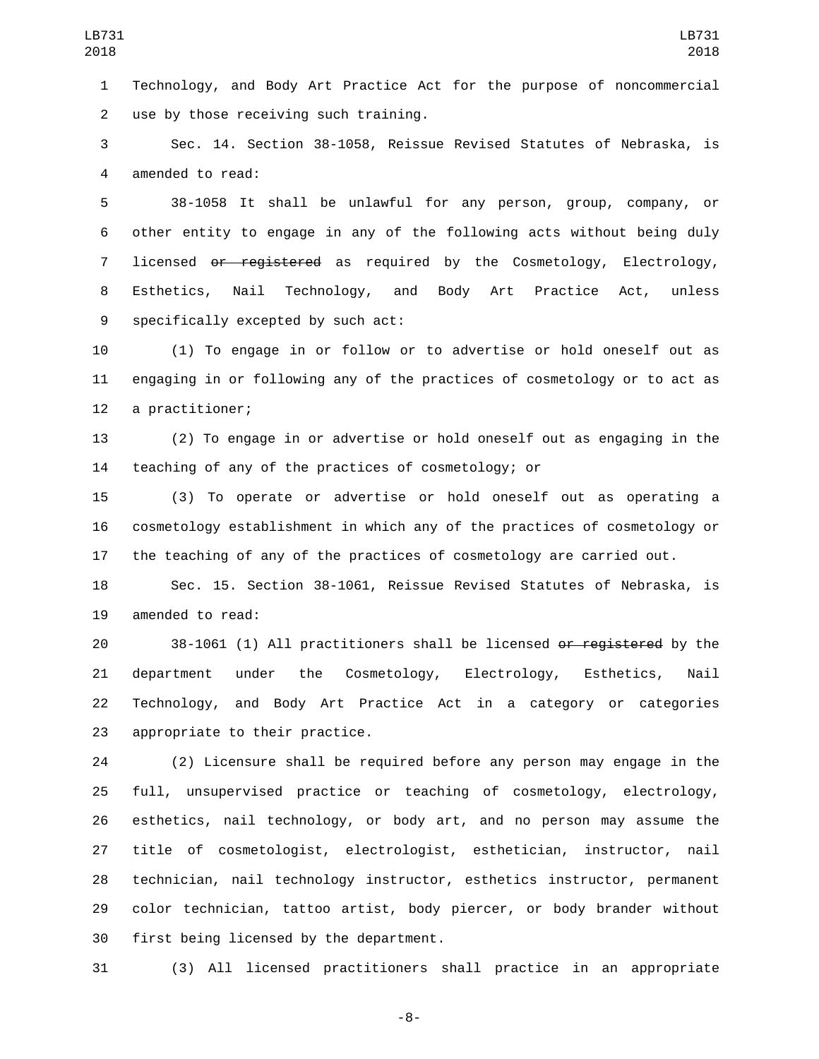Technology, and Body Art Practice Act for the purpose of noncommercial use by those receiving such training.

Sec. 14. Section 38-1058, Reissue Revised Statutes of Nebraska, is amended to read:

38-1058 It shall be unlawful for any person, group, company, or other entity to engage in any of the following acts without being duly licensed ~~or registered~~ as required by the Cosmetology, Electrology, Esthetics, Nail Technology, and Body Art Practice Act, unless specifically excepted by such act:

(1) To engage in or follow or to advertise or hold oneself out as engaging in or following any of the practices of cosmetology or to act as a practitioner;

(2) To engage in or advertise or hold oneself out as engaging in the teaching of any of the practices of cosmetology; or

(3) To operate or advertise or hold oneself out as operating a cosmetology establishment in which any of the practices of cosmetology or the teaching of any of the practices of cosmetology are carried out.

Sec. 15. Section 38-1061, Reissue Revised Statutes of Nebraska, is amended to read:

38-1061 (1) All practitioners shall be licensed ~~or registered~~ by the department under the Cosmetology, Electrology, Esthetics, Nail Technology, and Body Art Practice Act in a category or categories appropriate to their practice.

(2) Licensure shall be required before any person may engage in the full, unsupervised practice or teaching of cosmetology, electrology, esthetics, nail technology, or body art, and no person may assume the title of cosmetologist, electrologist, esthetician, instructor, nail technician, nail technology instructor, esthetics instructor, permanent color technician, tattoo artist, body piercer, or body brander without first being licensed by the department.

(3) All licensed practitioners shall practice in an appropriate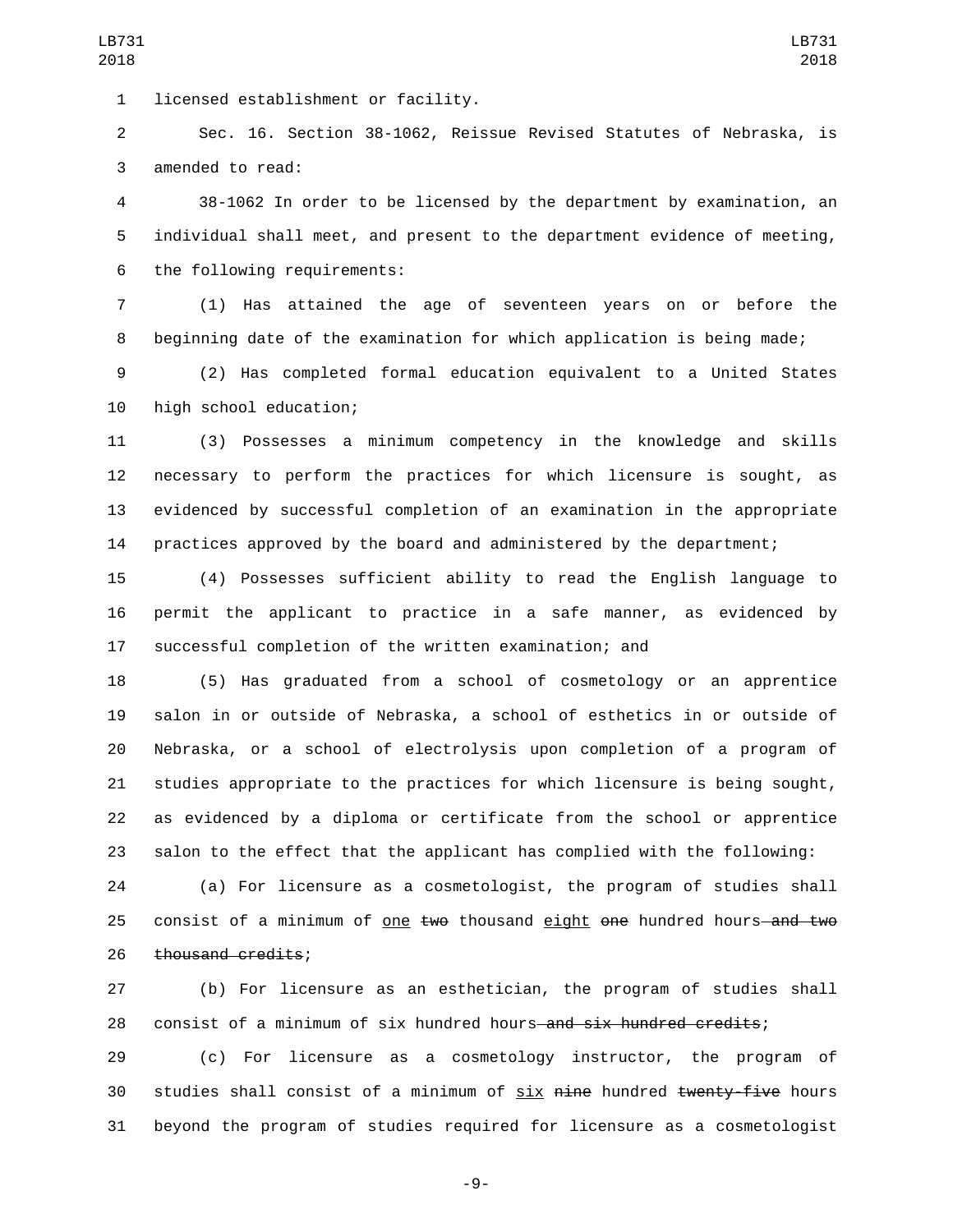licensed establishment or facility.

Sec. 16. Section 38-1062, Reissue Revised Statutes of Nebraska, is amended to read:

38-1062 In order to be licensed by the department by examination, an individual shall meet, and present to the department evidence of meeting, the following requirements:

(1) Has attained the age of seventeen years on or before the beginning date of the examination for which application is being made;

(2) Has completed formal education equivalent to a United States high school education;

(3) Possesses a minimum competency in the knowledge and skills necessary to perform the practices for which licensure is sought, as evidenced by successful completion of an examination in the appropriate practices approved by the board and administered by the department;

(4) Possesses sufficient ability to read the English language to permit the applicant to practice in a safe manner, as evidenced by successful completion of the written examination; and

(5) Has graduated from a school of cosmetology or an apprentice salon in or outside of Nebraska, a school of esthetics in or outside of Nebraska, or a school of electrolysis upon completion of a program of studies appropriate to the practices for which licensure is being sought, as evidenced by a diploma or certificate from the school or apprentice salon to the effect that the applicant has complied with the following:

(a) For licensure as a cosmetologist, the program of studies shall consist of a minimum of one ~~two~~ thousand eight ~~one~~ hundred hours ~~and two thousand credits~~;

(b) For licensure as an esthetician, the program of studies shall consist of a minimum of six hundred hours ~~and six hundred credits~~;

(c) For licensure as a cosmetology instructor, the program of studies shall consist of a minimum of six ~~nine~~ hundred ~~twenty-five~~ hours beyond the program of studies required for licensure as a cosmetologist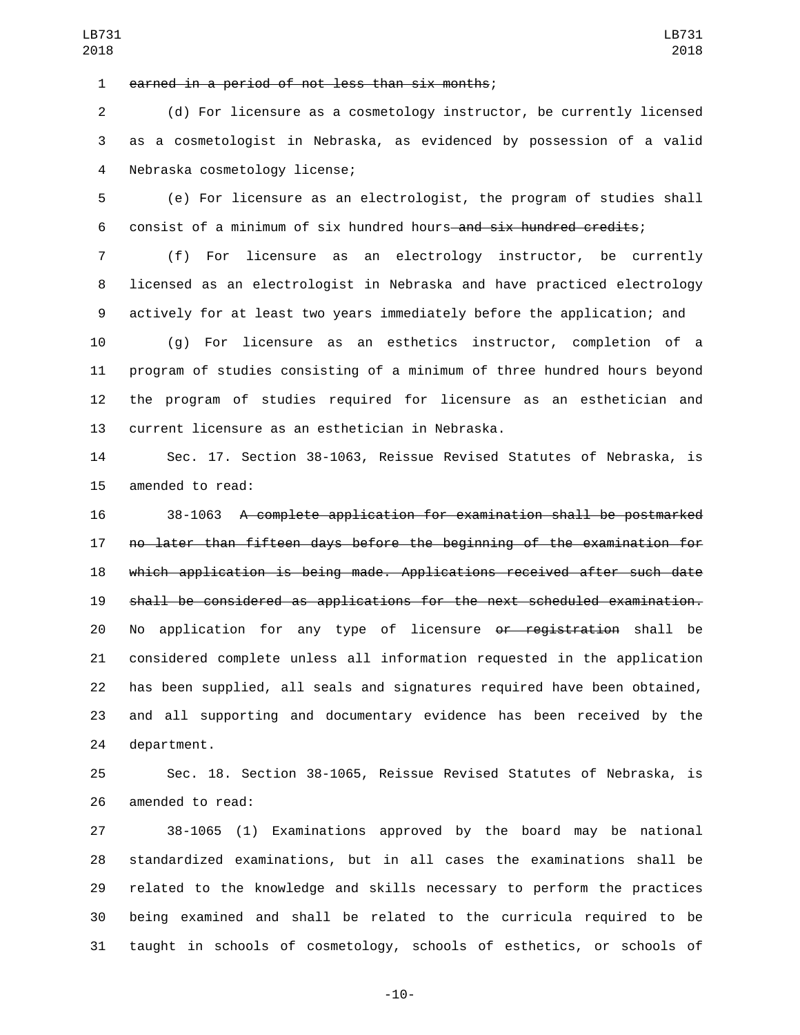~~earned in a period of not less than six months~~;

(d) For licensure as a cosmetology instructor, be currently licensed as a cosmetologist in Nebraska, as evidenced by possession of a valid Nebraska cosmetology license;

(e) For licensure as an electrologist, the program of studies shall consist of a minimum of six hundred hours~~ and six hundred credits~~;

(f) For licensure as an electrology instructor, be currently licensed as an electrologist in Nebraska and have practiced electrology actively for at least two years immediately before the application; and

(g) For licensure as an esthetics instructor, completion of a program of studies consisting of a minimum of three hundred hours beyond the program of studies required for licensure as an esthetician and current licensure as an esthetician in Nebraska.

Sec. 17. Section 38-1063, Reissue Revised Statutes of Nebraska, is amended to read:

38-1063 ~~A complete application for examination shall be postmarked no later than fifteen days before the beginning of the examination for which application is being made. Applications received after such date shall be considered as applications for the next scheduled examination.~~ No application for any type of licensure ~~or registration~~ shall be considered complete unless all information requested in the application has been supplied, all seals and signatures required have been obtained, and all supporting and documentary evidence has been received by the department.

Sec. 18. Section 38-1065, Reissue Revised Statutes of Nebraska, is amended to read:

38-1065 (1) Examinations approved by the board may be national standardized examinations, but in all cases the examinations shall be related to the knowledge and skills necessary to perform the practices being examined and shall be related to the curricula required to be taught in schools of cosmetology, schools of esthetics, or schools of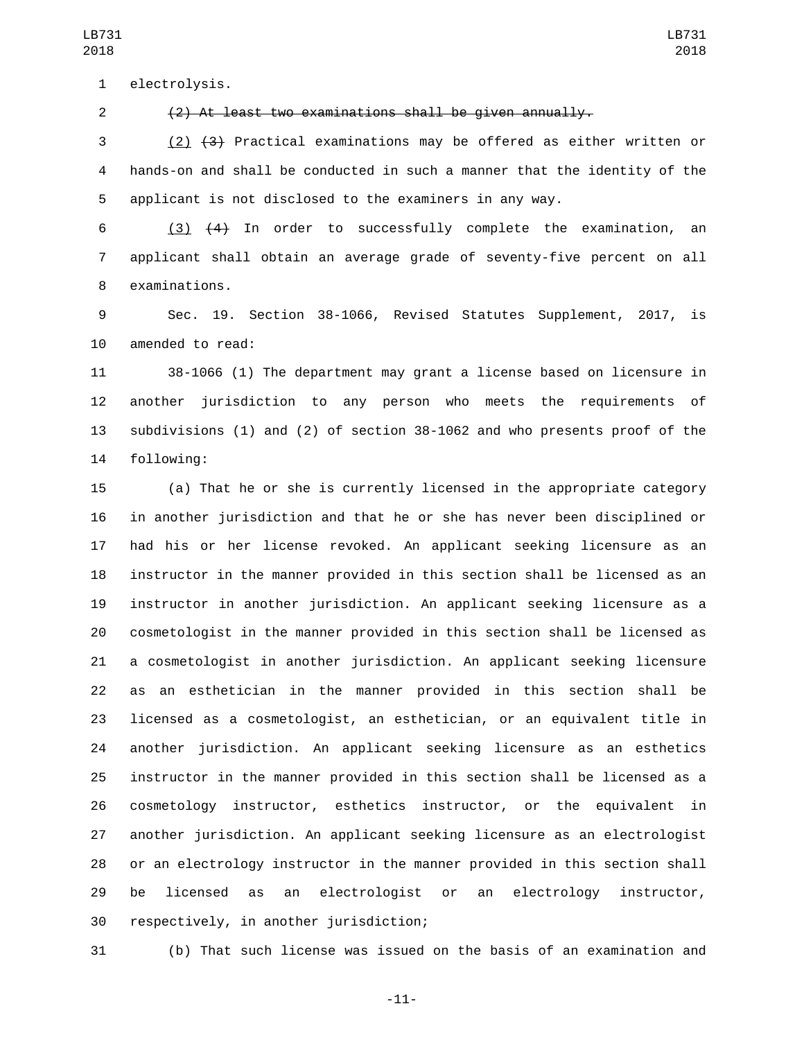electrolysis.

~~(2) At least two examinations shall be given annually.~~

(2) ~~(3)~~ Practical examinations may be offered as either written or hands-on and shall be conducted in such a manner that the identity of the applicant is not disclosed to the examiners in any way.

(3) ~~(4)~~ In order to successfully complete the examination, an applicant shall obtain an average grade of seventy-five percent on all examinations.

Sec. 19. Section 38-1066, Revised Statutes Supplement, 2017, is amended to read:

38-1066 (1) The department may grant a license based on licensure in another jurisdiction to any person who meets the requirements of subdivisions (1) and (2) of section 38-1062 and who presents proof of the following:

(a) That he or she is currently licensed in the appropriate category in another jurisdiction and that he or she has never been disciplined or had his or her license revoked. An applicant seeking licensure as an instructor in the manner provided in this section shall be licensed as an instructor in another jurisdiction. An applicant seeking licensure as a cosmetologist in the manner provided in this section shall be licensed as a cosmetologist in another jurisdiction. An applicant seeking licensure as an esthetician in the manner provided in this section shall be licensed as a cosmetologist, an esthetician, or an equivalent title in another jurisdiction. An applicant seeking licensure as an esthetics instructor in the manner provided in this section shall be licensed as a cosmetology instructor, esthetics instructor, or the equivalent in another jurisdiction. An applicant seeking licensure as an electrologist or an electrology instructor in the manner provided in this section shall be licensed as an electrologist or an electrology instructor, respectively, in another jurisdiction;

(b) That such license was issued on the basis of an examination and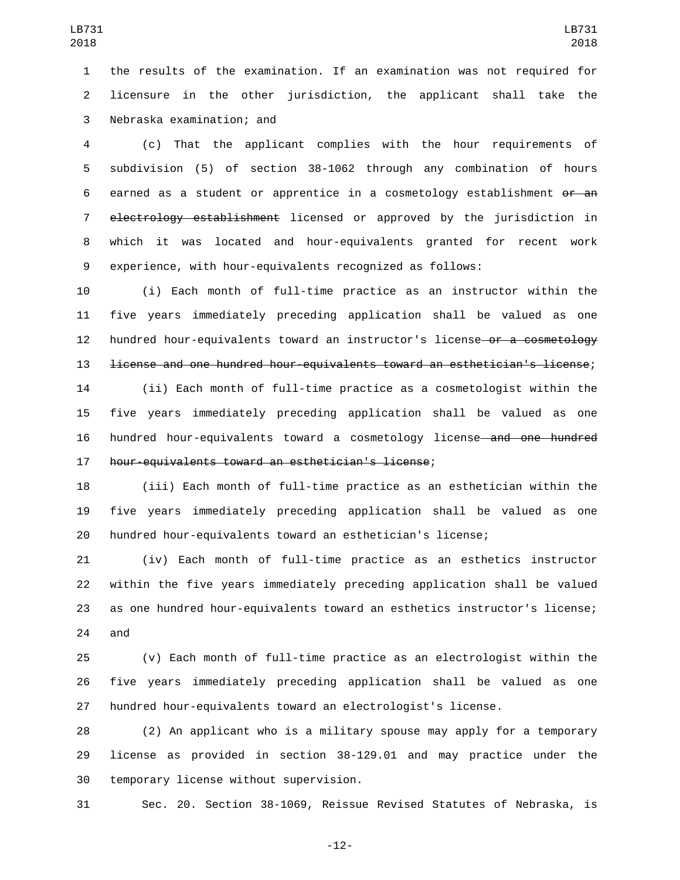the results of the examination. If an examination was not required for licensure in the other jurisdiction, the applicant shall take the Nebraska examination; and

(c) That the applicant complies with the hour requirements of subdivision (5) of section 38-1062 through any combination of hours earned as a student or apprentice in a cosmetology establishment ~~or an electrology establishment~~ licensed or approved by the jurisdiction in which it was located and hour-equivalents granted for recent work experience, with hour-equivalents recognized as follows:

(i) Each month of full-time practice as an instructor within the five years immediately preceding application shall be valued as one hundred hour-equivalents toward an instructor's license~~ or a cosmetology license and one hundred hour-equivalents toward an esthetician's license~~;

(ii) Each month of full-time practice as a cosmetologist within the five years immediately preceding application shall be valued as one hundred hour-equivalents toward a cosmetology license~~ and one hundred hour-equivalents toward an esthetician's license~~;

(iii) Each month of full-time practice as an esthetician within the five years immediately preceding application shall be valued as one hundred hour-equivalents toward an esthetician's license;

(iv) Each month of full-time practice as an esthetics instructor within the five years immediately preceding application shall be valued as one hundred hour-equivalents toward an esthetics instructor's license; and

(v) Each month of full-time practice as an electrologist within the five years immediately preceding application shall be valued as one hundred hour-equivalents toward an electrologist's license.

(2) An applicant who is a military spouse may apply for a temporary license as provided in section 38-129.01 and may practice under the temporary license without supervision.

Sec. 20. Section 38-1069, Reissue Revised Statutes of Nebraska, is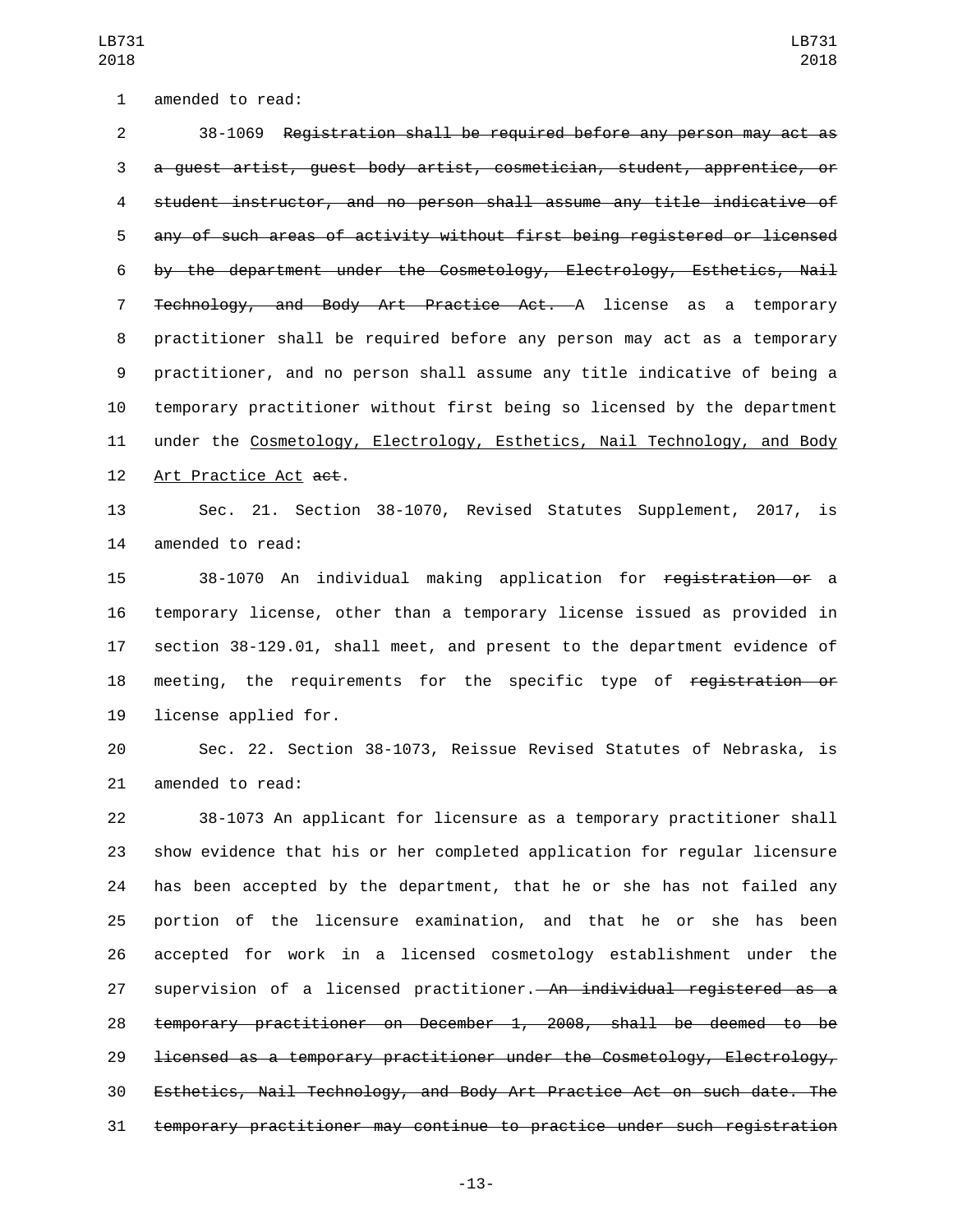amended to read:

38-1069 ~~Registration shall be required before any person may act as a guest artist, guest body artist, cosmetician, student, apprentice, or student instructor, and no person shall assume any title indicative of any of such areas of activity without first being registered or licensed by the department under the Cosmetology, Electrology, Esthetics, Nail Technology, and Body Art Practice Act.~~ A license as a temporary practitioner shall be required before any person may act as a temporary practitioner, and no person shall assume any title indicative of being a temporary practitioner without first being so licensed by the department under the <u>Cosmetology, Electrology, Esthetics, Nail Technology, and Body Art Practice Act</u> ~~act~~.

Sec. 21. Section 38-1070, Revised Statutes Supplement, 2017, is amended to read:

38-1070 An individual making application for ~~registration or~~ a temporary license, other than a temporary license issued as provided in section 38-129.01, shall meet, and present to the department evidence of meeting, the requirements for the specific type of ~~registration or~~ license applied for.

Sec. 22. Section 38-1073, Reissue Revised Statutes of Nebraska, is amended to read:

38-1073 An applicant for licensure as a temporary practitioner shall show evidence that his or her completed application for regular licensure has been accepted by the department, that he or she has not failed any portion of the licensure examination, and that he or she has been accepted for work in a licensed cosmetology establishment under the supervision of a licensed practitioner.~~ An individual registered as a temporary practitioner on December 1, 2008, shall be deemed to be licensed as a temporary practitioner under the Cosmetology, Electrology, Esthetics, Nail Technology, and Body Art Practice Act on such date. The temporary practitioner may continue to practice under such registration~~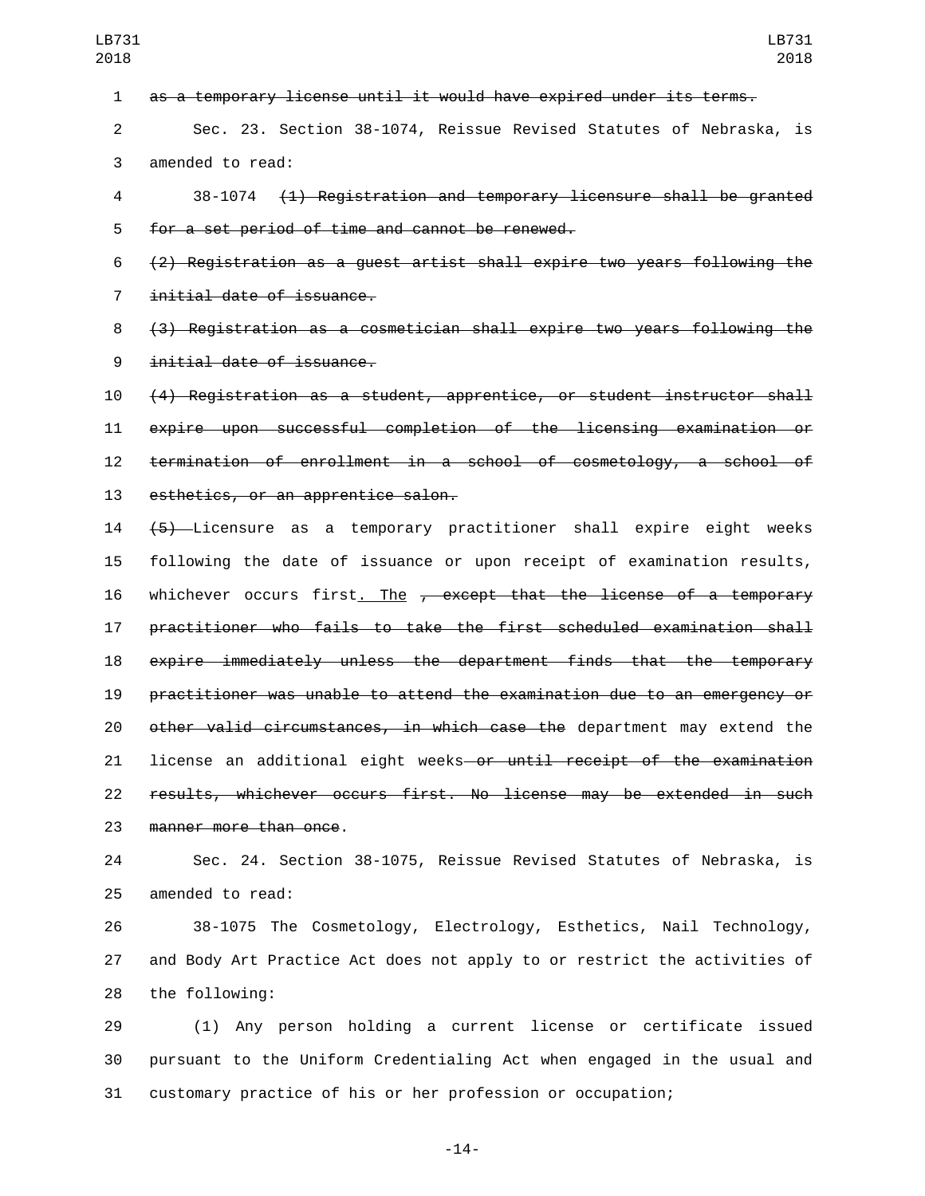~~as a temporary license until it would have expired under its terms.~~

Sec. 23. Section 38-1074, Reissue Revised Statutes of Nebraska, is amended to read:

38-1074 ~~(1) Registration and temporary licensure shall be granted for a set period of time and cannot be renewed.~~

~~(2) Registration as a guest artist shall expire two years following the initial date of issuance.~~

~~(3) Registration as a cosmetician shall expire two years following the initial date of issuance.~~

~~(4) Registration as a student, apprentice, or student instructor shall expire upon successful completion of the licensing examination or termination of enrollment in a school of cosmetology, a school of esthetics, or an apprentice salon.~~

~~(5)~~ Licensure as a temporary practitioner shall expire eight weeks following the date of issuance or upon receipt of examination results, whichever occurs first<u>. The</u> ~~, except that the license of a temporary practitioner who fails to take the first scheduled examination shall expire immediately unless the department finds that the temporary practitioner was unable to attend the examination due to an emergency or other valid circumstances, in which case the~~ department may extend the license an additional eight weeks~~ or until receipt of the examination results, whichever occurs first. No license may be extended in such manner more than once~~.

Sec. 24. Section 38-1075, Reissue Revised Statutes of Nebraska, is amended to read:

38-1075 The Cosmetology, Electrology, Esthetics, Nail Technology, and Body Art Practice Act does not apply to or restrict the activities of the following:

(1) Any person holding a current license or certificate issued pursuant to the Uniform Credentialing Act when engaged in the usual and customary practice of his or her profession or occupation;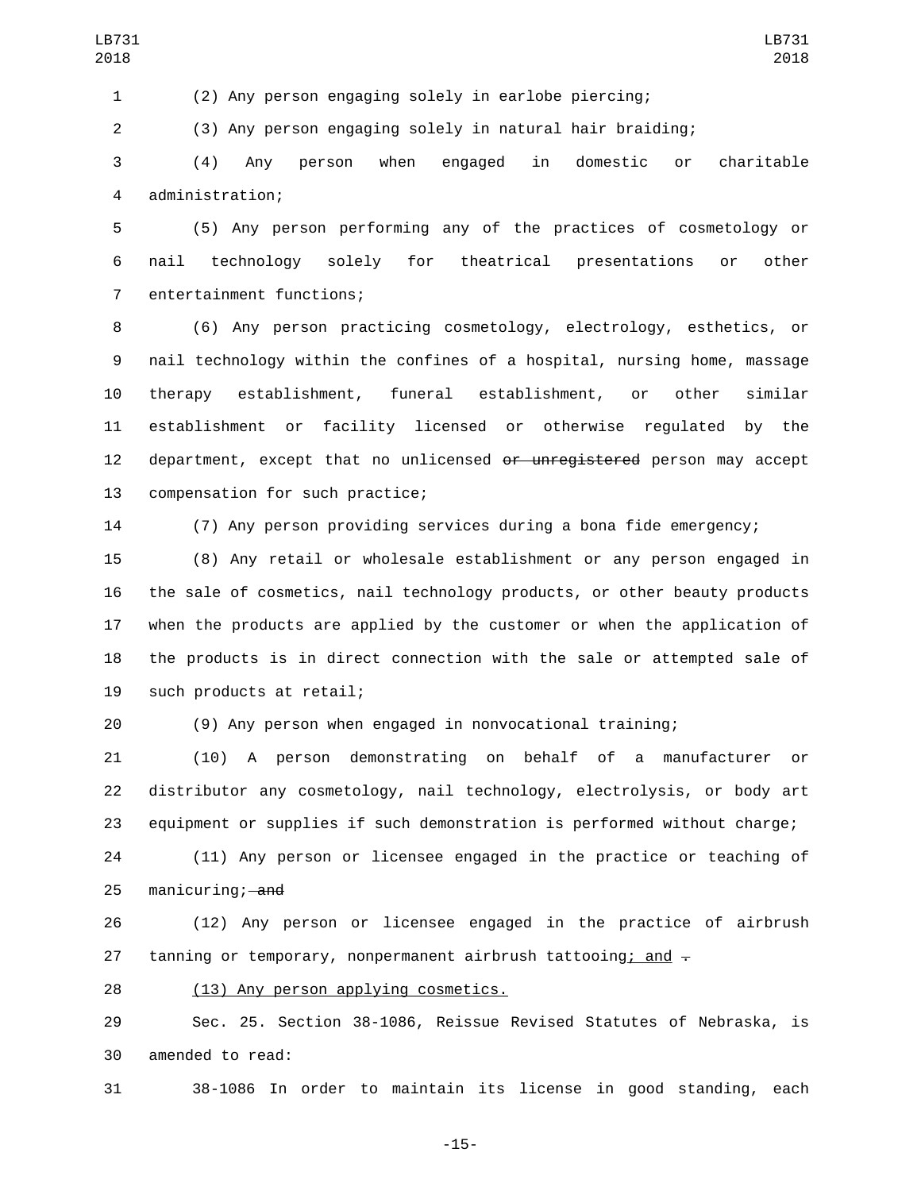(2) Any person engaging solely in earlobe piercing;

(3) Any person engaging solely in natural hair braiding;

(4) Any person when engaged in domestic or charitable administration;

(5) Any person performing any of the practices of cosmetology or nail technology solely for theatrical presentations or other entertainment functions;

(6) Any person practicing cosmetology, electrology, esthetics, or nail technology within the confines of a hospital, nursing home, massage therapy establishment, funeral establishment, or other similar establishment or facility licensed or otherwise regulated by the department, except that no unlicensed ~~or unregistered~~ person may accept compensation for such practice;

(7) Any person providing services during a bona fide emergency;

(8) Any retail or wholesale establishment or any person engaged in the sale of cosmetics, nail technology products, or other beauty products when the products are applied by the customer or when the application of the products is in direct connection with the sale or attempted sale of such products at retail;

(9) Any person when engaged in nonvocational training;

(10) A person demonstrating on behalf of a manufacturer or distributor any cosmetology, nail technology, electrolysis, or body art equipment or supplies if such demonstration is performed without charge;

(11) Any person or licensee engaged in the practice or teaching of manicuring; ~~and~~

(12) Any person or licensee engaged in the practice of airbrush tanning or temporary, nonpermanent airbrush tattooing<u>; and</u> ~~.~~

<u>(13) Any person applying cosmetics.</u>

Sec. 25. Section 38-1086, Reissue Revised Statutes of Nebraska, is amended to read:

38-1086 In order to maintain its license in good standing, each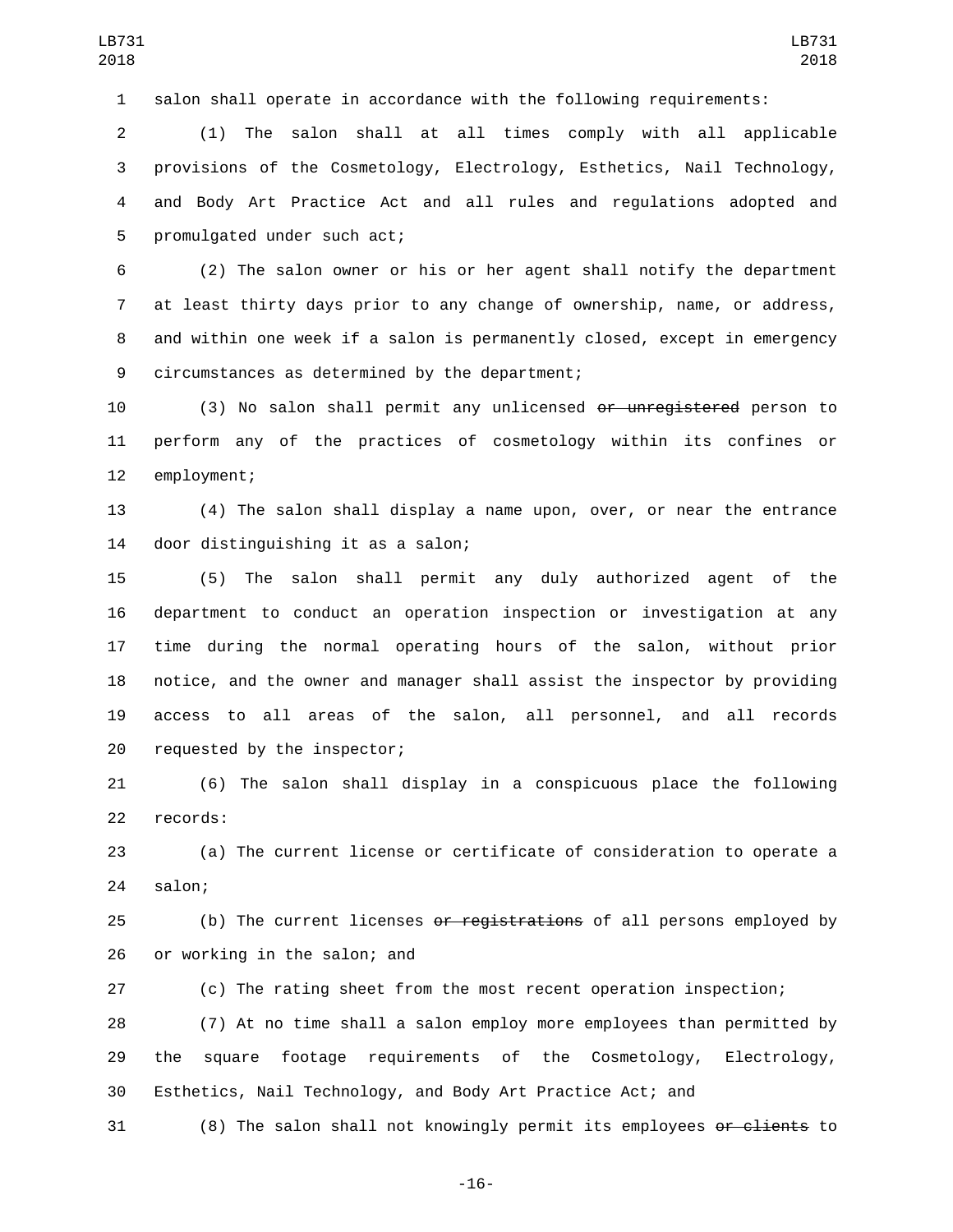salon shall operate in accordance with the following requirements:

(1) The salon shall at all times comply with all applicable provisions of the Cosmetology, Electrology, Esthetics, Nail Technology, and Body Art Practice Act and all rules and regulations adopted and promulgated under such act;

(2) The salon owner or his or her agent shall notify the department at least thirty days prior to any change of ownership, name, or address, and within one week if a salon is permanently closed, except in emergency circumstances as determined by the department;

(3) No salon shall permit any unlicensed ~~or unregistered~~ person to perform any of the practices of cosmetology within its confines or employment;

(4) The salon shall display a name upon, over, or near the entrance door distinguishing it as a salon;

(5) The salon shall permit any duly authorized agent of the department to conduct an operation inspection or investigation at any time during the normal operating hours of the salon, without prior notice, and the owner and manager shall assist the inspector by providing access to all areas of the salon, all personnel, and all records requested by the inspector;

(6) The salon shall display in a conspicuous place the following records:

(a) The current license or certificate of consideration to operate a salon;

(b) The current licenses ~~or registrations~~ of all persons employed by or working in the salon; and

(c) The rating sheet from the most recent operation inspection;

(7) At no time shall a salon employ more employees than permitted by the square footage requirements of the Cosmetology, Electrology, Esthetics, Nail Technology, and Body Art Practice Act; and

(8) The salon shall not knowingly permit its employees ~~or clients~~ to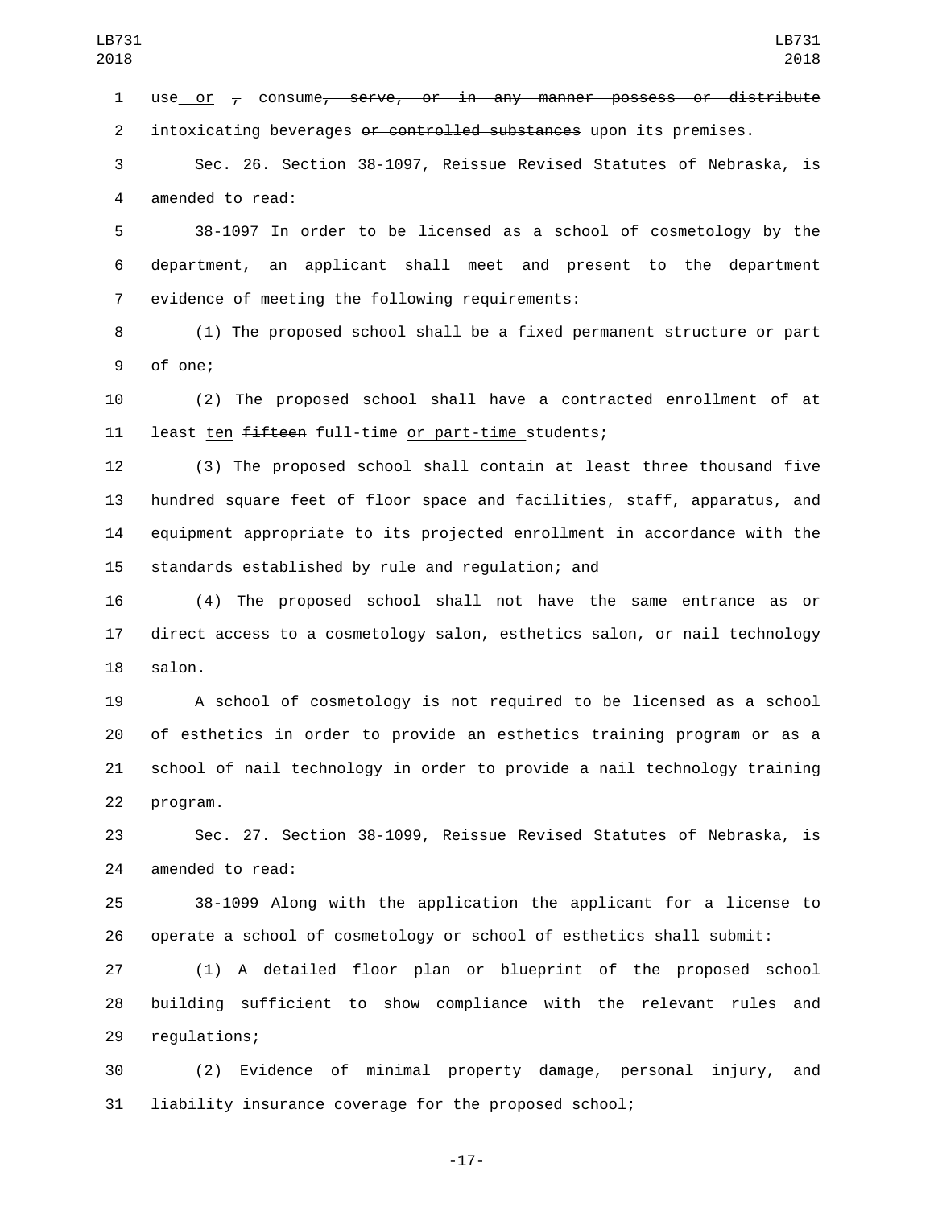use or , consume, serve, or in any manner possess or distribute intoxicating beverages or controlled substances upon its premises.

Sec. 26. Section 38-1097, Reissue Revised Statutes of Nebraska, is amended to read:

38-1097 In order to be licensed as a school of cosmetology by the department, an applicant shall meet and present to the department evidence of meeting the following requirements:

(1) The proposed school shall be a fixed permanent structure or part of one;

(2) The proposed school shall have a contracted enrollment of at least ten fifteen full-time or part-time students;

(3) The proposed school shall contain at least three thousand five hundred square feet of floor space and facilities, staff, apparatus, and equipment appropriate to its projected enrollment in accordance with the standards established by rule and regulation; and

(4) The proposed school shall not have the same entrance as or direct access to a cosmetology salon, esthetics salon, or nail technology salon.

A school of cosmetology is not required to be licensed as a school of esthetics in order to provide an esthetics training program or as a school of nail technology in order to provide a nail technology training program.

Sec. 27. Section 38-1099, Reissue Revised Statutes of Nebraska, is amended to read:

38-1099 Along with the application the applicant for a license to operate a school of cosmetology or school of esthetics shall submit:

(1) A detailed floor plan or blueprint of the proposed school building sufficient to show compliance with the relevant rules and regulations;

(2) Evidence of minimal property damage, personal injury, and liability insurance coverage for the proposed school;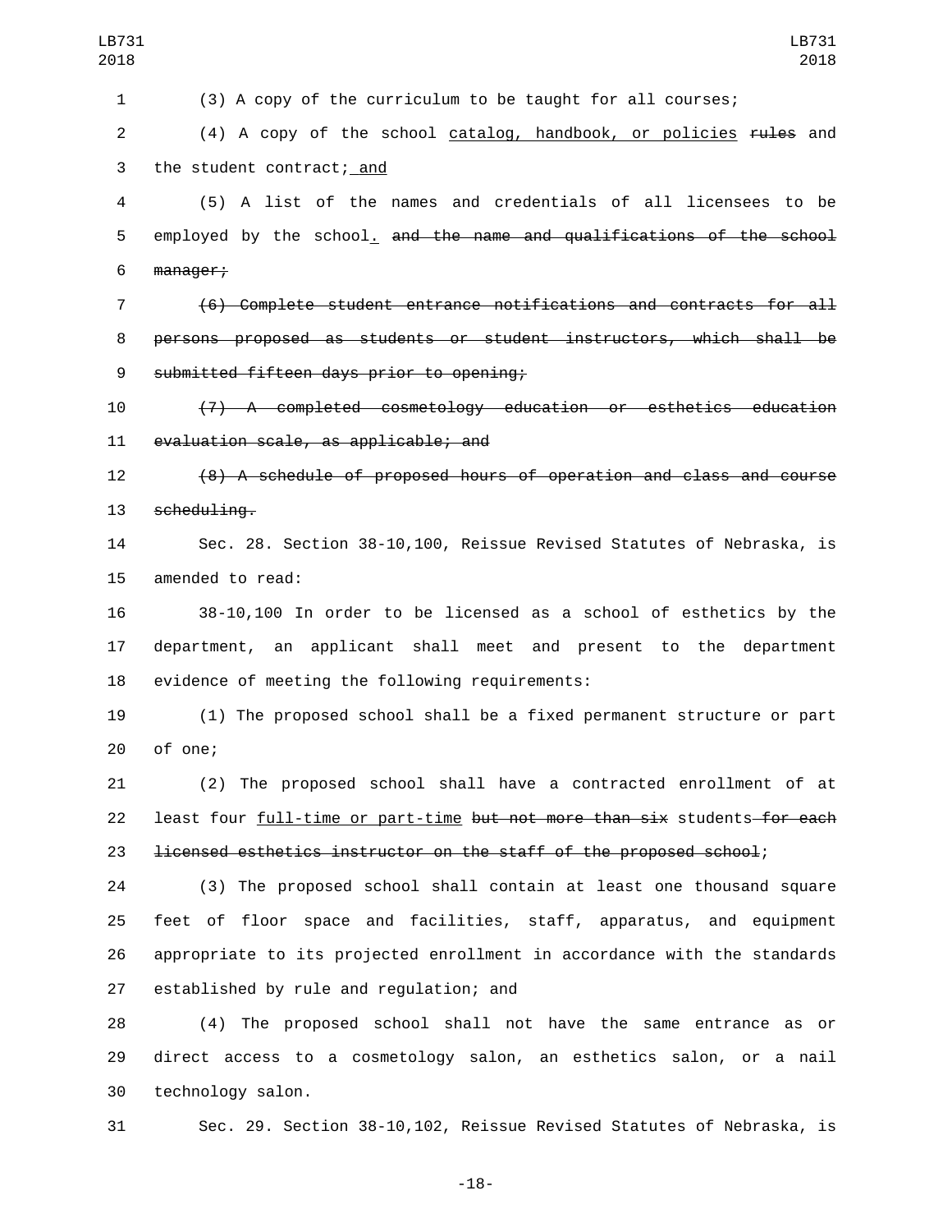(3) A copy of the curriculum to be taught for all courses;

(4) A copy of the school <u>catalog, handbook, or policies</u> ~~rules~~ and the student contract<u>; and</u>

(5) A list of the names and credentials of all licensees to be employed by the school<u>.</u> ~~and the name and qualifications of the school manager;~~

~~(6) Complete student entrance notifications and contracts for all persons proposed as students or student instructors, which shall be submitted fifteen days prior to opening;~~

~~(7) A completed cosmetology education or esthetics education evaluation scale, as applicable; and~~

~~(8) A schedule of proposed hours of operation and class and course scheduling.~~

Sec. 28. Section 38-10,100, Reissue Revised Statutes of Nebraska, is amended to read:

38-10,100 In order to be licensed as a school of esthetics by the department, an applicant shall meet and present to the department evidence of meeting the following requirements:

(1) The proposed school shall be a fixed permanent structure or part of one;

(2) The proposed school shall have a contracted enrollment of at least four <u>full-time or part-time</u> ~~but not more than six~~ students ~~for each licensed esthetics instructor on the staff of the proposed school~~;

(3) The proposed school shall contain at least one thousand square feet of floor space and facilities, staff, apparatus, and equipment appropriate to its projected enrollment in accordance with the standards established by rule and regulation; and

(4) The proposed school shall not have the same entrance as or direct access to a cosmetology salon, an esthetics salon, or a nail technology salon.

Sec. 29. Section 38-10,102, Reissue Revised Statutes of Nebraska, is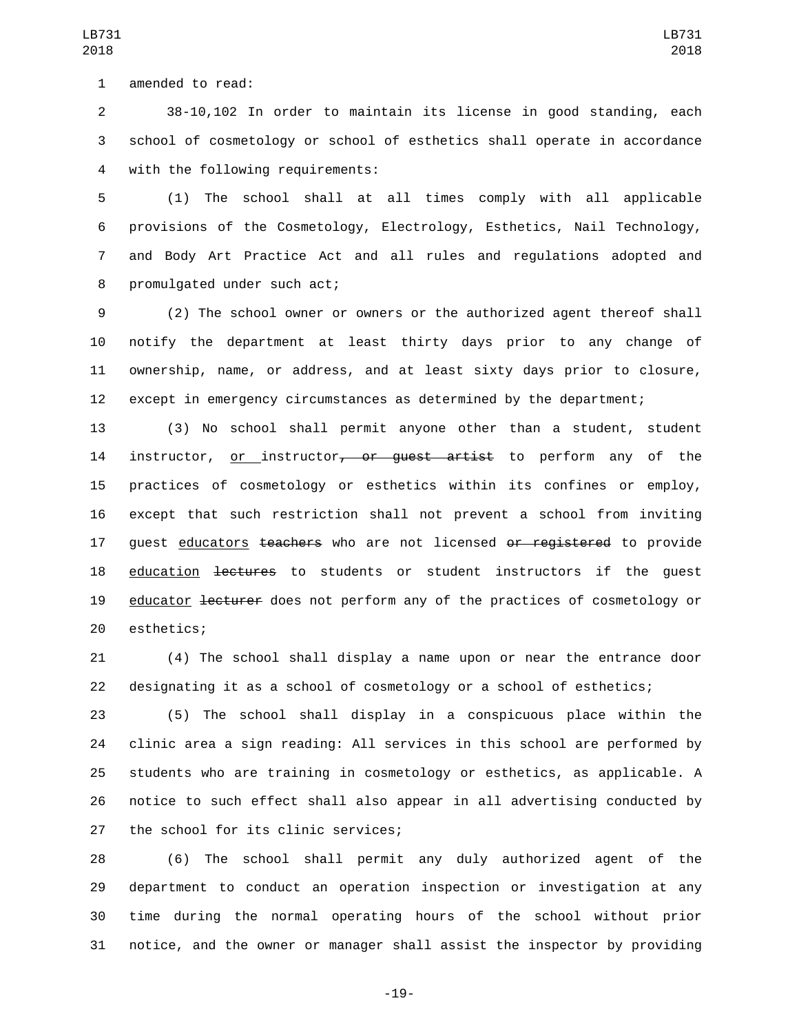amended to read:

38-10,102 In order to maintain its license in good standing, each school of cosmetology or school of esthetics shall operate in accordance with the following requirements:

(1) The school shall at all times comply with all applicable provisions of the Cosmetology, Electrology, Esthetics, Nail Technology, and Body Art Practice Act and all rules and regulations adopted and promulgated under such act;

(2) The school owner or owners or the authorized agent thereof shall notify the department at least thirty days prior to any change of ownership, name, or address, and at least sixty days prior to closure, except in emergency circumstances as determined by the department;

(3) No school shall permit anyone other than a student, student instructor, or instructor~~, or guest artist~~ to perform any of the practices of cosmetology or esthetics within its confines or employ, except that such restriction shall not prevent a school from inviting guest educators ~~teachers~~ who are not licensed ~~or registered~~ to provide education ~~lectures~~ to students or student instructors if the guest educator ~~lecturer~~ does not perform any of the practices of cosmetology or esthetics;

(4) The school shall display a name upon or near the entrance door designating it as a school of cosmetology or a school of esthetics;

(5) The school shall display in a conspicuous place within the clinic area a sign reading: All services in this school are performed by students who are training in cosmetology or esthetics, as applicable. A notice to such effect shall also appear in all advertising conducted by the school for its clinic services;

(6) The school shall permit any duly authorized agent of the department to conduct an operation inspection or investigation at any time during the normal operating hours of the school without prior notice, and the owner or manager shall assist the inspector by providing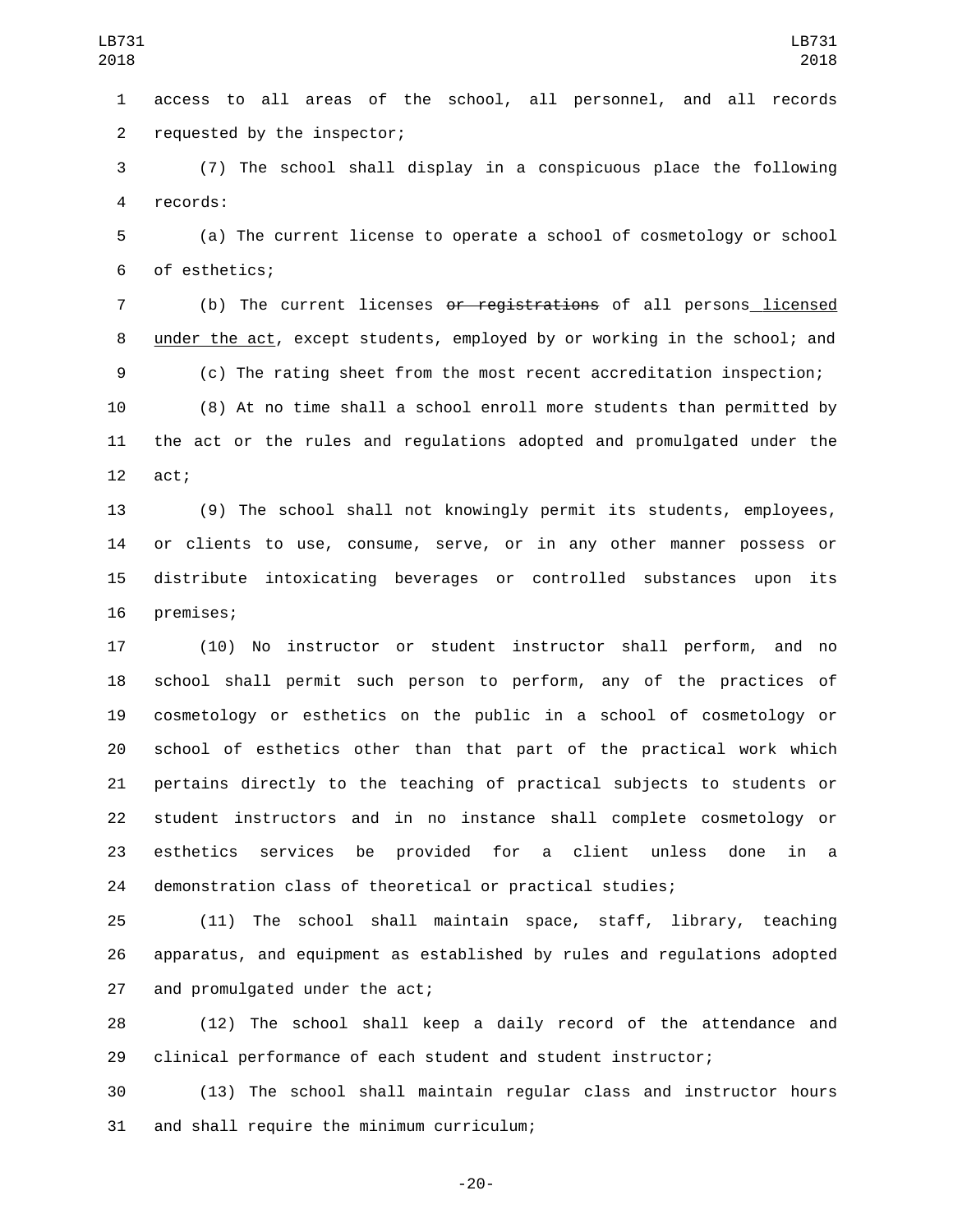access to all areas of the school, all personnel, and all records requested by the inspector;

(7) The school shall display in a conspicuous place the following records:

(a) The current license to operate a school of cosmetology or school of esthetics;

(b) The current licenses ~~or registrations~~ of all persons licensed under the act, except students, employed by or working in the school; and

(c) The rating sheet from the most recent accreditation inspection;

(8) At no time shall a school enroll more students than permitted by the act or the rules and regulations adopted and promulgated under the act;

(9) The school shall not knowingly permit its students, employees, or clients to use, consume, serve, or in any other manner possess or distribute intoxicating beverages or controlled substances upon its premises;

(10) No instructor or student instructor shall perform, and no school shall permit such person to perform, any of the practices of cosmetology or esthetics on the public in a school of cosmetology or school of esthetics other than that part of the practical work which pertains directly to the teaching of practical subjects to students or student instructors and in no instance shall complete cosmetology or esthetics services be provided for a client unless done in a demonstration class of theoretical or practical studies;

(11) The school shall maintain space, staff, library, teaching apparatus, and equipment as established by rules and regulations adopted and promulgated under the act;

(12) The school shall keep a daily record of the attendance and clinical performance of each student and student instructor;

(13) The school shall maintain regular class and instructor hours and shall require the minimum curriculum;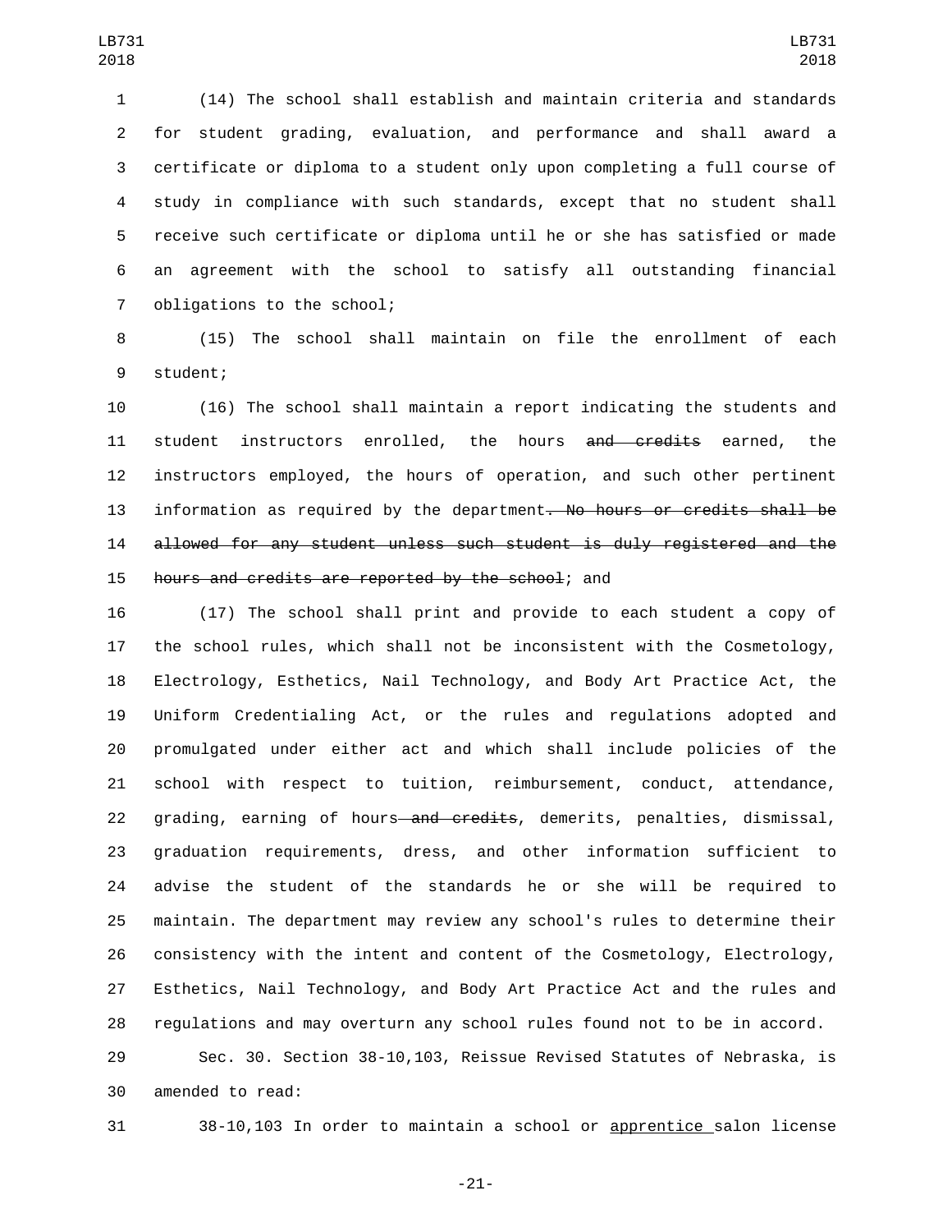(14) The school shall establish and maintain criteria and standards for student grading, evaluation, and performance and shall award a certificate or diploma to a student only upon completing a full course of study in compliance with such standards, except that no student shall receive such certificate or diploma until he or she has satisfied or made an agreement with the school to satisfy all outstanding financial obligations to the school;

(15) The school shall maintain on file the enrollment of each student;

(16) The school shall maintain a report indicating the students and student instructors enrolled, the hours ~~and credits~~ earned, the instructors employed, the hours of operation, and such other pertinent information as required by the department~~. No hours or credits shall be allowed for any student unless such student is duly registered and the hours and credits are reported by the school~~; and

(17) The school shall print and provide to each student a copy of the school rules, which shall not be inconsistent with the Cosmetology, Electrology, Esthetics, Nail Technology, and Body Art Practice Act, the Uniform Credentialing Act, or the rules and regulations adopted and promulgated under either act and which shall include policies of the school with respect to tuition, reimbursement, conduct, attendance, grading, earning of hours~~ and credits~~, demerits, penalties, dismissal, graduation requirements, dress, and other information sufficient to advise the student of the standards he or she will be required to maintain. The department may review any school's rules to determine their consistency with the intent and content of the Cosmetology, Electrology, Esthetics, Nail Technology, and Body Art Practice Act and the rules and regulations and may overturn any school rules found not to be in accord.

Sec. 30. Section 38-10,103, Reissue Revised Statutes of Nebraska, is amended to read:

38-10,103 In order to maintain a school or <u>apprentice </u>salon license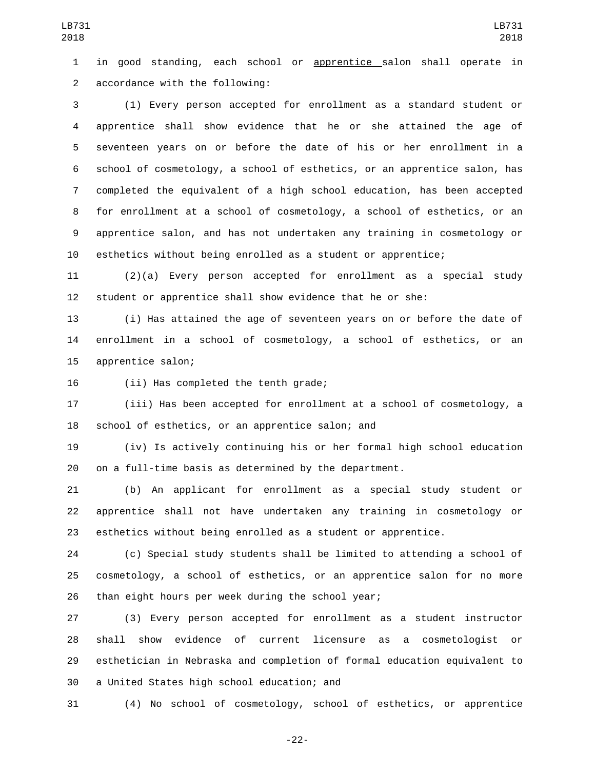in good standing, each school or apprentice salon shall operate in accordance with the following:

(1) Every person accepted for enrollment as a standard student or apprentice shall show evidence that he or she attained the age of seventeen years on or before the date of his or her enrollment in a school of cosmetology, a school of esthetics, or an apprentice salon, has completed the equivalent of a high school education, has been accepted for enrollment at a school of cosmetology, a school of esthetics, or an apprentice salon, and has not undertaken any training in cosmetology or esthetics without being enrolled as a student or apprentice;

(2)(a) Every person accepted for enrollment as a special study student or apprentice shall show evidence that he or she:

(i) Has attained the age of seventeen years on or before the date of enrollment in a school of cosmetology, a school of esthetics, or an apprentice salon;

(ii) Has completed the tenth grade;

(iii) Has been accepted for enrollment at a school of cosmetology, a school of esthetics, or an apprentice salon; and

(iv) Is actively continuing his or her formal high school education on a full-time basis as determined by the department.

(b) An applicant for enrollment as a special study student or apprentice shall not have undertaken any training in cosmetology or esthetics without being enrolled as a student or apprentice.

(c) Special study students shall be limited to attending a school of cosmetology, a school of esthetics, or an apprentice salon for no more than eight hours per week during the school year;

(3) Every person accepted for enrollment as a student instructor shall show evidence of current licensure as a cosmetologist or esthetician in Nebraska and completion of formal education equivalent to a United States high school education; and

(4) No school of cosmetology, school of esthetics, or apprentice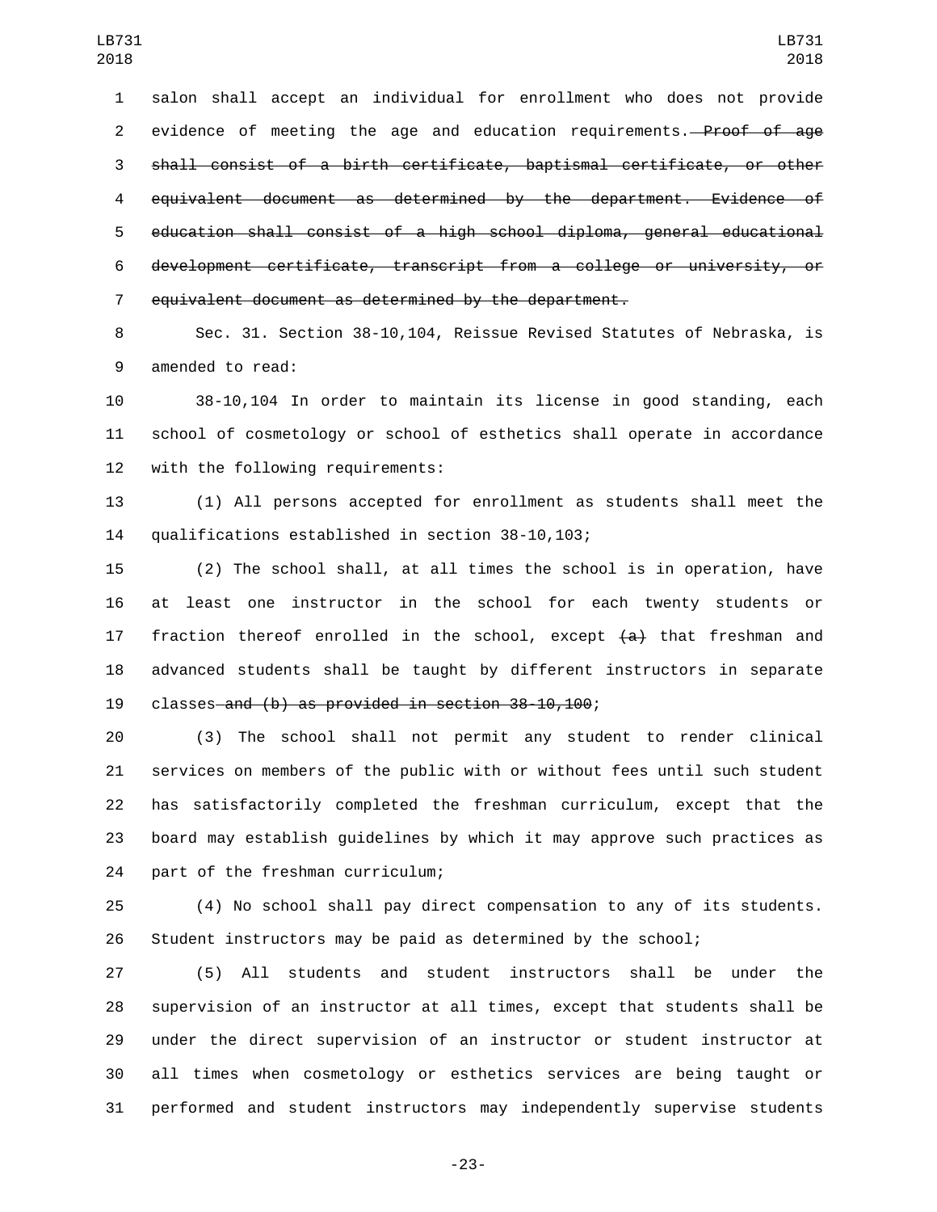salon shall accept an individual for enrollment who does not provide evidence of meeting the age and education requirements. ~~Proof of age shall consist of a birth certificate, baptismal certificate, or other equivalent document as determined by the department. Evidence of education shall consist of a high school diploma, general educational development certificate, transcript from a college or university, or equivalent document as determined by the department.~~

Sec. 31. Section 38-10,104, Reissue Revised Statutes of Nebraska, is amended to read:

38-10,104 In order to maintain its license in good standing, each school of cosmetology or school of esthetics shall operate in accordance with the following requirements:

(1) All persons accepted for enrollment as students shall meet the qualifications established in section 38-10,103;

(2) The school shall, at all times the school is in operation, have at least one instructor in the school for each twenty students or fraction thereof enrolled in the school, except ~~(a)~~ that freshman and advanced students shall be taught by different instructors in separate classes ~~and (b) as provided in section 38-10,100~~;

(3) The school shall not permit any student to render clinical services on members of the public with or without fees until such student has satisfactorily completed the freshman curriculum, except that the board may establish guidelines by which it may approve such practices as part of the freshman curriculum;

(4) No school shall pay direct compensation to any of its students. Student instructors may be paid as determined by the school;

(5) All students and student instructors shall be under the supervision of an instructor at all times, except that students shall be under the direct supervision of an instructor or student instructor at all times when cosmetology or esthetics services are being taught or performed and student instructors may independently supervise students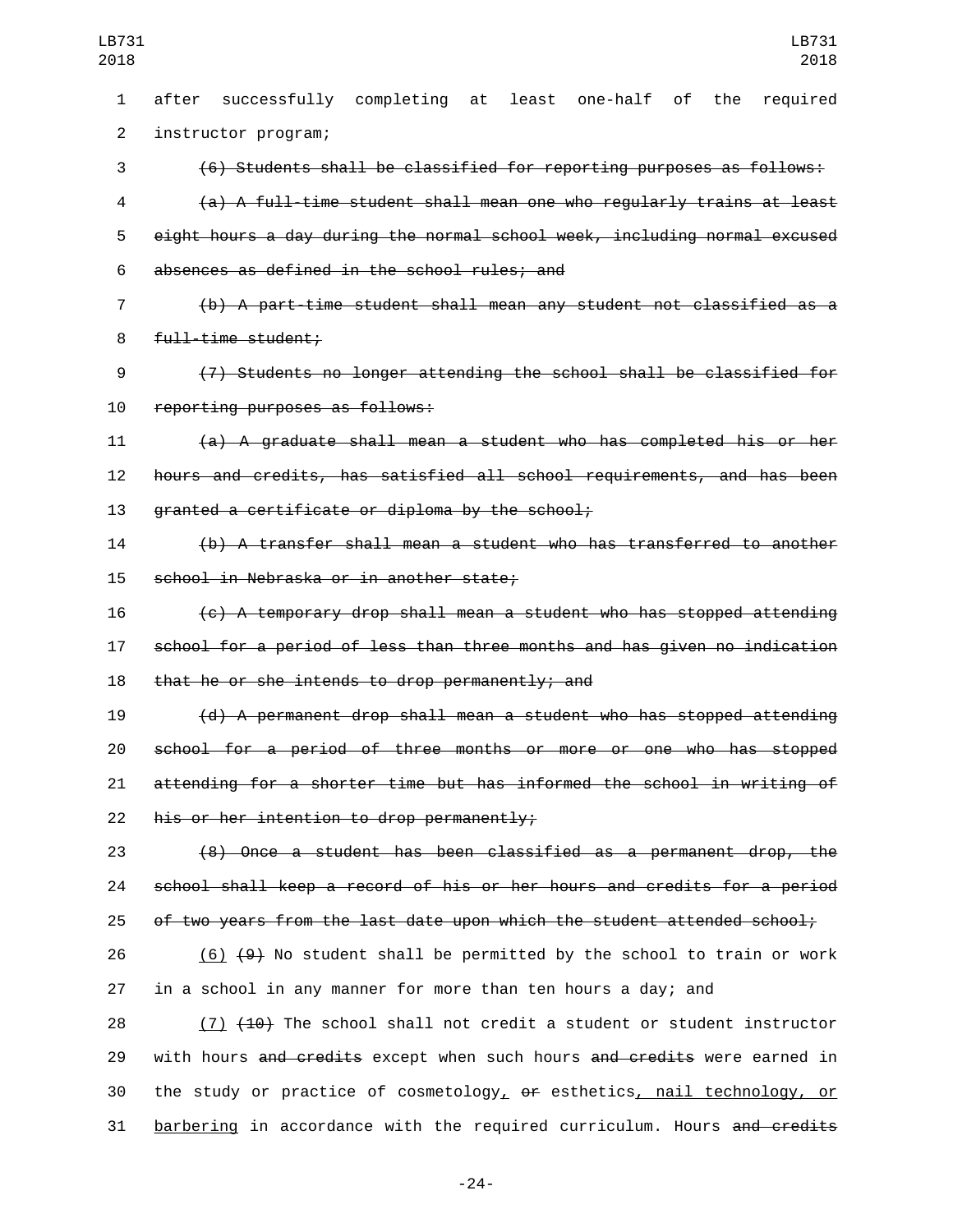after successfully completing at least one-half of the required instructor program;

~~(6) Students shall be classified for reporting purposes as follows:~~

~~(a) A full-time student shall mean one who regularly trains at least eight hours a day during the normal school week, including normal excused absences as defined in the school rules; and~~

~~(b) A part-time student shall mean any student not classified as a full-time student;~~

~~(7) Students no longer attending the school shall be classified for reporting purposes as follows:~~

~~(a) A graduate shall mean a student who has completed his or her hours and credits, has satisfied all school requirements, and has been granted a certificate or diploma by the school;~~

~~(b) A transfer shall mean a student who has transferred to another school in Nebraska or in another state;~~

~~(c) A temporary drop shall mean a student who has stopped attending school for a period of less than three months and has given no indication that he or she intends to drop permanently; and~~

~~(d) A permanent drop shall mean a student who has stopped attending school for a period of three months or more or one who has stopped attending for a shorter time but has informed the school in writing of his or her intention to drop permanently;~~

~~(8) Once a student has been classified as a permanent drop, the school shall keep a record of his or her hours and credits for a period of two years from the last date upon which the student attended school;~~

<u>(6)</u> ~~(9)~~ No student shall be permitted by the school to train or work in a school in any manner for more than ten hours a day; and

<u>(7)</u> ~~(10)~~ The school shall not credit a student or student instructor with hours ~~and credits~~ except when such hours ~~and credits~~ were earned in the study or practice of cosmetology<u>,</u> ~~or~~ esthetics<u>, nail technology, or barbering</u> in accordance with the required curriculum. Hours ~~and credits~~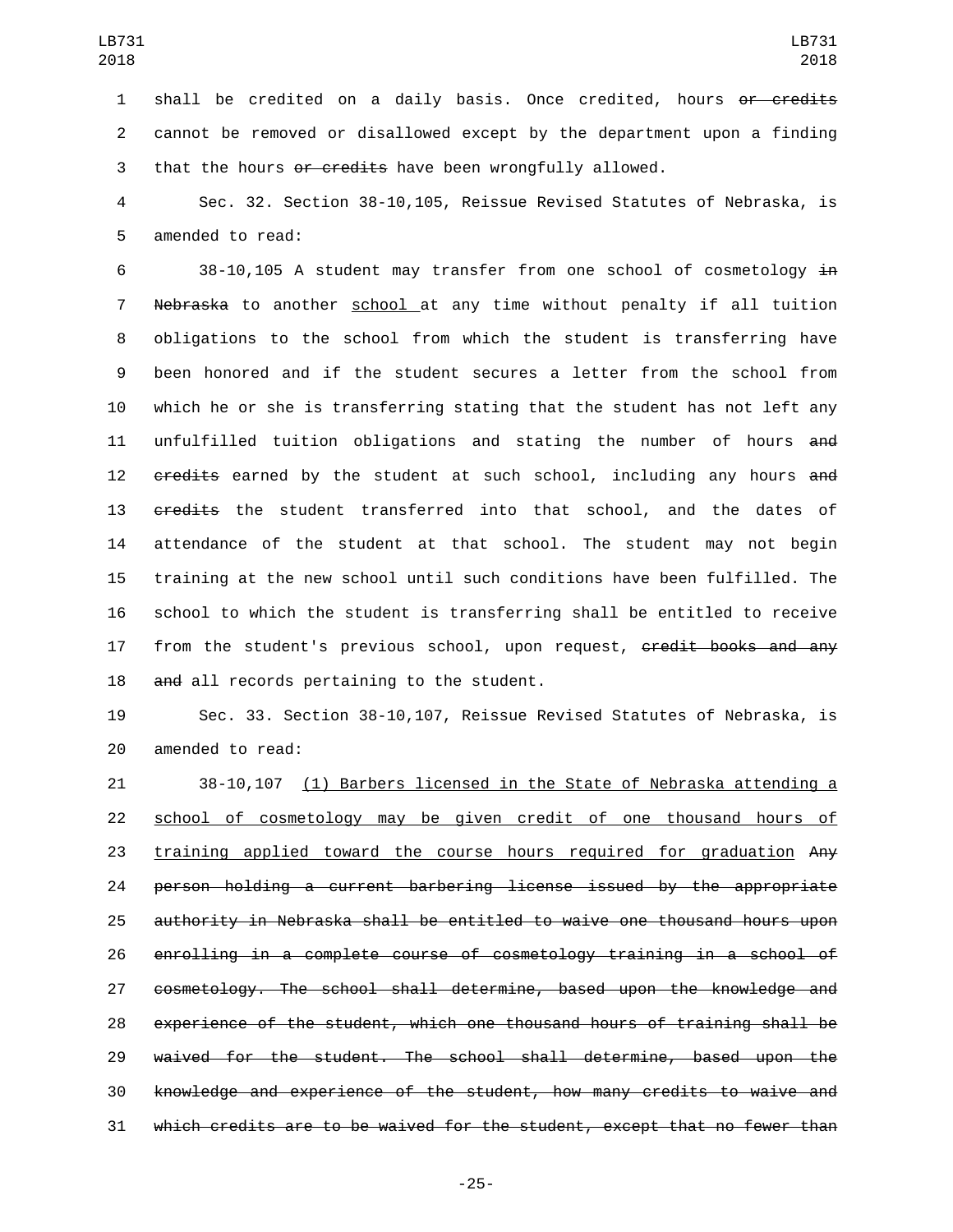shall be credited on a daily basis. Once credited, hours ~~or credits~~ cannot be removed or disallowed except by the department upon a finding that the hours ~~or credits~~ have been wrongfully allowed.

Sec. 32. Section 38-10,105, Reissue Revised Statutes of Nebraska, is amended to read:

38-10,105 A student may transfer from one school of cosmetology ~~in Nebraska~~ to another school at any time without penalty if all tuition obligations to the school from which the student is transferring have been honored and if the student secures a letter from the school from which he or she is transferring stating that the student has not left any unfulfilled tuition obligations and stating the number of hours ~~and credits~~ earned by the student at such school, including any hours ~~and credits~~ the student transferred into that school, and the dates of attendance of the student at that school. The student may not begin training at the new school until such conditions have been fulfilled. The school to which the student is transferring shall be entitled to receive from the student's previous school, upon request, ~~credit books and any and~~ all records pertaining to the student.

Sec. 33. Section 38-10,107, Reissue Revised Statutes of Nebraska, is amended to read:

38-10,107 (1) Barbers licensed in the State of Nebraska attending a school of cosmetology may be given credit of one thousand hours of training applied toward the course hours required for graduation ~~Any person holding a current barbering license issued by the appropriate authority in Nebraska shall be entitled to waive one thousand hours upon enrolling in a complete course of cosmetology training in a school of cosmetology. The school shall determine, based upon the knowledge and experience of the student, which one thousand hours of training shall be waived for the student. The school shall determine, based upon the knowledge and experience of the student, how many credits to waive and which credits are to be waived for the student, except that no fewer than~~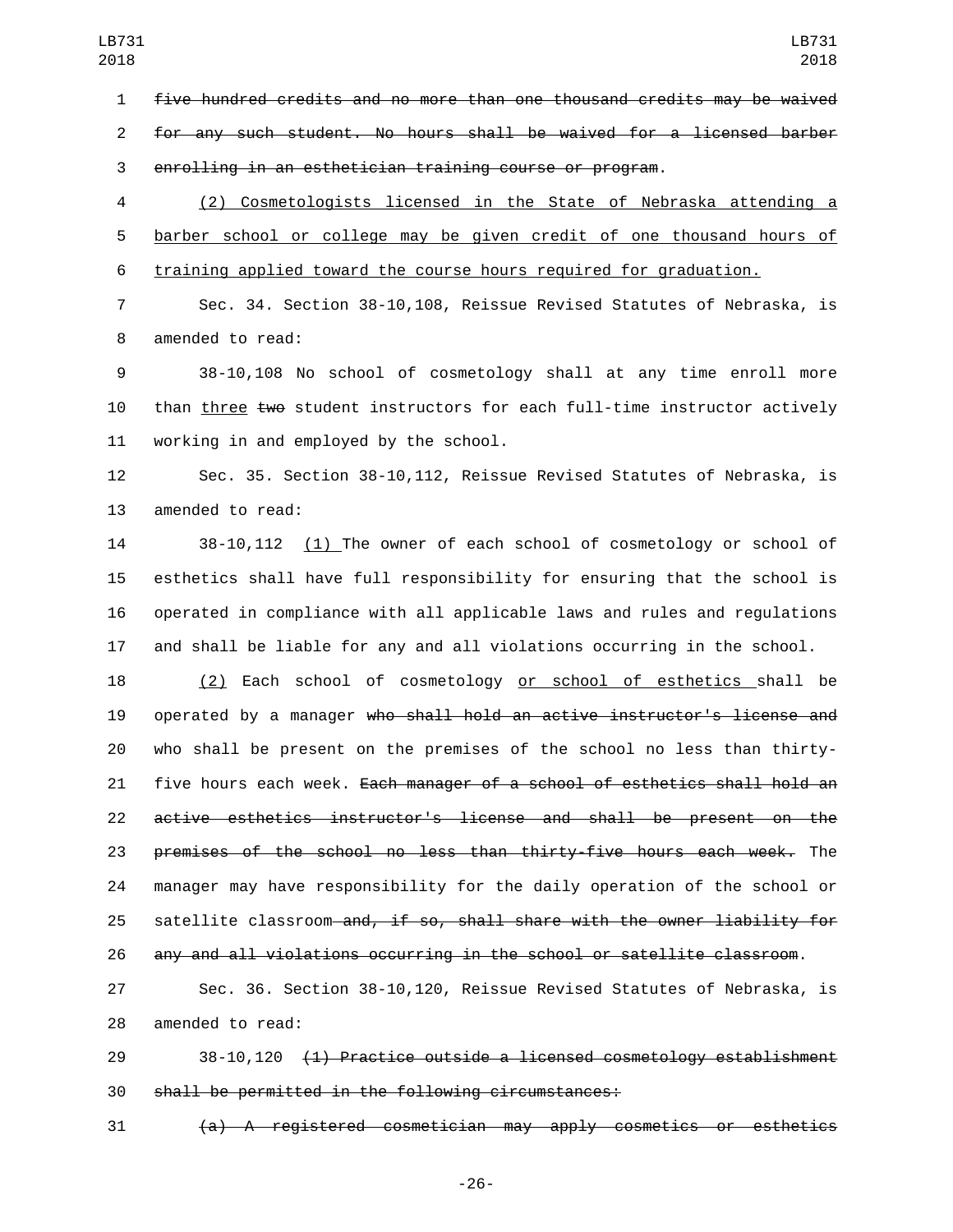~~five hundred credits and no more than one thousand credits may be waived for any such student. No hours shall be waived for a licensed barber enrolling in an esthetician training course or program~~.

<u>(2) Cosmetologists licensed in the State of Nebraska attending a barber school or college may be given credit of one thousand hours of training applied toward the course hours required for graduation.</u>

Sec. 34. Section 38-10,108, Reissue Revised Statutes of Nebraska, is amended to read:

38-10,108 No school of cosmetology shall at any time enroll more than <u>three</u> ~~two~~ student instructors for each full-time instructor actively working in and employed by the school.

Sec. 35. Section 38-10,112, Reissue Revised Statutes of Nebraska, is amended to read:

38-10,112 <u>(1)</u> The owner of each school of cosmetology or school of esthetics shall have full responsibility for ensuring that the school is operated in compliance with all applicable laws and rules and regulations and shall be liable for any and all violations occurring in the school.

<u>(2)</u> Each school of cosmetology <u>or school of esthetics</u> shall be operated by a manager ~~who shall hold an active instructor's license and~~ who shall be present on the premises of the school no less than thirty-five hours each week. ~~Each manager of a school of esthetics shall hold an active esthetics instructor's license and shall be present on the premises of the school no less than thirty-five hours each week.~~ The manager may have responsibility for the daily operation of the school or satellite classroom ~~and, if so, shall share with the owner liability for any and all violations occurring in the school or satellite classroom~~.

Sec. 36. Section 38-10,120, Reissue Revised Statutes of Nebraska, is amended to read:

38-10,120 ~~(1) Practice outside a licensed cosmetology establishment shall be permitted in the following circumstances:~~

~~(a) A registered cosmetician may apply cosmetics or esthetics~~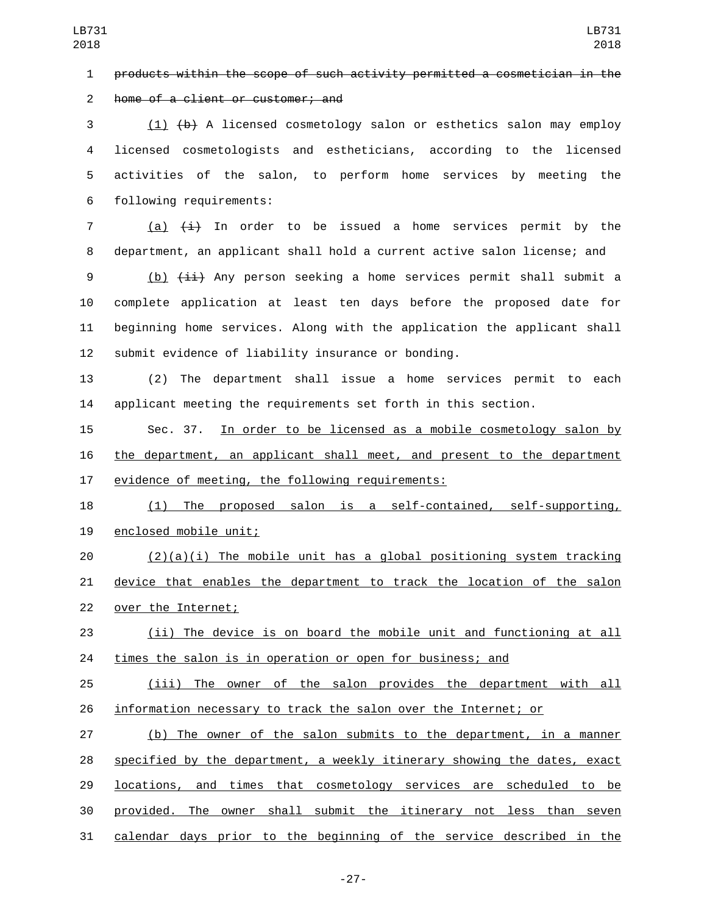~~products within the scope of such activity permitted a cosmetician in the home of a client or customer; and~~

<u>(1)</u> ~~(b)~~ A licensed cosmetology salon or esthetics salon may employ licensed cosmetologists and estheticians, according to the licensed activities of the salon, to perform home services by meeting the following requirements:

<u>(a)</u> ~~(i)~~ In order to be issued a home services permit by the department, an applicant shall hold a current active salon license; and

<u>(b)</u> ~~(ii)~~ Any person seeking a home services permit shall submit a complete application at least ten days before the proposed date for beginning home services. Along with the application the applicant shall submit evidence of liability insurance or bonding.

(2) The department shall issue a home services permit to each applicant meeting the requirements set forth in this section.

Sec. 37. <u>In order to be licensed as a mobile cosmetology salon by the department, an applicant shall meet, and present to the department evidence of meeting, the following requirements:</u>

<u>(1) The proposed salon is a self-contained, self-supporting, enclosed mobile unit;</u>

<u>(2)(a)(i) The mobile unit has a global positioning system tracking device that enables the department to track the location of the salon over the Internet;</u>

<u>(ii) The device is on board the mobile unit and functioning at all times the salon is in operation or open for business; and</u>

<u>(iii) The owner of the salon provides the department with all information necessary to track the salon over the Internet; or</u>

<u>(b) The owner of the salon submits to the department, in a manner specified by the department, a weekly itinerary showing the dates, exact locations, and times that cosmetology services are scheduled to be provided. The owner shall submit the itinerary not less than seven calendar days prior to the beginning of the service described in the</u>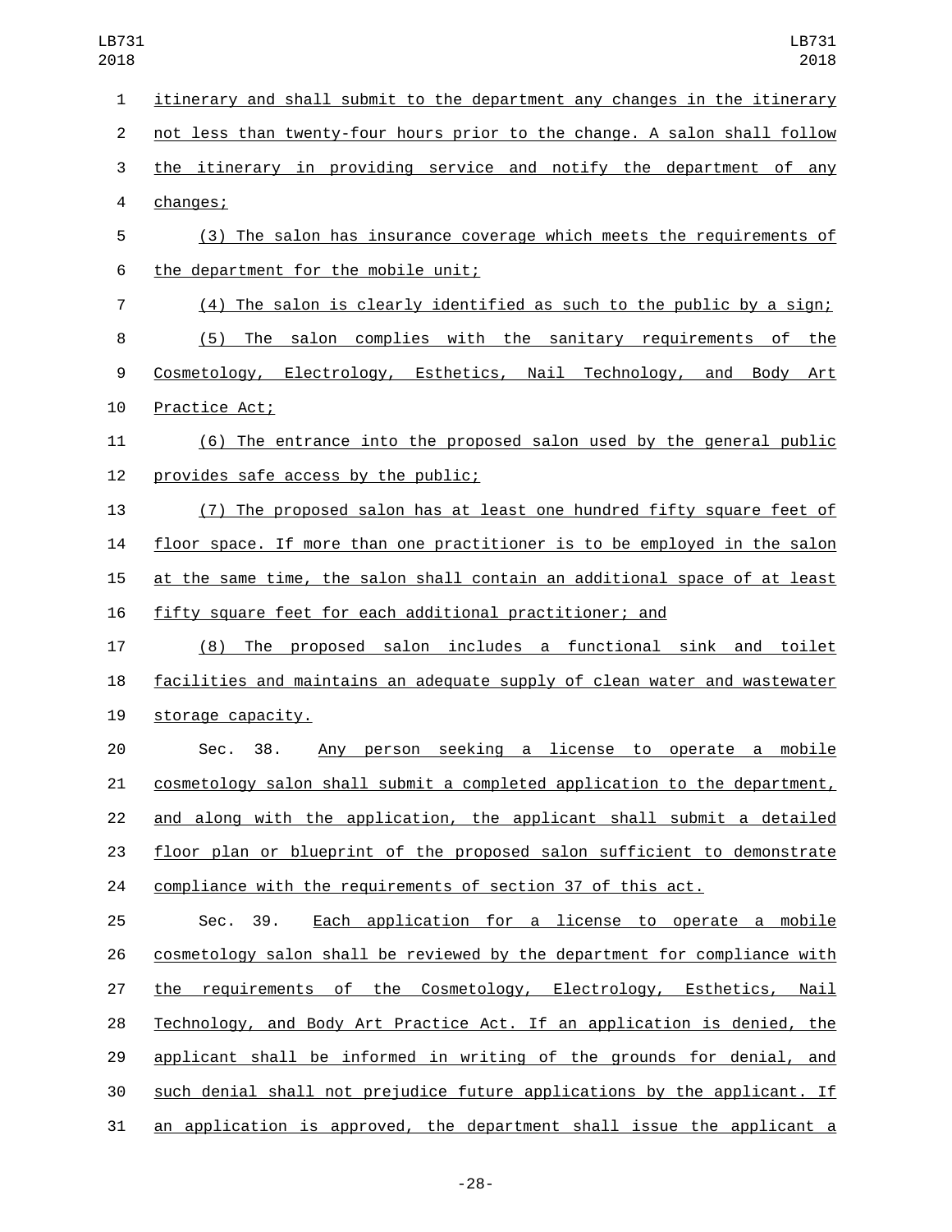itinerary and shall submit to the department any changes in the itinerary not less than twenty-four hours prior to the change. A salon shall follow the itinerary in providing service and notify the department of any changes;

(3) The salon has insurance coverage which meets the requirements of the department for the mobile unit;

(4) The salon is clearly identified as such to the public by a sign;

(5) The salon complies with the sanitary requirements of the Cosmetology, Electrology, Esthetics, Nail Technology, and Body Art Practice Act;

(6) The entrance into the proposed salon used by the general public provides safe access by the public;

(7) The proposed salon has at least one hundred fifty square feet of floor space. If more than one practitioner is to be employed in the salon at the same time, the salon shall contain an additional space of at least fifty square feet for each additional practitioner; and

(8) The proposed salon includes a functional sink and toilet facilities and maintains an adequate supply of clean water and wastewater storage capacity.

Sec. 38. Any person seeking a license to operate a mobile cosmetology salon shall submit a completed application to the department, and along with the application, the applicant shall submit a detailed floor plan or blueprint of the proposed salon sufficient to demonstrate compliance with the requirements of section 37 of this act.

Sec. 39. Each application for a license to operate a mobile cosmetology salon shall be reviewed by the department for compliance with the requirements of the Cosmetology, Electrology, Esthetics, Nail Technology, and Body Art Practice Act. If an application is denied, the applicant shall be informed in writing of the grounds for denial, and such denial shall not prejudice future applications by the applicant. If an application is approved, the department shall issue the applicant a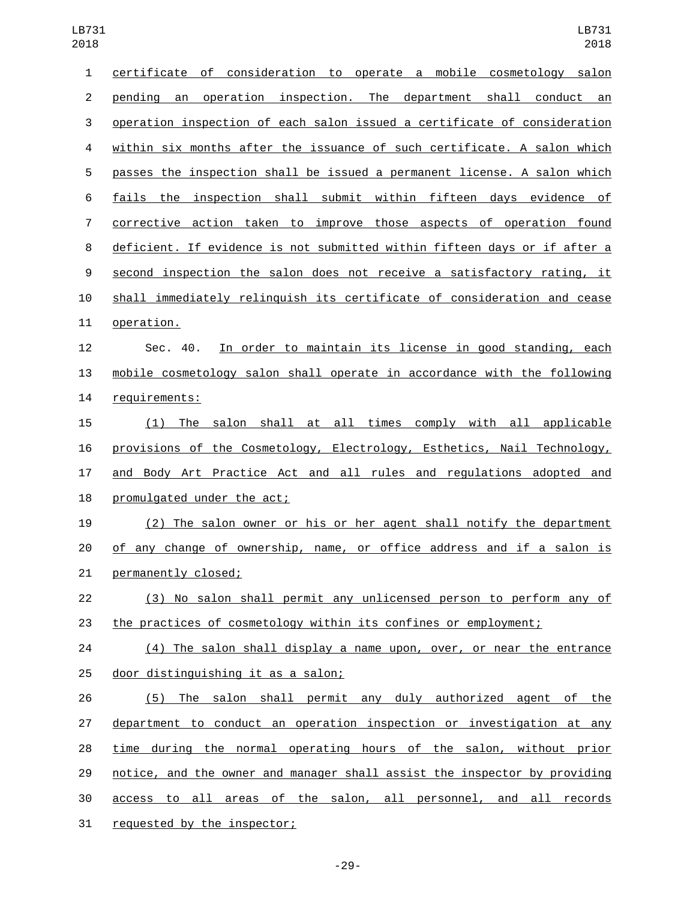certificate of consideration to operate a mobile cosmetology salon pending an operation inspection. The department shall conduct an operation inspection of each salon issued a certificate of consideration within six months after the issuance of such certificate. A salon which passes the inspection shall be issued a permanent license. A salon which fails the inspection shall submit within fifteen days evidence of corrective action taken to improve those aspects of operation found deficient. If evidence is not submitted within fifteen days or if after a second inspection the salon does not receive a satisfactory rating, it shall immediately relinquish its certificate of consideration and cease operation.

Sec. 40. In order to maintain its license in good standing, each mobile cosmetology salon shall operate in accordance with the following requirements:

(1) The salon shall at all times comply with all applicable provisions of the Cosmetology, Electrology, Esthetics, Nail Technology, and Body Art Practice Act and all rules and regulations adopted and promulgated under the act;

(2) The salon owner or his or her agent shall notify the department of any change of ownership, name, or office address and if a salon is permanently closed;

(3) No salon shall permit any unlicensed person to perform any of the practices of cosmetology within its confines or employment;

(4) The salon shall display a name upon, over, or near the entrance door distinguishing it as a salon;

(5) The salon shall permit any duly authorized agent of the department to conduct an operation inspection or investigation at any time during the normal operating hours of the salon, without prior notice, and the owner and manager shall assist the inspector by providing access to all areas of the salon, all personnel, and all records requested by the inspector;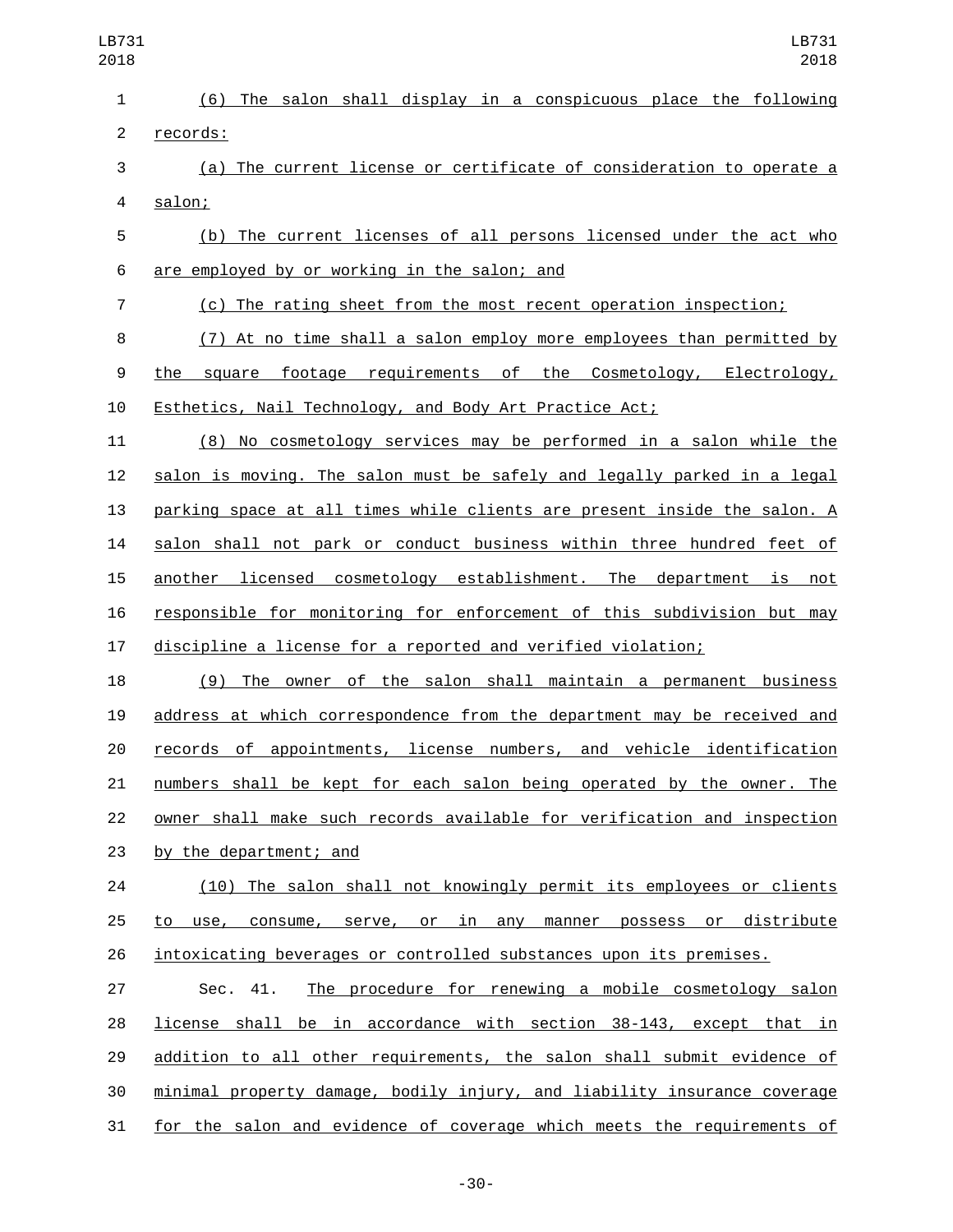(6) The salon shall display in a conspicuous place the following records:

(a) The current license or certificate of consideration to operate a salon;

(b) The current licenses of all persons licensed under the act who are employed by or working in the salon; and

(c) The rating sheet from the most recent operation inspection;

(7) At no time shall a salon employ more employees than permitted by the square footage requirements of the Cosmetology, Electrology, Esthetics, Nail Technology, and Body Art Practice Act;

(8) No cosmetology services may be performed in a salon while the salon is moving. The salon must be safely and legally parked in a legal parking space at all times while clients are present inside the salon. A salon shall not park or conduct business within three hundred feet of another licensed cosmetology establishment. The department is not responsible for monitoring for enforcement of this subdivision but may discipline a license for a reported and verified violation;

(9) The owner of the salon shall maintain a permanent business address at which correspondence from the department may be received and records of appointments, license numbers, and vehicle identification numbers shall be kept for each salon being operated by the owner. The owner shall make such records available for verification and inspection by the department; and

(10) The salon shall not knowingly permit its employees or clients to use, consume, serve, or in any manner possess or distribute intoxicating beverages or controlled substances upon its premises.

Sec. 41. The procedure for renewing a mobile cosmetology salon license shall be in accordance with section 38-143, except that in addition to all other requirements, the salon shall submit evidence of minimal property damage, bodily injury, and liability insurance coverage for the salon and evidence of coverage which meets the requirements of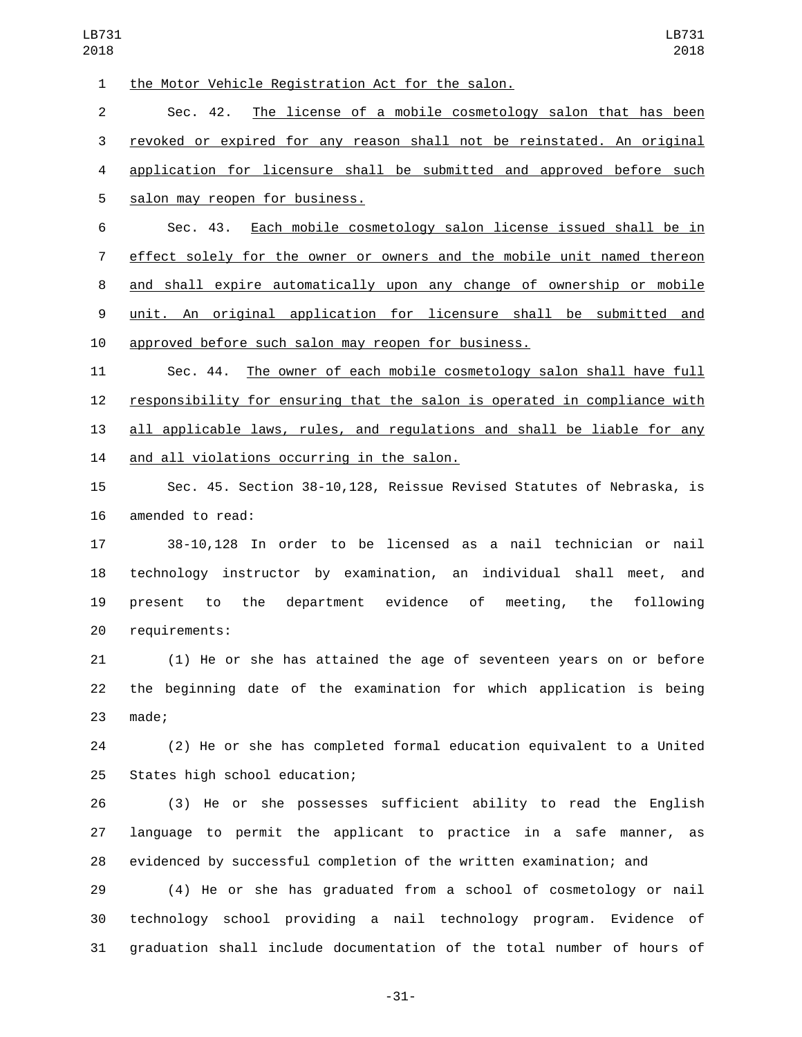the Motor Vehicle Registration Act for the salon.

Sec. 42. The license of a mobile cosmetology salon that has been revoked or expired for any reason shall not be reinstated. An original application for licensure shall be submitted and approved before such salon may reopen for business.

Sec. 43. Each mobile cosmetology salon license issued shall be in effect solely for the owner or owners and the mobile unit named thereon and shall expire automatically upon any change of ownership or mobile unit. An original application for licensure shall be submitted and approved before such salon may reopen for business.

Sec. 44. The owner of each mobile cosmetology salon shall have full responsibility for ensuring that the salon is operated in compliance with all applicable laws, rules, and regulations and shall be liable for any and all violations occurring in the salon.

Sec. 45. Section 38-10,128, Reissue Revised Statutes of Nebraska, is amended to read:

38-10,128 In order to be licensed as a nail technician or nail technology instructor by examination, an individual shall meet, and present to the department evidence of meeting, the following requirements:

(1) He or she has attained the age of seventeen years on or before the beginning date of the examination for which application is being made;

(2) He or she has completed formal education equivalent to a United States high school education;

(3) He or she possesses sufficient ability to read the English language to permit the applicant to practice in a safe manner, as evidenced by successful completion of the written examination; and

(4) He or she has graduated from a school of cosmetology or nail technology school providing a nail technology program. Evidence of graduation shall include documentation of the total number of hours of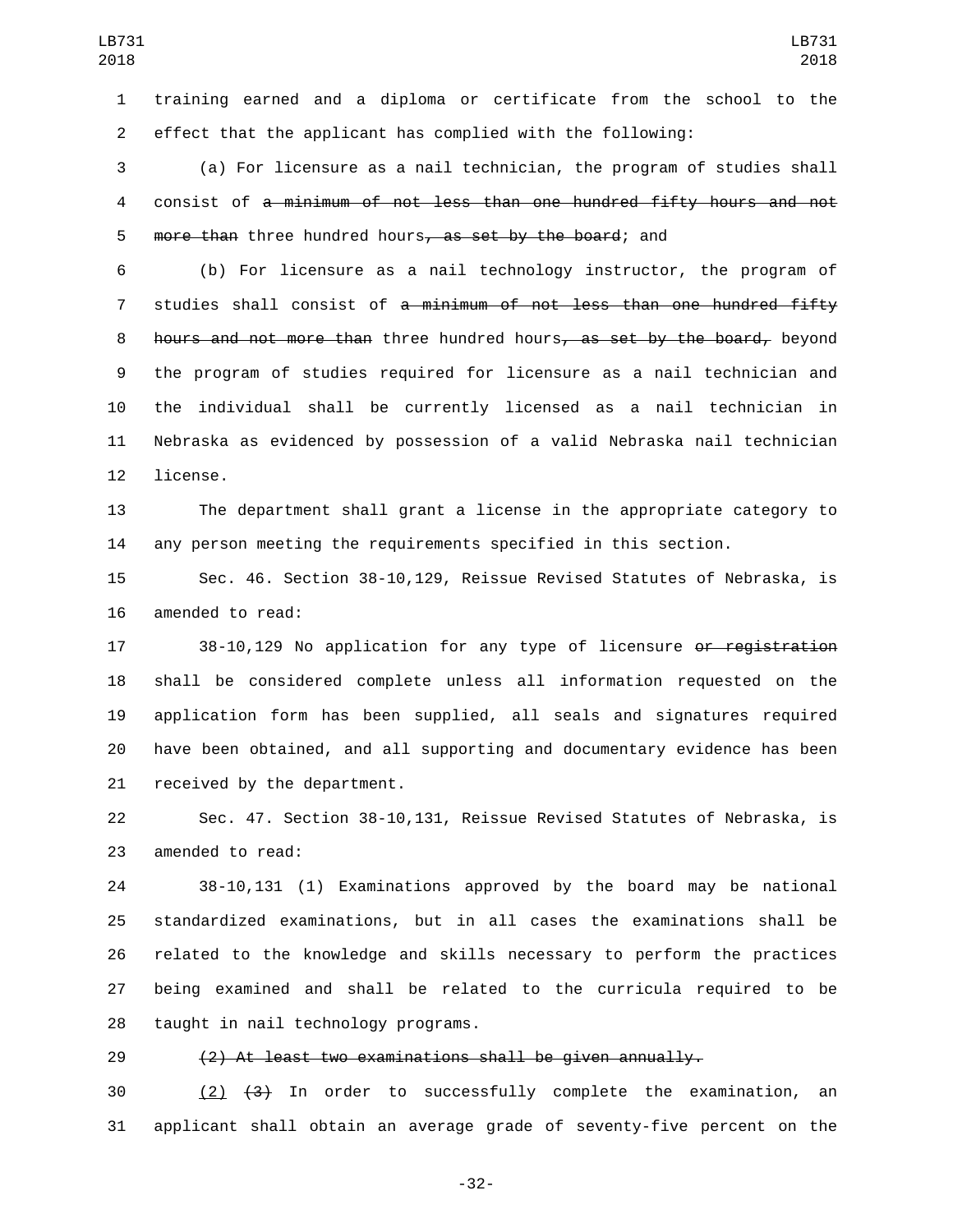training earned and a diploma or certificate from the school to the effect that the applicant has complied with the following:

(a) For licensure as a nail technician, the program of studies shall consist of ~~a minimum of not less than one hundred fifty hours and not more than~~ three hundred hours~~, as set by the board~~; and

(b) For licensure as a nail technology instructor, the program of studies shall consist of ~~a minimum of not less than one hundred fifty hours and not more than~~ three hundred hours~~, as set by the board,~~ beyond the program of studies required for licensure as a nail technician and the individual shall be currently licensed as a nail technician in Nebraska as evidenced by possession of a valid Nebraska nail technician license.

The department shall grant a license in the appropriate category to any person meeting the requirements specified in this section.

Sec. 46. Section 38-10,129, Reissue Revised Statutes of Nebraska, is amended to read:

38-10,129 No application for any type of licensure ~~or registration~~ shall be considered complete unless all information requested on the application form has been supplied, all seals and signatures required have been obtained, and all supporting and documentary evidence has been received by the department.

Sec. 47. Section 38-10,131, Reissue Revised Statutes of Nebraska, is amended to read:

38-10,131 (1) Examinations approved by the board may be national standardized examinations, but in all cases the examinations shall be related to the knowledge and skills necessary to perform the practices being examined and shall be related to the curricula required to be taught in nail technology programs.

~~(2) At least two examinations shall be given annually.~~

<u>(2)</u> ~~(3)~~ In order to successfully complete the examination, an applicant shall obtain an average grade of seventy-five percent on the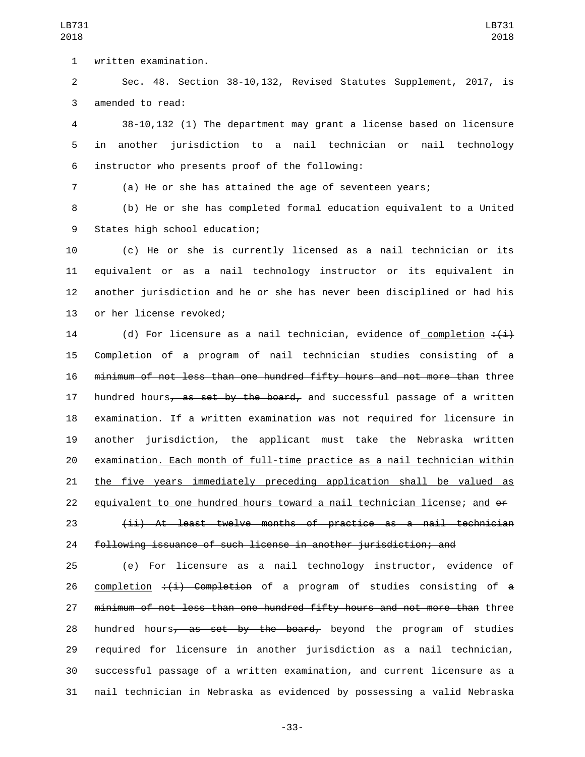written examination.

Sec. 48. Section 38-10,132, Revised Statutes Supplement, 2017, is amended to read:

38-10,132 (1) The department may grant a license based on licensure in another jurisdiction to a nail technician or nail technology instructor who presents proof of the following:

(a) He or she has attained the age of seventeen years;

(b) He or she has completed formal education equivalent to a United States high school education;

(c) He or she is currently licensed as a nail technician or its equivalent or as a nail technology instructor or its equivalent in another jurisdiction and he or she has never been disciplined or had his or her license revoked;

(d) For licensure as a nail technician, evidence of<u> completion</u> ~~:(i) Completion~~ of a program of nail technician studies consisting of ~~a minimum of not less than one hundred fifty hours and not more than~~ three hundred hours~~, as set by the board,~~ and successful passage of a written examination. If a written examination was not required for licensure in another jurisdiction, the applicant must take the Nebraska written examination<u>. Each month of full-time practice as a nail technician within the five years immediately preceding application shall be valued as equivalent to one hundred hours toward a nail technician license</u>; <u>and</u> ~~or~~

~~(ii) At least twelve months of practice as a nail technician following issuance of such license in another jurisdiction; and~~

(e) For licensure as a nail technology instructor, evidence of <u>completion</u> ~~:(i) Completion~~ of a program of studies consisting of ~~a minimum of not less than one hundred fifty hours and not more than~~ three hundred hours~~, as set by the board,~~ beyond the program of studies required for licensure in another jurisdiction as a nail technician, successful passage of a written examination, and current licensure as a nail technician in Nebraska as evidenced by possessing a valid Nebraska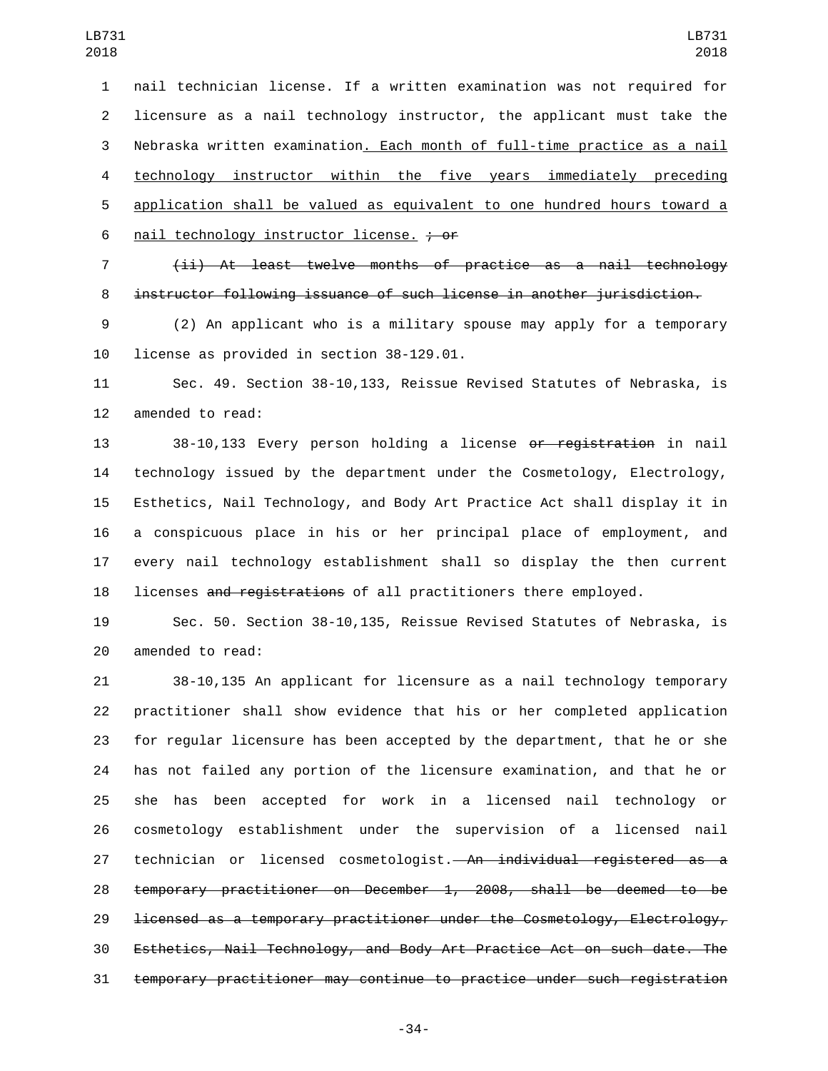nail technician license. If a written examination was not required for licensure as a nail technology instructor, the applicant must take the Nebraska written examination<u>. Each month of full-time practice as a nail technology instructor within the five years immediately preceding application shall be valued as equivalent to one hundred hours toward a nail technology instructor license.</u> ~~; or~~

~~(ii) At least twelve months of practice as a nail technology instructor following issuance of such license in another jurisdiction.~~

(2) An applicant who is a military spouse may apply for a temporary license as provided in section 38-129.01.

Sec. 49. Section 38-10,133, Reissue Revised Statutes of Nebraska, is amended to read:

38-10,133 Every person holding a license ~~or registration~~ in nail technology issued by the department under the Cosmetology, Electrology, Esthetics, Nail Technology, and Body Art Practice Act shall display it in a conspicuous place in his or her principal place of employment, and every nail technology establishment shall so display the then current licenses ~~and registrations~~ of all practitioners there employed.

Sec. 50. Section 38-10,135, Reissue Revised Statutes of Nebraska, is amended to read:

38-10,135 An applicant for licensure as a nail technology temporary practitioner shall show evidence that his or her completed application for regular licensure has been accepted by the department, that he or she has not failed any portion of the licensure examination, and that he or she has been accepted for work in a licensed nail technology or cosmetology establishment under the supervision of a licensed nail technician or licensed cosmetologist.~~ An individual registered as a temporary practitioner on December 1, 2008, shall be deemed to be licensed as a temporary practitioner under the Cosmetology, Electrology, Esthetics, Nail Technology, and Body Art Practice Act on such date. The temporary practitioner may continue to practice under such registration~~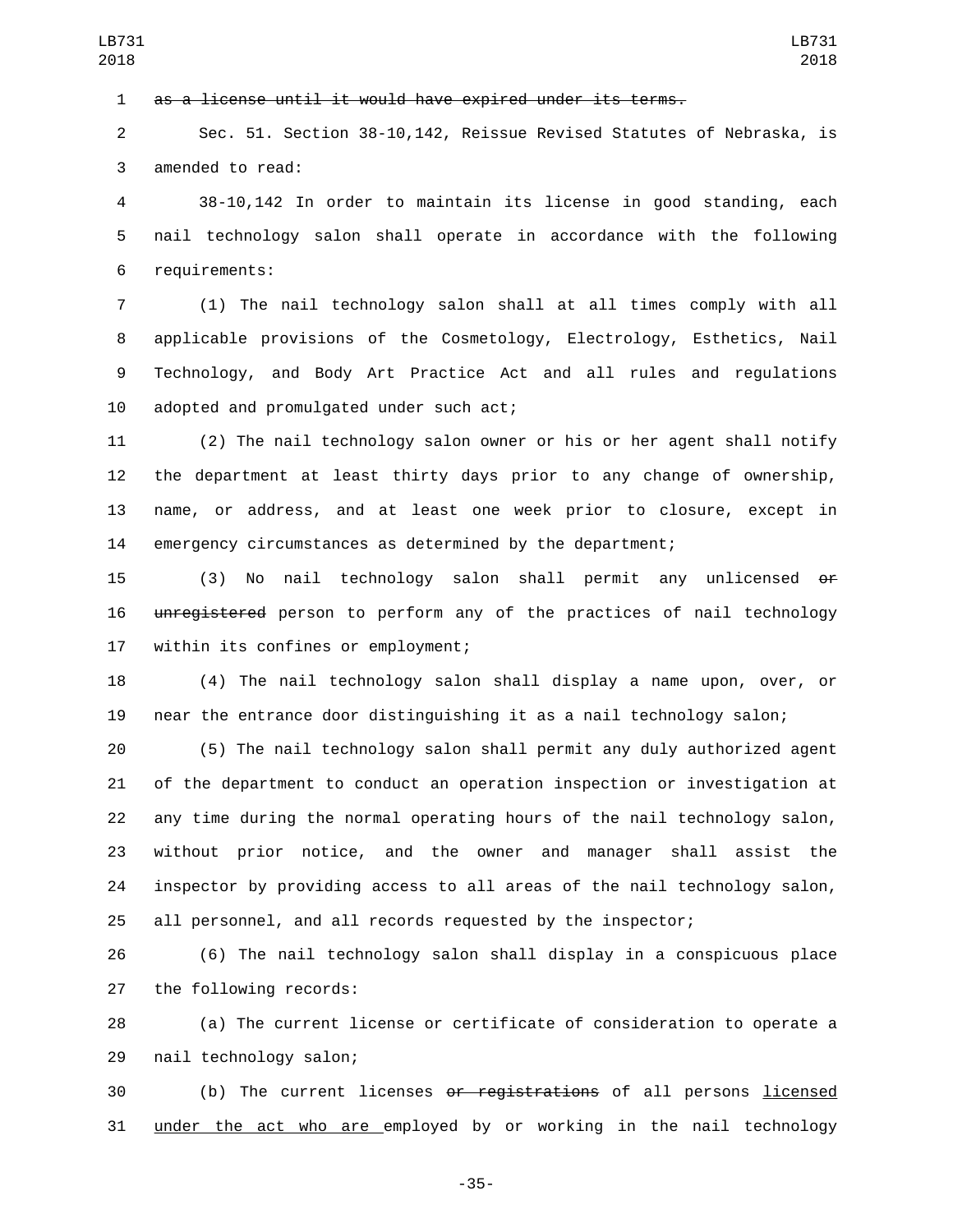~~as a license until it would have expired under its terms.~~

Sec. 51. Section 38-10,142, Reissue Revised Statutes of Nebraska, is amended to read:

38-10,142 In order to maintain its license in good standing, each nail technology salon shall operate in accordance with the following requirements:

(1) The nail technology salon shall at all times comply with all applicable provisions of the Cosmetology, Electrology, Esthetics, Nail Technology, and Body Art Practice Act and all rules and regulations adopted and promulgated under such act;

(2) The nail technology salon owner or his or her agent shall notify the department at least thirty days prior to any change of ownership, name, or address, and at least one week prior to closure, except in emergency circumstances as determined by the department;

(3) No nail technology salon shall permit any unlicensed ~~or unregistered~~ person to perform any of the practices of nail technology within its confines or employment;

(4) The nail technology salon shall display a name upon, over, or near the entrance door distinguishing it as a nail technology salon;

(5) The nail technology salon shall permit any duly authorized agent of the department to conduct an operation inspection or investigation at any time during the normal operating hours of the nail technology salon, without prior notice, and the owner and manager shall assist the inspector by providing access to all areas of the nail technology salon, all personnel, and all records requested by the inspector;

(6) The nail technology salon shall display in a conspicuous place the following records:

(a) The current license or certificate of consideration to operate a nail technology salon;

(b) The current licenses ~~or registrations~~ of all persons <u>licensed under the act who are </u>employed by or working in the nail technology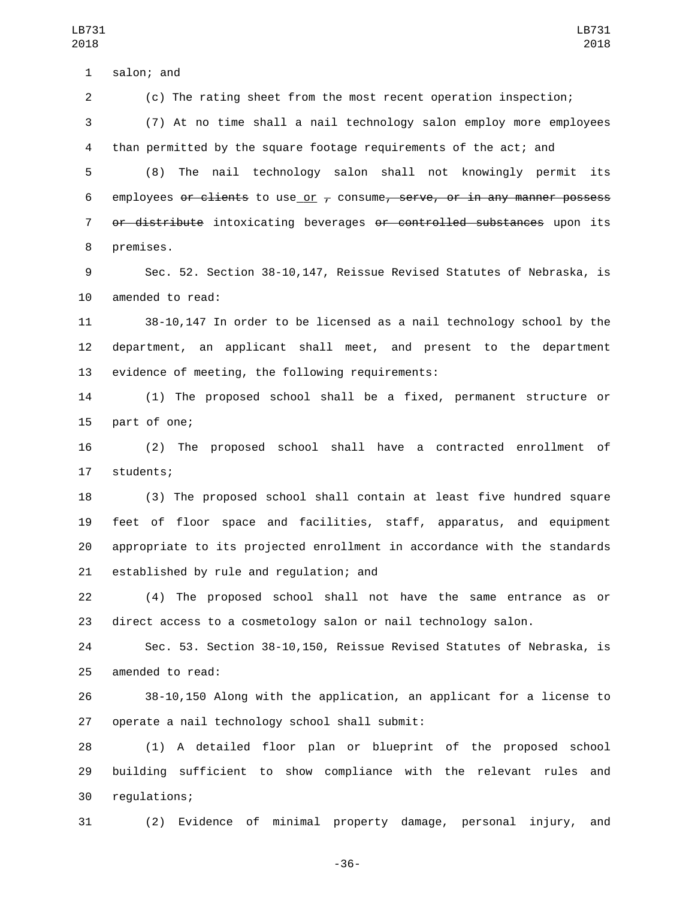salon; and

(c) The rating sheet from the most recent operation inspection;

(7) At no time shall a nail technology salon employ more employees than permitted by the square footage requirements of the act; and

(8) The nail technology salon shall not knowingly permit its employees ~~or clients~~ to use or ~~,~~ consume~~, serve, or in any manner possess or distribute~~ intoxicating beverages ~~or controlled substances~~ upon its premises.

Sec. 52. Section 38-10,147, Reissue Revised Statutes of Nebraska, is amended to read:

38-10,147 In order to be licensed as a nail technology school by the department, an applicant shall meet, and present to the department evidence of meeting, the following requirements:

(1) The proposed school shall be a fixed, permanent structure or part of one;

(2) The proposed school shall have a contracted enrollment of students;

(3) The proposed school shall contain at least five hundred square feet of floor space and facilities, staff, apparatus, and equipment appropriate to its projected enrollment in accordance with the standards established by rule and regulation; and

(4) The proposed school shall not have the same entrance as or direct access to a cosmetology salon or nail technology salon.

Sec. 53. Section 38-10,150, Reissue Revised Statutes of Nebraska, is amended to read:

38-10,150 Along with the application, an applicant for a license to operate a nail technology school shall submit:

(1) A detailed floor plan or blueprint of the proposed school building sufficient to show compliance with the relevant rules and regulations;

(2) Evidence of minimal property damage, personal injury, and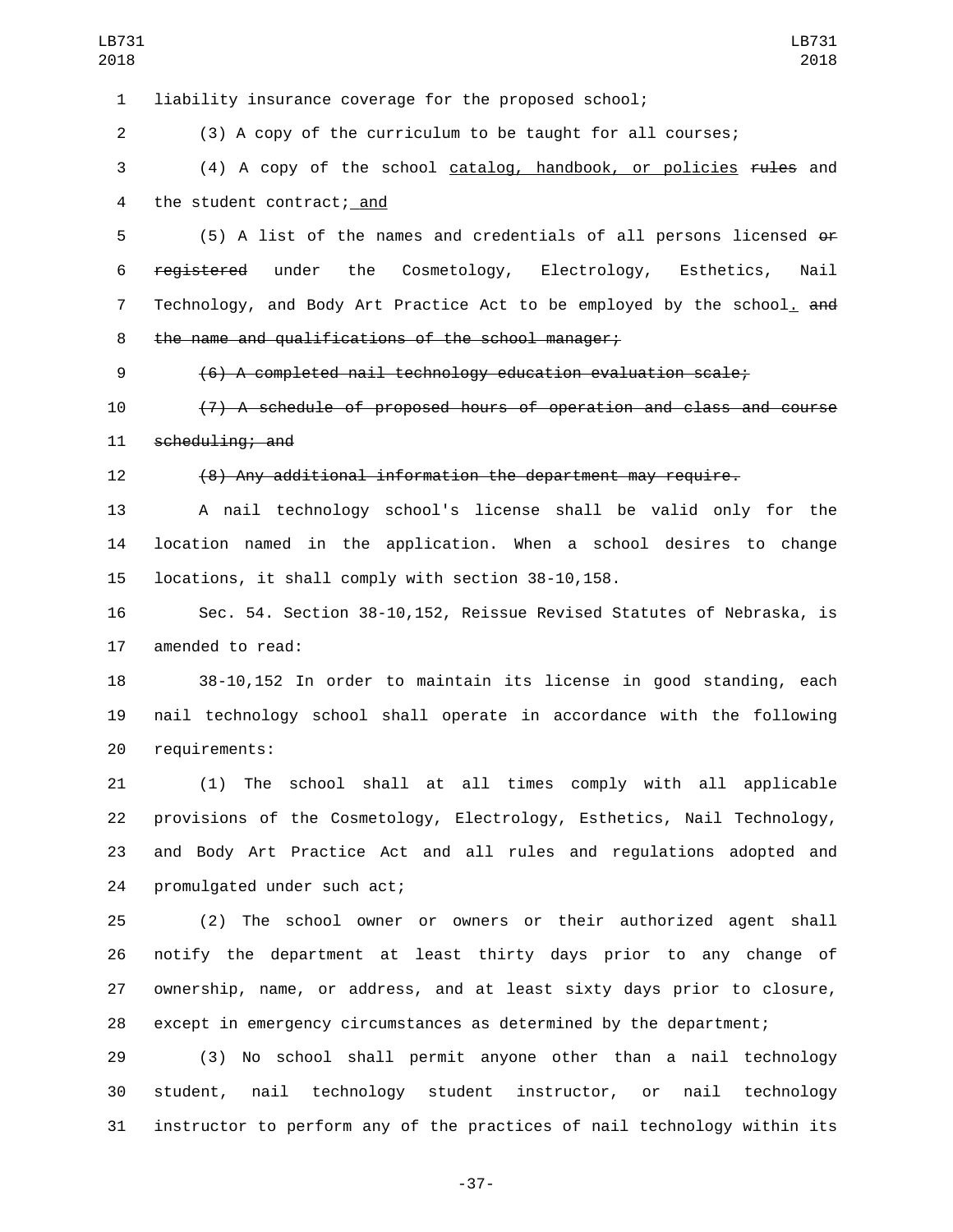liability insurance coverage for the proposed school;

(3) A copy of the curriculum to be taught for all courses;

(4) A copy of the school <u>catalog, handbook, or policies</u> ~~rules~~ and the student contract;<u> and</u>

(5) A list of the names and credentials of all persons licensed ~~or registered~~ under the Cosmetology, Electrology, Esthetics, Nail Technology, and Body Art Practice Act to be employed by the school<u>.</u> ~~and the name and qualifications of the school manager;~~

~~(6) A completed nail technology education evaluation scale;~~

~~(7) A schedule of proposed hours of operation and class and course scheduling; and~~

~~(8) Any additional information the department may require.~~

A nail technology school's license shall be valid only for the location named in the application. When a school desires to change locations, it shall comply with section 38-10,158.

Sec. 54. Section 38-10,152, Reissue Revised Statutes of Nebraska, is amended to read:

38-10,152 In order to maintain its license in good standing, each nail technology school shall operate in accordance with the following requirements:

(1) The school shall at all times comply with all applicable provisions of the Cosmetology, Electrology, Esthetics, Nail Technology, and Body Art Practice Act and all rules and regulations adopted and promulgated under such act;

(2) The school owner or owners or their authorized agent shall notify the department at least thirty days prior to any change of ownership, name, or address, and at least sixty days prior to closure, except in emergency circumstances as determined by the department;

(3) No school shall permit anyone other than a nail technology student, nail technology student instructor, or nail technology instructor to perform any of the practices of nail technology within its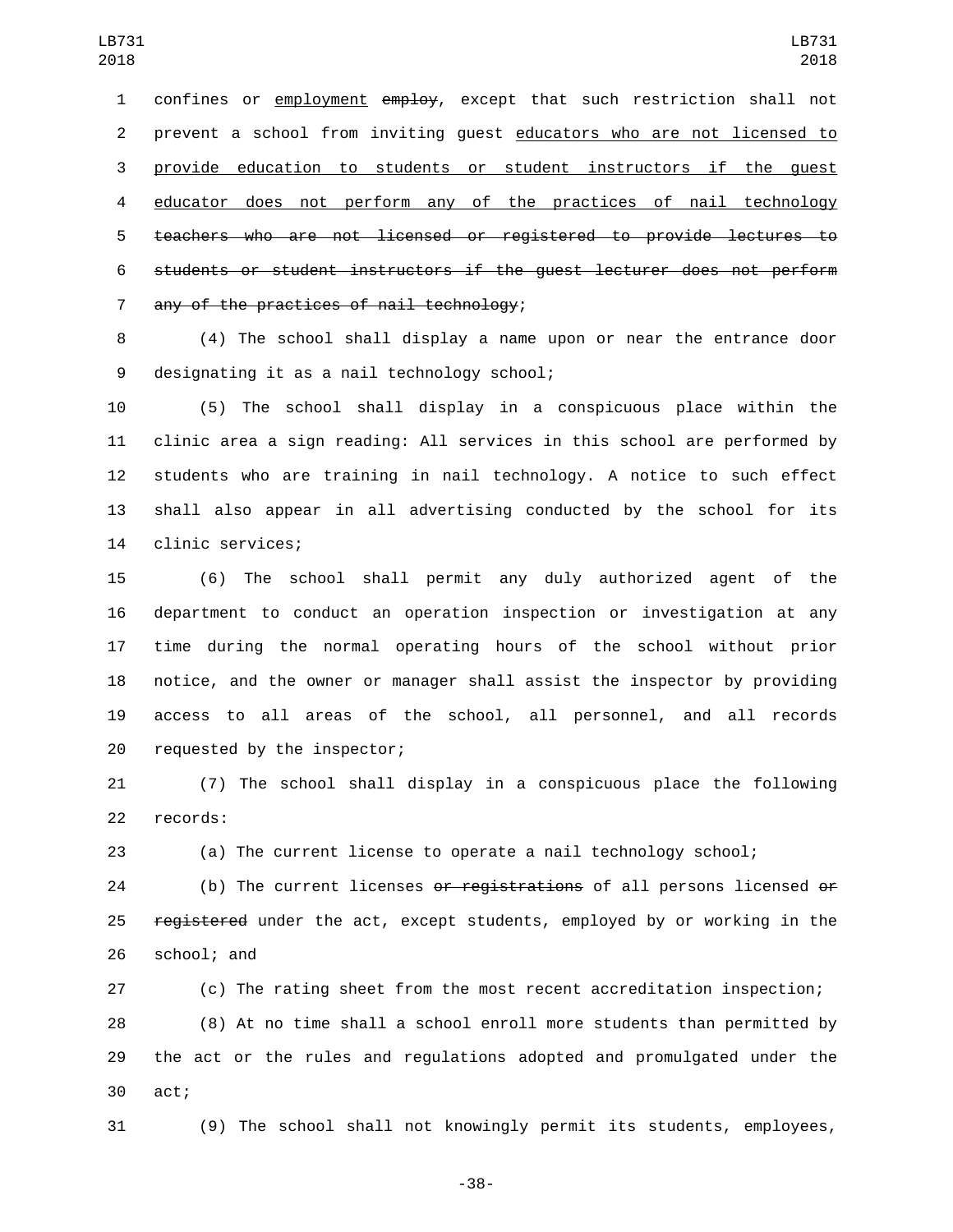confines or employment ~~employ~~, except that such restriction shall not prevent a school from inviting guest educators who are not licensed to provide education to students or student instructors if the guest educator does not perform any of the practices of nail technology ~~teachers who are not licensed or registered to provide lectures to students or student instructors if the guest lecturer does not perform any of the practices of nail technology~~;

(4) The school shall display a name upon or near the entrance door designating it as a nail technology school;

(5) The school shall display in a conspicuous place within the clinic area a sign reading: All services in this school are performed by students who are training in nail technology. A notice to such effect shall also appear in all advertising conducted by the school for its clinic services;

(6) The school shall permit any duly authorized agent of the department to conduct an operation inspection or investigation at any time during the normal operating hours of the school without prior notice, and the owner or manager shall assist the inspector by providing access to all areas of the school, all personnel, and all records requested by the inspector;

(7) The school shall display in a conspicuous place the following records:

(a) The current license to operate a nail technology school;

(b) The current licenses ~~or registrations~~ of all persons licensed ~~or registered~~ under the act, except students, employed by or working in the school; and

(c) The rating sheet from the most recent accreditation inspection;

(8) At no time shall a school enroll more students than permitted by the act or the rules and regulations adopted and promulgated under the act;

(9) The school shall not knowingly permit its students, employees,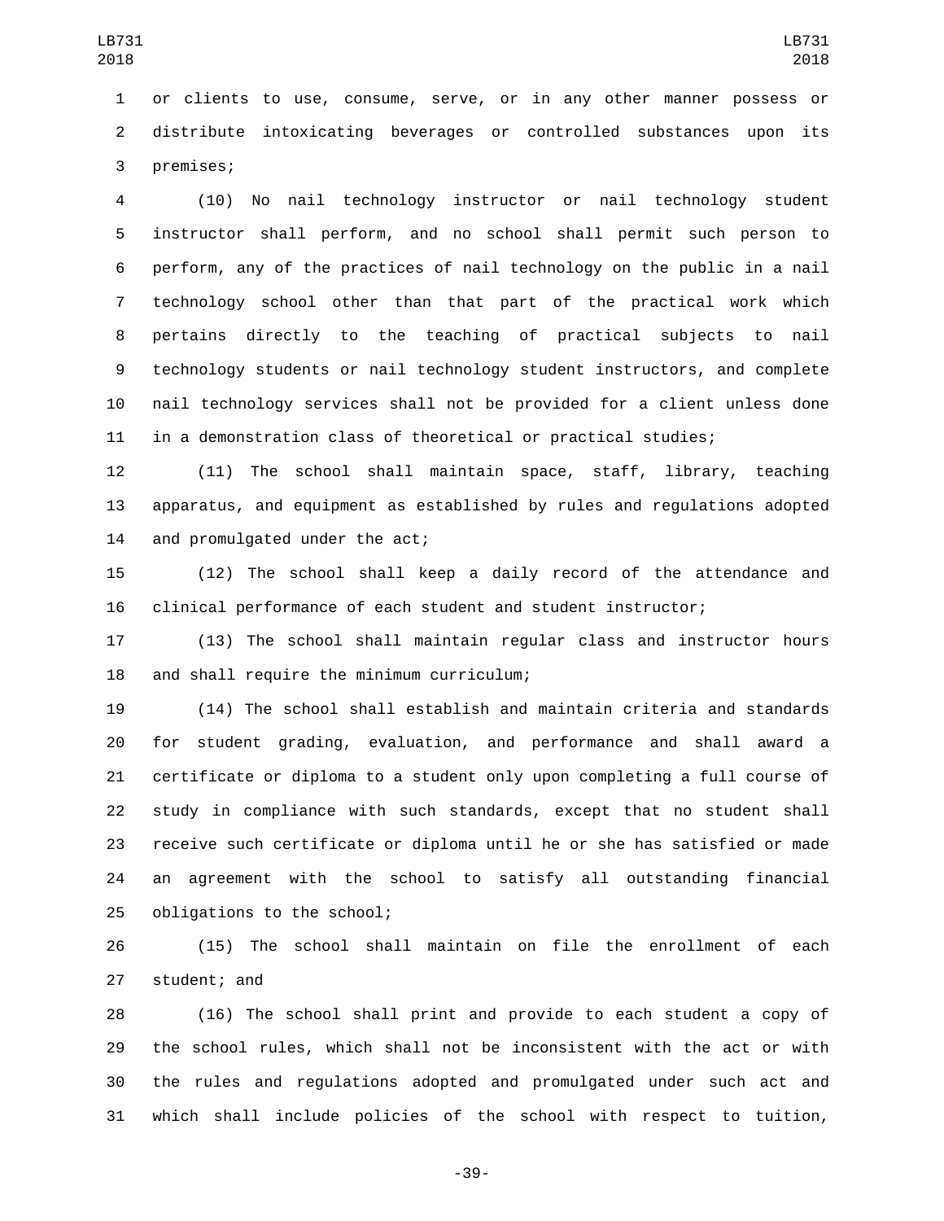or clients to use, consume, serve, or in any other manner possess or distribute intoxicating beverages or controlled substances upon its premises;

(10) No nail technology instructor or nail technology student instructor shall perform, and no school shall permit such person to perform, any of the practices of nail technology on the public in a nail technology school other than that part of the practical work which pertains directly to the teaching of practical subjects to nail technology students or nail technology student instructors, and complete nail technology services shall not be provided for a client unless done in a demonstration class of theoretical or practical studies;

(11) The school shall maintain space, staff, library, teaching apparatus, and equipment as established by rules and regulations adopted and promulgated under the act;

(12) The school shall keep a daily record of the attendance and clinical performance of each student and student instructor;

(13) The school shall maintain regular class and instructor hours and shall require the minimum curriculum;

(14) The school shall establish and maintain criteria and standards for student grading, evaluation, and performance and shall award a certificate or diploma to a student only upon completing a full course of study in compliance with such standards, except that no student shall receive such certificate or diploma until he or she has satisfied or made an agreement with the school to satisfy all outstanding financial obligations to the school;

(15) The school shall maintain on file the enrollment of each student; and

(16) The school shall print and provide to each student a copy of the school rules, which shall not be inconsistent with the act or with the rules and regulations adopted and promulgated under such act and which shall include policies of the school with respect to tuition,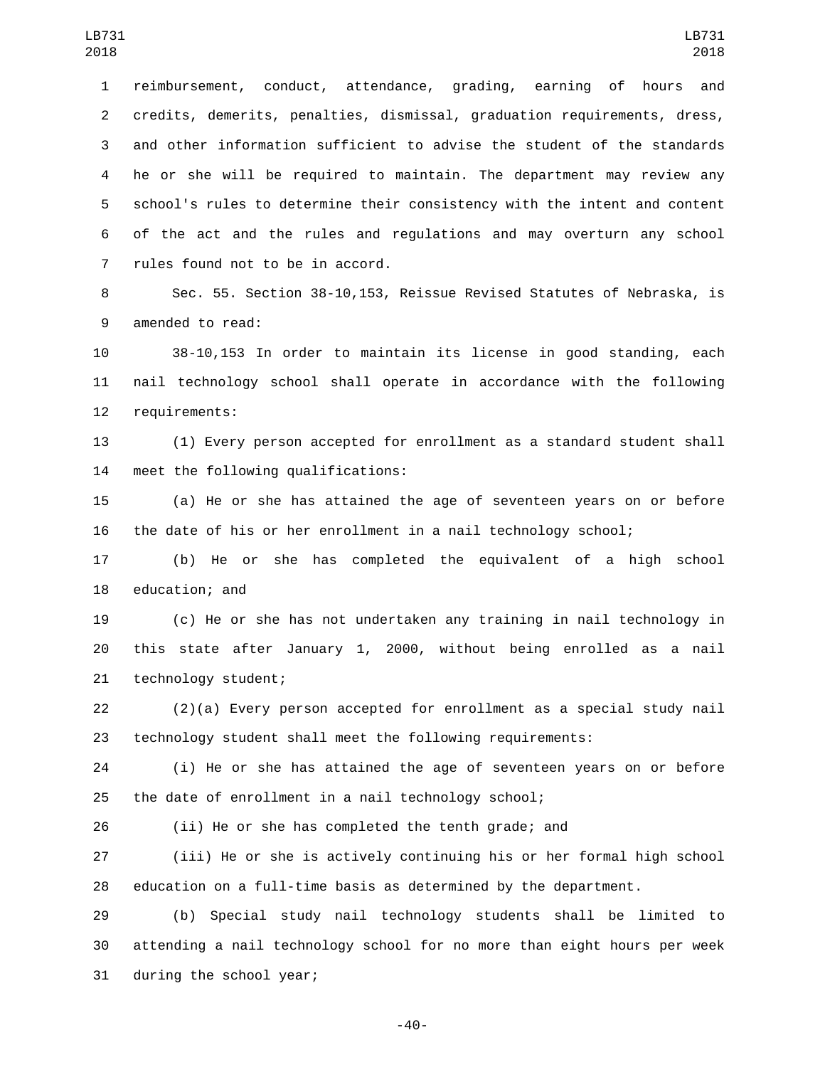reimbursement, conduct, attendance, grading, earning of hours and credits, demerits, penalties, dismissal, graduation requirements, dress, and other information sufficient to advise the student of the standards he or she will be required to maintain. The department may review any school's rules to determine their consistency with the intent and content of the act and the rules and regulations and may overturn any school rules found not to be in accord.

Sec. 55. Section 38-10,153, Reissue Revised Statutes of Nebraska, is amended to read:

38-10,153 In order to maintain its license in good standing, each nail technology school shall operate in accordance with the following requirements:

(1) Every person accepted for enrollment as a standard student shall meet the following qualifications:

(a) He or she has attained the age of seventeen years on or before the date of his or her enrollment in a nail technology school;

(b) He or she has completed the equivalent of a high school education; and

(c) He or she has not undertaken any training in nail technology in this state after January 1, 2000, without being enrolled as a nail technology student;

(2)(a) Every person accepted for enrollment as a special study nail technology student shall meet the following requirements:

(i) He or she has attained the age of seventeen years on or before the date of enrollment in a nail technology school;

(ii) He or she has completed the tenth grade; and

(iii) He or she is actively continuing his or her formal high school education on a full-time basis as determined by the department.

(b) Special study nail technology students shall be limited to attending a nail technology school for no more than eight hours per week during the school year;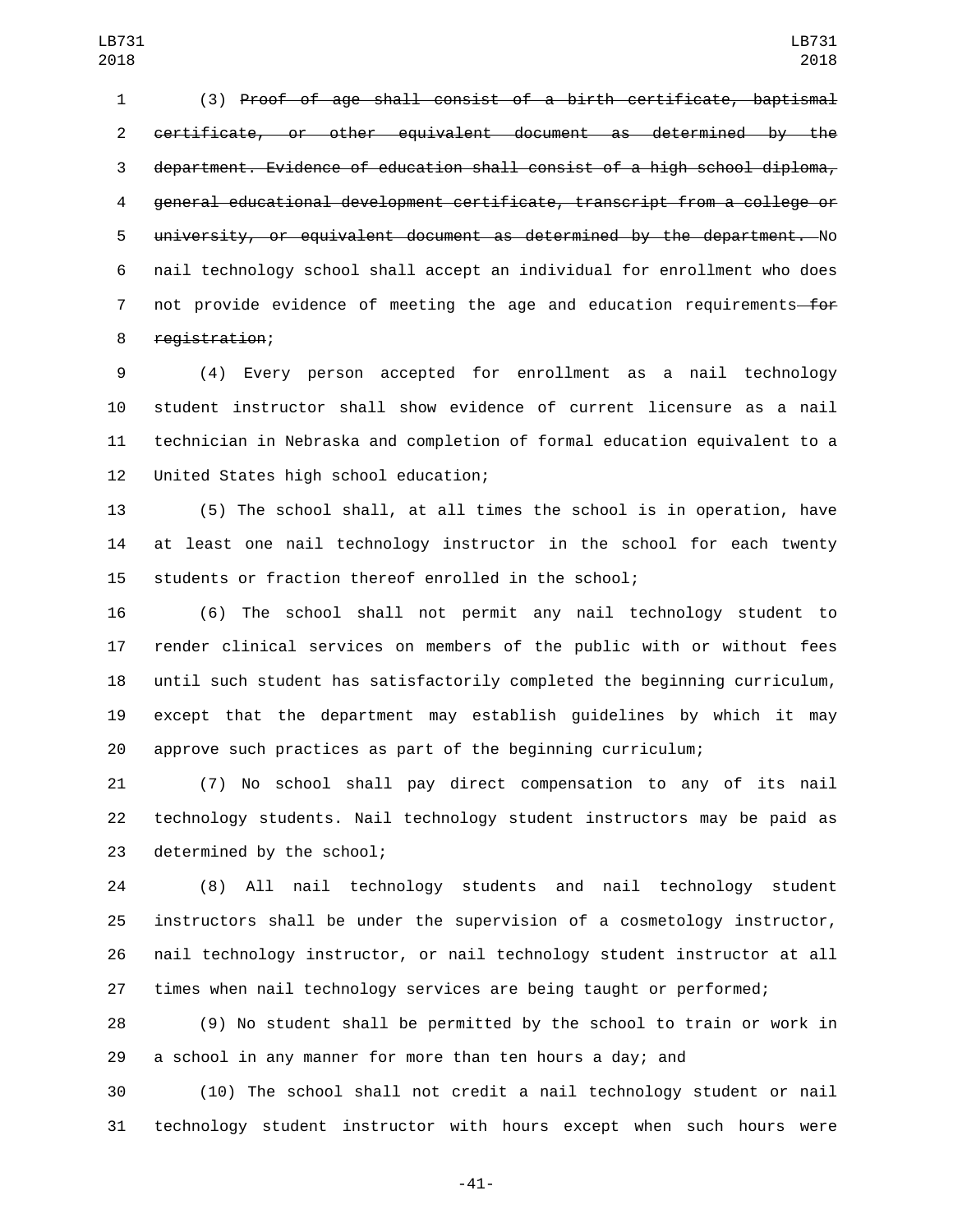(3) ~~Proof of age shall consist of a birth certificate, baptismal certificate, or other equivalent document as determined by the department. Evidence of education shall consist of a high school diploma, general educational development certificate, transcript from a college or university, or equivalent document as determined by the department.~~ No nail technology school shall accept an individual for enrollment who does not provide evidence of meeting the age and education requirements ~~for registration~~;

(4) Every person accepted for enrollment as a nail technology student instructor shall show evidence of current licensure as a nail technician in Nebraska and completion of formal education equivalent to a United States high school education;

(5) The school shall, at all times the school is in operation, have at least one nail technology instructor in the school for each twenty students or fraction thereof enrolled in the school;

(6) The school shall not permit any nail technology student to render clinical services on members of the public with or without fees until such student has satisfactorily completed the beginning curriculum, except that the department may establish guidelines by which it may approve such practices as part of the beginning curriculum;

(7) No school shall pay direct compensation to any of its nail technology students. Nail technology student instructors may be paid as determined by the school;

(8) All nail technology students and nail technology student instructors shall be under the supervision of a cosmetology instructor, nail technology instructor, or nail technology student instructor at all times when nail technology services are being taught or performed;

(9) No student shall be permitted by the school to train or work in a school in any manner for more than ten hours a day; and

(10) The school shall not credit a nail technology student or nail technology student instructor with hours except when such hours were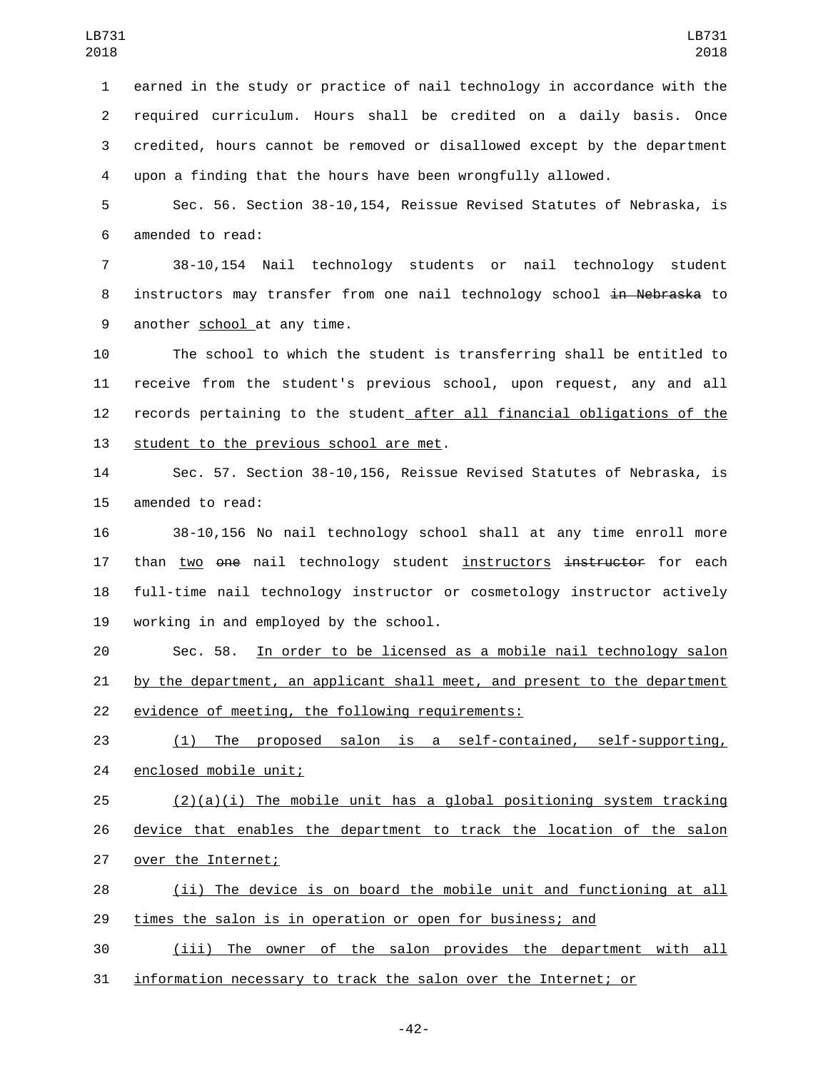earned in the study or practice of nail technology in accordance with the required curriculum. Hours shall be credited on a daily basis. Once credited, hours cannot be removed or disallowed except by the department upon a finding that the hours have been wrongfully allowed.

Sec. 56. Section 38-10,154, Reissue Revised Statutes of Nebraska, is amended to read:

38-10,154 Nail technology students or nail technology student instructors may transfer from one nail technology school ~~in Nebraska~~ to another school at any time.

The school to which the student is transferring shall be entitled to receive from the student's previous school, upon request, any and all records pertaining to the student after all financial obligations of the student to the previous school are met.

Sec. 57. Section 38-10,156, Reissue Revised Statutes of Nebraska, is amended to read:

38-10,156 No nail technology school shall at any time enroll more than two ~~one~~ nail technology student instructors ~~instructor~~ for each full-time nail technology instructor or cosmetology instructor actively working in and employed by the school.

Sec. 58. In order to be licensed as a mobile nail technology salon by the department, an applicant shall meet, and present to the department evidence of meeting, the following requirements:

(1) The proposed salon is a self-contained, self-supporting, enclosed mobile unit;

(2)(a)(i) The mobile unit has a global positioning system tracking device that enables the department to track the location of the salon over the Internet;

(ii) The device is on board the mobile unit and functioning at all times the salon is in operation or open for business; and

(iii) The owner of the salon provides the department with all information necessary to track the salon over the Internet; or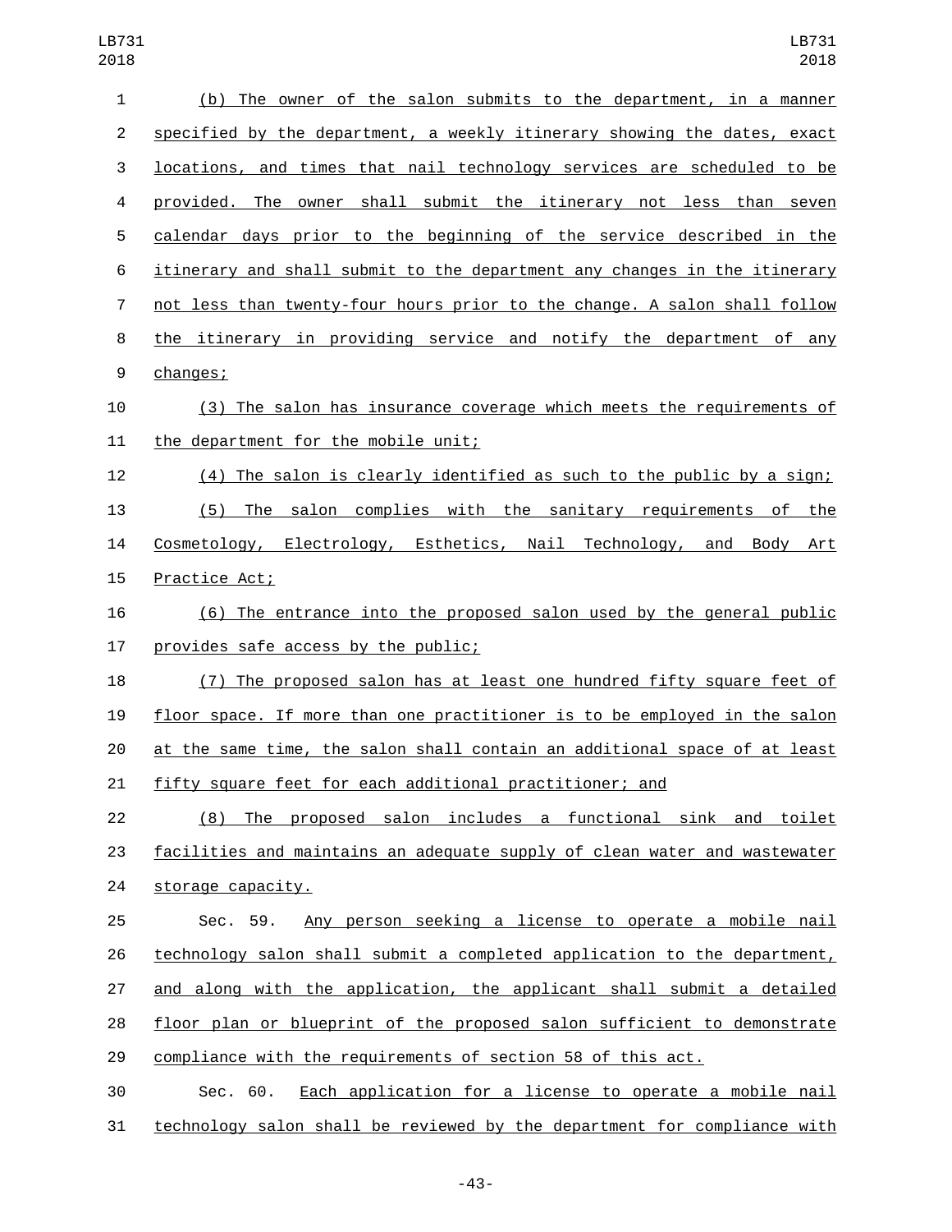(b) The owner of the salon submits to the department, in a manner specified by the department, a weekly itinerary showing the dates, exact locations, and times that nail technology services are scheduled to be provided. The owner shall submit the itinerary not less than seven calendar days prior to the beginning of the service described in the itinerary and shall submit to the department any changes in the itinerary not less than twenty-four hours prior to the change. A salon shall follow the itinerary in providing service and notify the department of any changes;

(3) The salon has insurance coverage which meets the requirements of the department for the mobile unit;

(4) The salon is clearly identified as such to the public by a sign;

(5) The salon complies with the sanitary requirements of the Cosmetology, Electrology, Esthetics, Nail Technology, and Body Art Practice Act;

(6) The entrance into the proposed salon used by the general public provides safe access by the public;

(7) The proposed salon has at least one hundred fifty square feet of floor space. If more than one practitioner is to be employed in the salon at the same time, the salon shall contain an additional space of at least fifty square feet for each additional practitioner; and

(8) The proposed salon includes a functional sink and toilet facilities and maintains an adequate supply of clean water and wastewater storage capacity.

Sec. 59. Any person seeking a license to operate a mobile nail technology salon shall submit a completed application to the department, and along with the application, the applicant shall submit a detailed floor plan or blueprint of the proposed salon sufficient to demonstrate compliance with the requirements of section 58 of this act.

Sec. 60. Each application for a license to operate a mobile nail technology salon shall be reviewed by the department for compliance with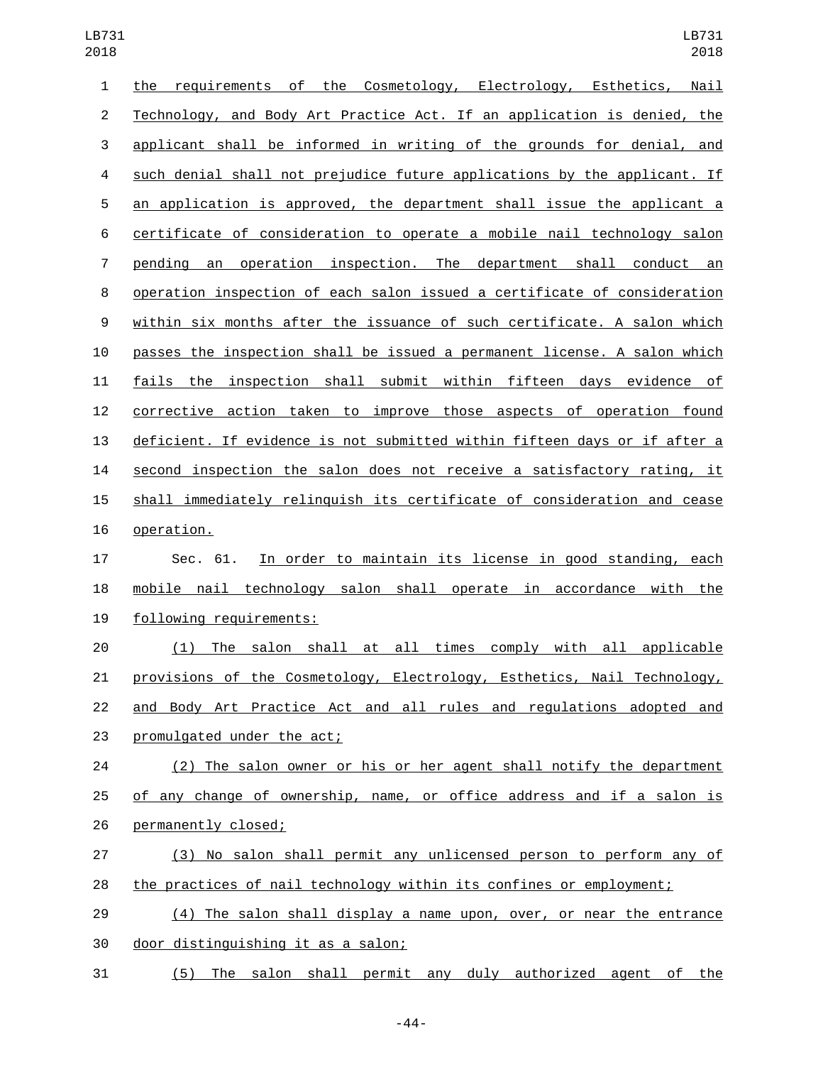the requirements of the Cosmetology, Electrology, Esthetics, Nail Technology, and Body Art Practice Act. If an application is denied, the applicant shall be informed in writing of the grounds for denial, and such denial shall not prejudice future applications by the applicant. If an application is approved, the department shall issue the applicant a certificate of consideration to operate a mobile nail technology salon pending an operation inspection. The department shall conduct an operation inspection of each salon issued a certificate of consideration within six months after the issuance of such certificate. A salon which passes the inspection shall be issued a permanent license. A salon which fails the inspection shall submit within fifteen days evidence of corrective action taken to improve those aspects of operation found deficient. If evidence is not submitted within fifteen days or if after a second inspection the salon does not receive a satisfactory rating, it shall immediately relinquish its certificate of consideration and cease operation.

Sec. 61. In order to maintain its license in good standing, each mobile nail technology salon shall operate in accordance with the following requirements:

(1) The salon shall at all times comply with all applicable provisions of the Cosmetology, Electrology, Esthetics, Nail Technology, and Body Art Practice Act and all rules and regulations adopted and promulgated under the act;

(2) The salon owner or his or her agent shall notify the department of any change of ownership, name, or office address and if a salon is permanently closed;

(3) No salon shall permit any unlicensed person to perform any of the practices of nail technology within its confines or employment;

(4) The salon shall display a name upon, over, or near the entrance door distinguishing it as a salon;

(5) The salon shall permit any duly authorized agent of the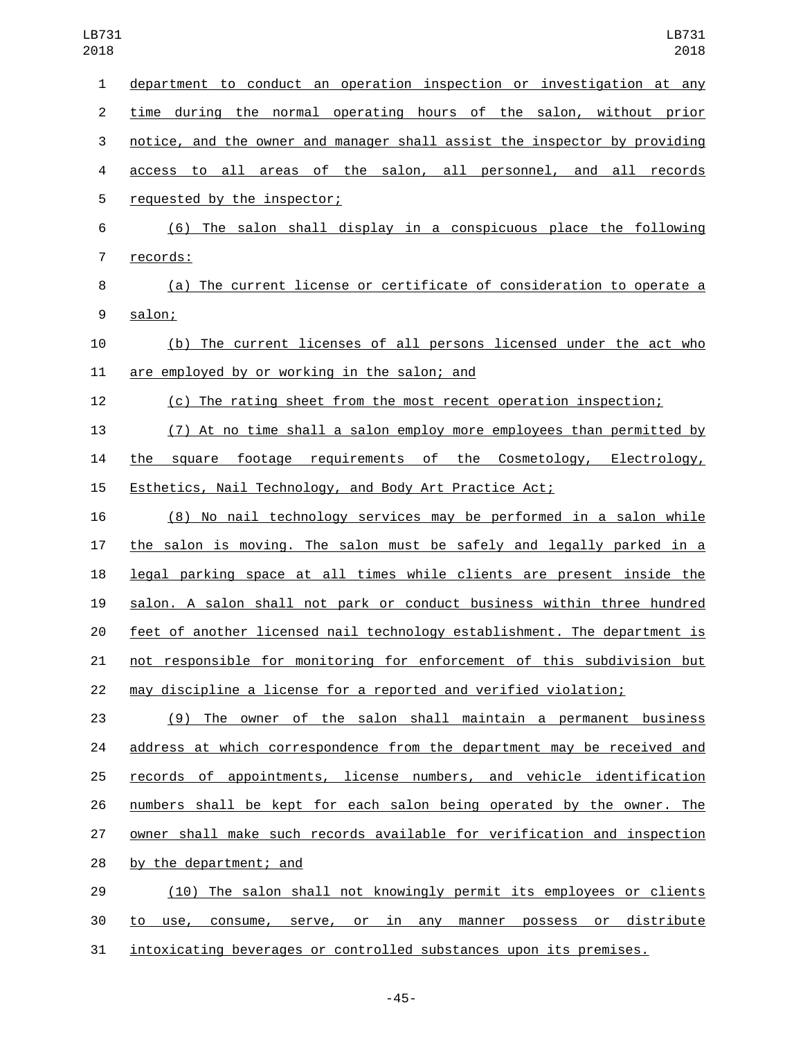department to conduct an operation inspection or investigation at any time during the normal operating hours of the salon, without prior notice, and the owner and manager shall assist the inspector by providing access to all areas of the salon, all personnel, and all records requested by the inspector;

(6) The salon shall display in a conspicuous place the following records:

(a) The current license or certificate of consideration to operate a salon;

(b) The current licenses of all persons licensed under the act who are employed by or working in the salon; and

(c) The rating sheet from the most recent operation inspection;

(7) At no time shall a salon employ more employees than permitted by the square footage requirements of the Cosmetology, Electrology, Esthetics, Nail Technology, and Body Art Practice Act;

(8) No nail technology services may be performed in a salon while the salon is moving. The salon must be safely and legally parked in a legal parking space at all times while clients are present inside the salon. A salon shall not park or conduct business within three hundred feet of another licensed nail technology establishment. The department is not responsible for monitoring for enforcement of this subdivision but may discipline a license for a reported and verified violation;

(9) The owner of the salon shall maintain a permanent business address at which correspondence from the department may be received and records of appointments, license numbers, and vehicle identification numbers shall be kept for each salon being operated by the owner. The owner shall make such records available for verification and inspection by the department; and

(10) The salon shall not knowingly permit its employees or clients to use, consume, serve, or in any manner possess or distribute intoxicating beverages or controlled substances upon its premises.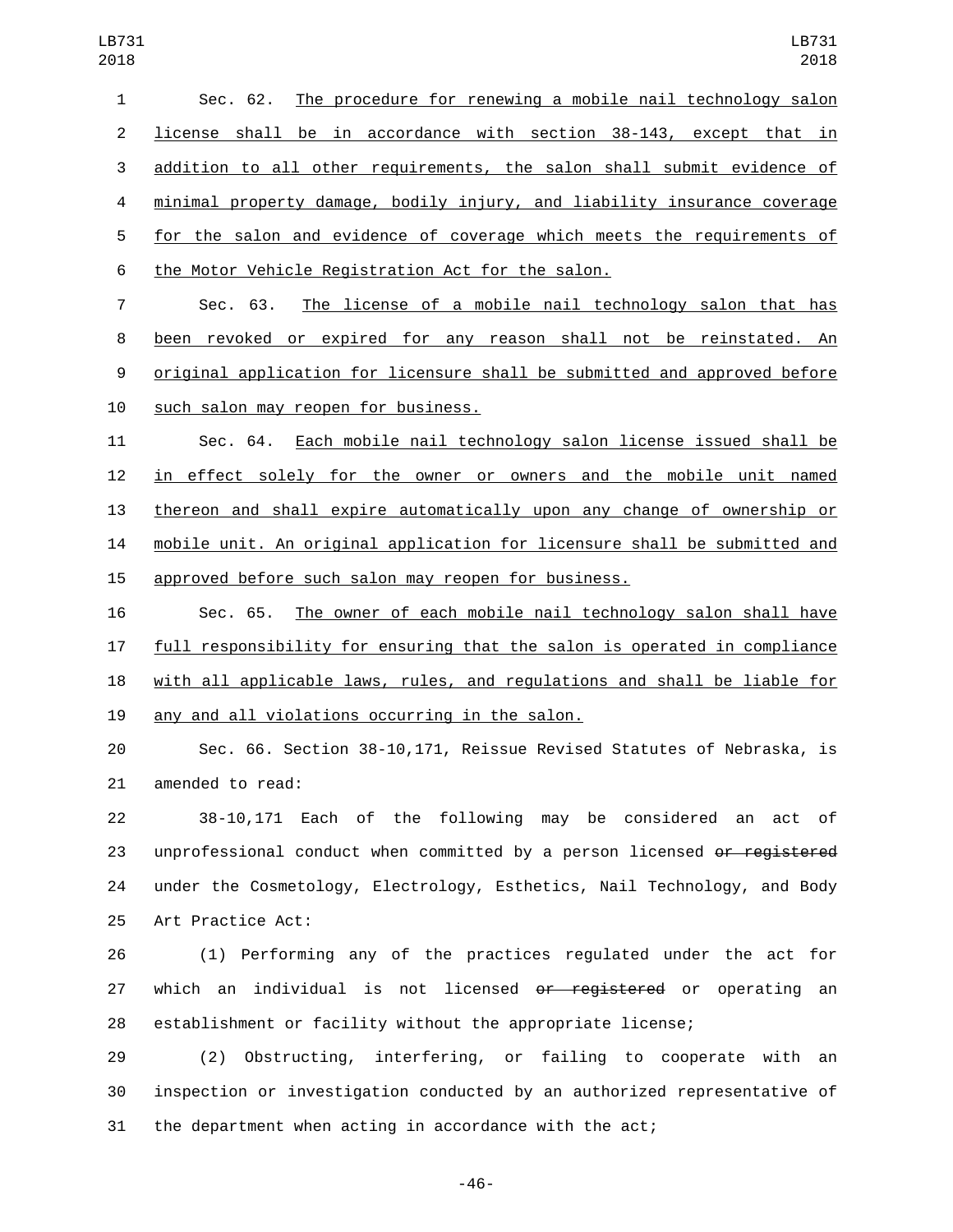Sec. 62. The procedure for renewing a mobile nail technology salon license shall be in accordance with section 38-143, except that in addition to all other requirements, the salon shall submit evidence of minimal property damage, bodily injury, and liability insurance coverage for the salon and evidence of coverage which meets the requirements of the Motor Vehicle Registration Act for the salon.

Sec. 63. The license of a mobile nail technology salon that has been revoked or expired for any reason shall not be reinstated. An original application for licensure shall be submitted and approved before such salon may reopen for business.

Sec. 64. Each mobile nail technology salon license issued shall be in effect solely for the owner or owners and the mobile unit named thereon and shall expire automatically upon any change of ownership or mobile unit. An original application for licensure shall be submitted and approved before such salon may reopen for business.

Sec. 65. The owner of each mobile nail technology salon shall have full responsibility for ensuring that the salon is operated in compliance with all applicable laws, rules, and regulations and shall be liable for any and all violations occurring in the salon.

Sec. 66. Section 38-10,171, Reissue Revised Statutes of Nebraska, is amended to read:

38-10,171 Each of the following may be considered an act of unprofessional conduct when committed by a person licensed ~~or registered~~ under the Cosmetology, Electrology, Esthetics, Nail Technology, and Body Art Practice Act:

(1) Performing any of the practices regulated under the act for which an individual is not licensed ~~or registered~~ or operating an establishment or facility without the appropriate license;

(2) Obstructing, interfering, or failing to cooperate with an inspection or investigation conducted by an authorized representative of the department when acting in accordance with the act;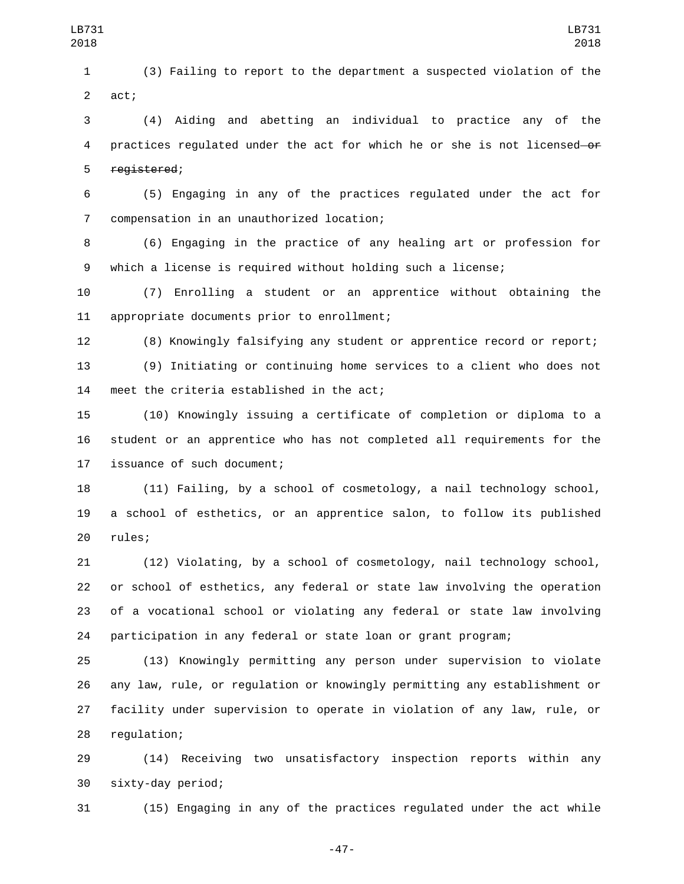(3) Failing to report to the department a suspected violation of the act;

(4) Aiding and abetting an individual to practice any of the practices regulated under the act for which he or she is not licensed ~~or registered~~;

(5) Engaging in any of the practices regulated under the act for compensation in an unauthorized location;

(6) Engaging in the practice of any healing art or profession for which a license is required without holding such a license;

(7) Enrolling a student or an apprentice without obtaining the appropriate documents prior to enrollment;

(8) Knowingly falsifying any student or apprentice record or report;

(9) Initiating or continuing home services to a client who does not meet the criteria established in the act;

(10) Knowingly issuing a certificate of completion or diploma to a student or an apprentice who has not completed all requirements for the issuance of such document;

(11) Failing, by a school of cosmetology, a nail technology school, a school of esthetics, or an apprentice salon, to follow its published rules;

(12) Violating, by a school of cosmetology, nail technology school, or school of esthetics, any federal or state law involving the operation of a vocational school or violating any federal or state law involving participation in any federal or state loan or grant program;

(13) Knowingly permitting any person under supervision to violate any law, rule, or regulation or knowingly permitting any establishment or facility under supervision to operate in violation of any law, rule, or regulation;

(14) Receiving two unsatisfactory inspection reports within any sixty-day period;

(15) Engaging in any of the practices regulated under the act while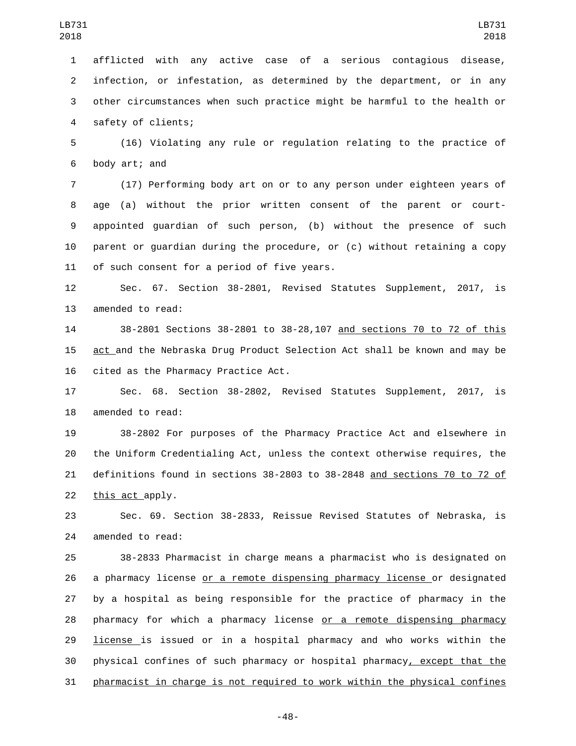afflicted with any active case of a serious contagious disease, infection, or infestation, as determined by the department, or in any other circumstances when such practice might be harmful to the health or safety of clients;

(16) Violating any rule or regulation relating to the practice of body art; and

(17) Performing body art on or to any person under eighteen years of age (a) without the prior written consent of the parent or court-appointed guardian of such person, (b) without the presence of such parent or guardian during the procedure, or (c) without retaining a copy of such consent for a period of five years.

Sec. 67. Section 38-2801, Revised Statutes Supplement, 2017, is amended to read:

38-2801 Sections 38-2801 to 38-28,107 <u>and sections 70 to 72 of this act</u> and the Nebraska Drug Product Selection Act shall be known and may be cited as the Pharmacy Practice Act.

Sec. 68. Section 38-2802, Revised Statutes Supplement, 2017, is amended to read:

38-2802 For purposes of the Pharmacy Practice Act and elsewhere in the Uniform Credentialing Act, unless the context otherwise requires, the definitions found in sections 38-2803 to 38-2848 <u>and sections 70 to 72 of this act</u> apply.

Sec. 69. Section 38-2833, Reissue Revised Statutes of Nebraska, is amended to read:

38-2833 Pharmacist in charge means a pharmacist who is designated on a pharmacy license <u>or a remote dispensing pharmacy license</u> or designated by a hospital as being responsible for the practice of pharmacy in the pharmacy for which a pharmacy license <u>or a remote dispensing pharmacy license</u> is issued or in a hospital pharmacy and who works within the physical confines of such pharmacy or hospital pharmacy<u>, except that the pharmacist in charge is not required to work within the physical confines</u>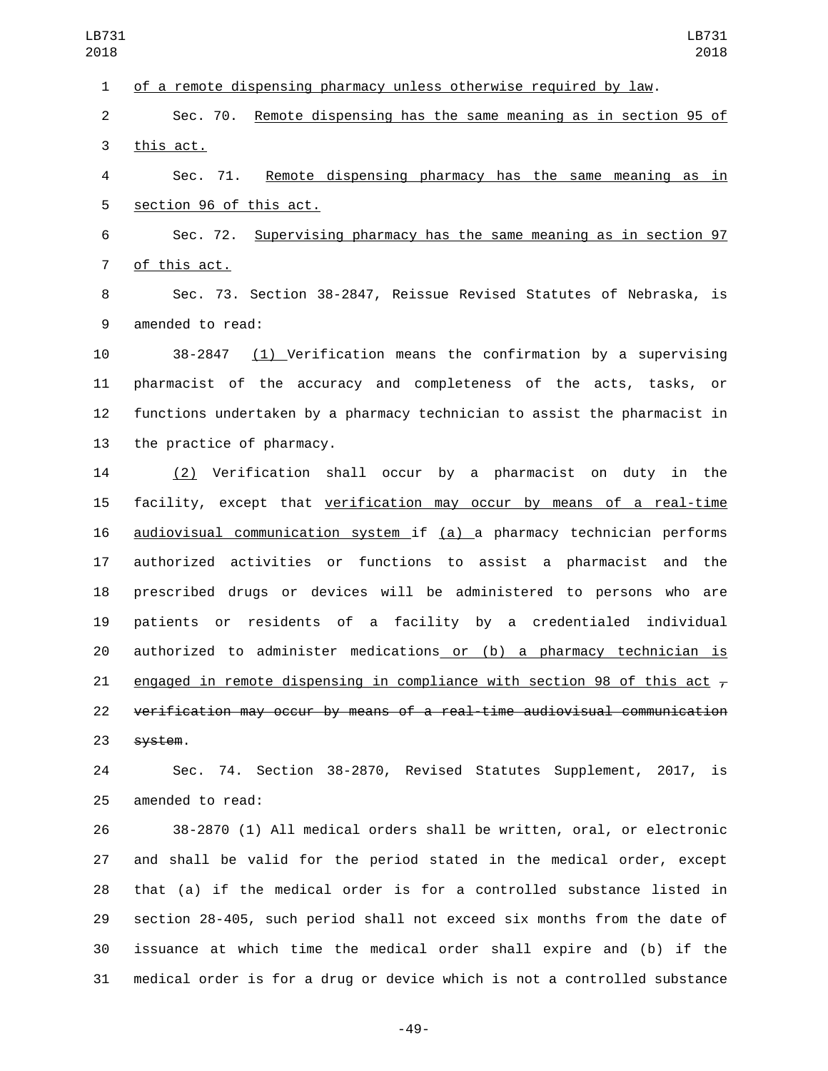of a remote dispensing pharmacy unless otherwise required by law.

Sec. 70. Remote dispensing has the same meaning as in section 95 of this act.

Sec. 71. Remote dispensing pharmacy has the same meaning as in section 96 of this act.

Sec. 72. Supervising pharmacy has the same meaning as in section 97 of this act.

Sec. 73. Section 38-2847, Reissue Revised Statutes of Nebraska, is amended to read:

38-2847 (1) Verification means the confirmation by a supervising pharmacist of the accuracy and completeness of the acts, tasks, or functions undertaken by a pharmacy technician to assist the pharmacist in the practice of pharmacy.

(2) Verification shall occur by a pharmacist on duty in the facility, except that verification may occur by means of a real-time audiovisual communication system if (a) a pharmacy technician performs authorized activities or functions to assist a pharmacist and the prescribed drugs or devices will be administered to persons who are patients or residents of a facility by a credentialed individual authorized to administer medications or (b) a pharmacy technician is engaged in remote dispensing in compliance with section 98 of this act ~~, verification may occur by means of a real-time audiovisual communication system~~.

Sec. 74. Section 38-2870, Revised Statutes Supplement, 2017, is amended to read:

38-2870 (1) All medical orders shall be written, oral, or electronic and shall be valid for the period stated in the medical order, except that (a) if the medical order is for a controlled substance listed in section 28-405, such period shall not exceed six months from the date of issuance at which time the medical order shall expire and (b) if the medical order is for a drug or device which is not a controlled substance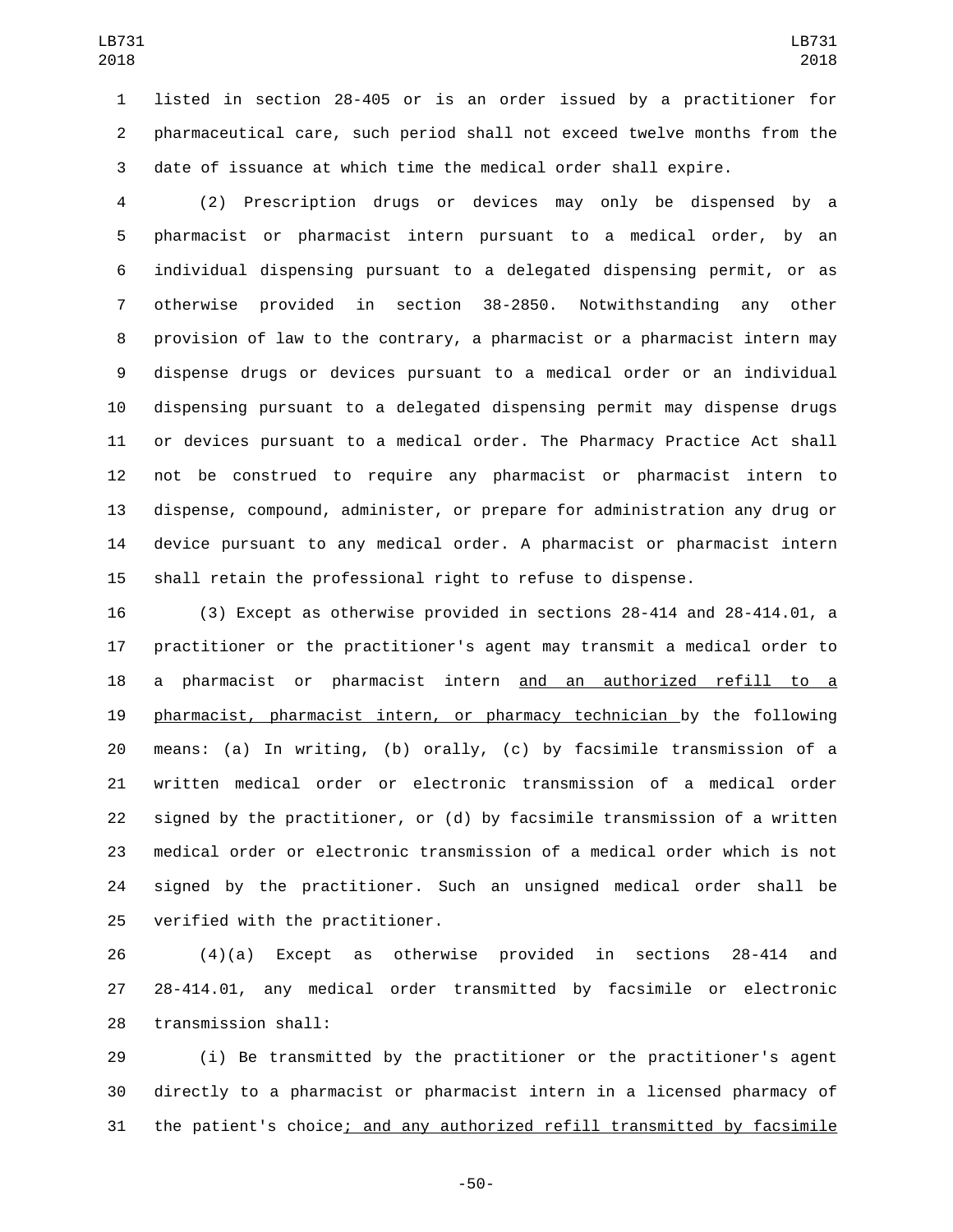listed in section 28-405 or is an order issued by a practitioner for pharmaceutical care, such period shall not exceed twelve months from the date of issuance at which time the medical order shall expire.

(2) Prescription drugs or devices may only be dispensed by a pharmacist or pharmacist intern pursuant to a medical order, by an individual dispensing pursuant to a delegated dispensing permit, or as otherwise provided in section 38-2850. Notwithstanding any other provision of law to the contrary, a pharmacist or a pharmacist intern may dispense drugs or devices pursuant to a medical order or an individual dispensing pursuant to a delegated dispensing permit may dispense drugs or devices pursuant to a medical order. The Pharmacy Practice Act shall not be construed to require any pharmacist or pharmacist intern to dispense, compound, administer, or prepare for administration any drug or device pursuant to any medical order. A pharmacist or pharmacist intern shall retain the professional right to refuse to dispense.

(3) Except as otherwise provided in sections 28-414 and 28-414.01, a practitioner or the practitioner's agent may transmit a medical order to a pharmacist or pharmacist intern <u>and an authorized refill to a pharmacist, pharmacist intern, or pharmacy technician</u> by the following means: (a) In writing, (b) orally, (c) by facsimile transmission of a written medical order or electronic transmission of a medical order signed by the practitioner, or (d) by facsimile transmission of a written medical order or electronic transmission of a medical order which is not signed by the practitioner. Such an unsigned medical order shall be verified with the practitioner.

(4)(a) Except as otherwise provided in sections 28-414 and 28-414.01, any medical order transmitted by facsimile or electronic transmission shall:

(i) Be transmitted by the practitioner or the practitioner's agent directly to a pharmacist or pharmacist intern in a licensed pharmacy of the patient's choice<u>; and any authorized refill transmitted by facsimile</u>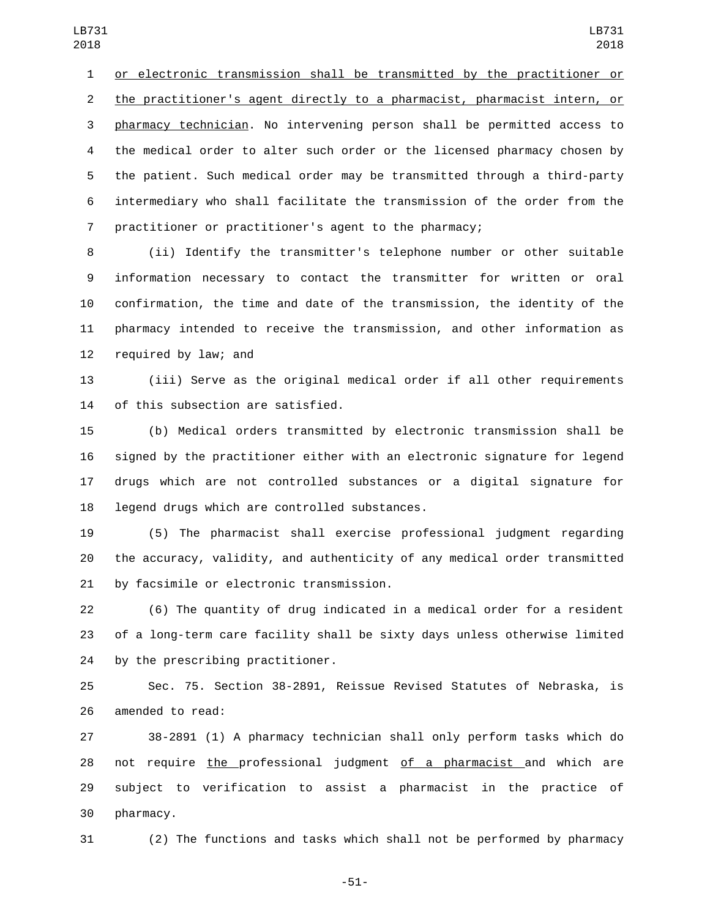or electronic transmission shall be transmitted by the practitioner or the practitioner's agent directly to a pharmacist, pharmacist intern, or pharmacy technician. No intervening person shall be permitted access to the medical order to alter such order or the licensed pharmacy chosen by the patient. Such medical order may be transmitted through a third-party intermediary who shall facilitate the transmission of the order from the practitioner or practitioner's agent to the pharmacy;

(ii) Identify the transmitter's telephone number or other suitable information necessary to contact the transmitter for written or oral confirmation, the time and date of the transmission, the identity of the pharmacy intended to receive the transmission, and other information as required by law; and

(iii) Serve as the original medical order if all other requirements of this subsection are satisfied.

(b) Medical orders transmitted by electronic transmission shall be signed by the practitioner either with an electronic signature for legend drugs which are not controlled substances or a digital signature for legend drugs which are controlled substances.

(5) The pharmacist shall exercise professional judgment regarding the accuracy, validity, and authenticity of any medical order transmitted by facsimile or electronic transmission.

(6) The quantity of drug indicated in a medical order for a resident of a long-term care facility shall be sixty days unless otherwise limited by the prescribing practitioner.

Sec. 75. Section 38-2891, Reissue Revised Statutes of Nebraska, is amended to read:

38-2891 (1) A pharmacy technician shall only perform tasks which do not require the professional judgment of a pharmacist and which are subject to verification to assist a pharmacist in the practice of pharmacy.

(2) The functions and tasks which shall not be performed by pharmacy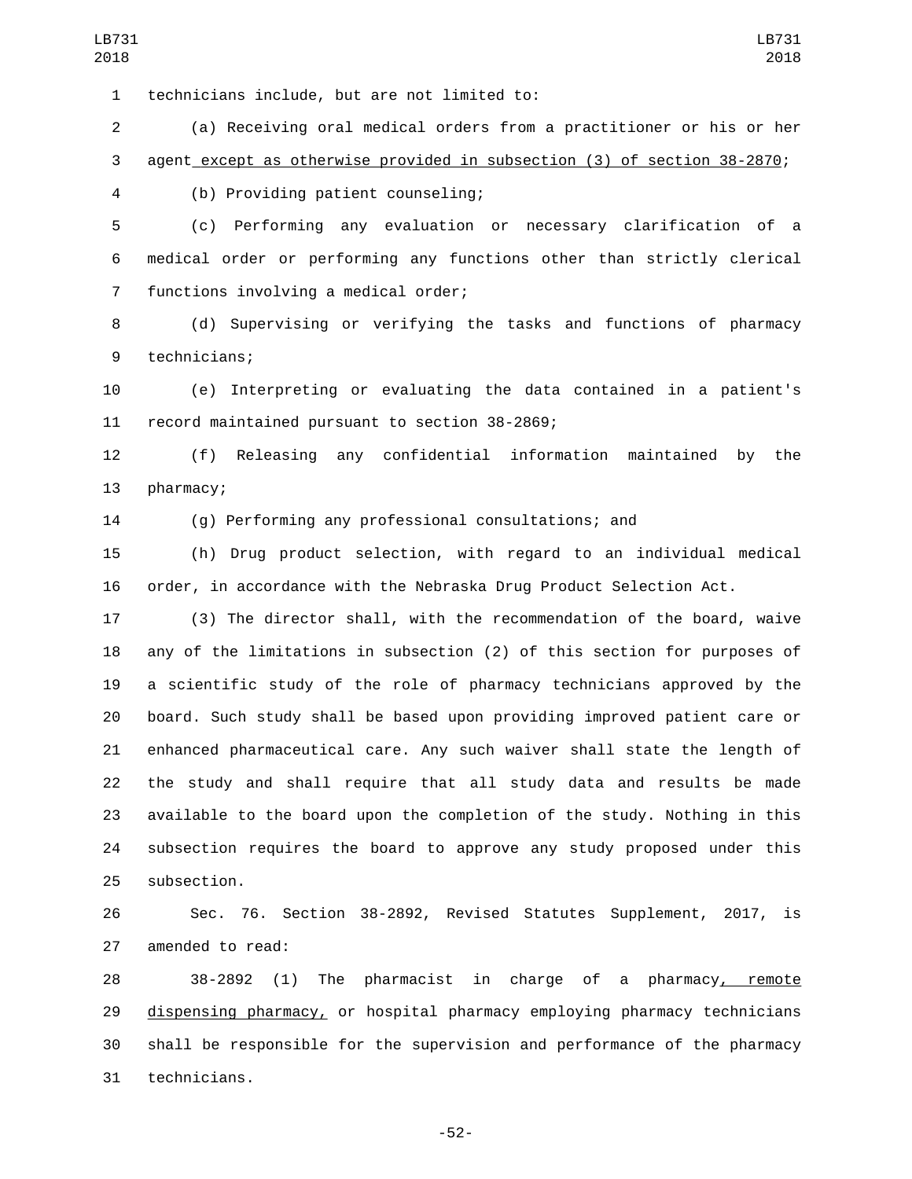technicians include, but are not limited to:

(a) Receiving oral medical orders from a practitioner or his or her agent except as otherwise provided in subsection (3) of section 38-2870;

(b) Providing patient counseling;

(c) Performing any evaluation or necessary clarification of a medical order or performing any functions other than strictly clerical functions involving a medical order;

(d) Supervising or verifying the tasks and functions of pharmacy technicians;

(e) Interpreting or evaluating the data contained in a patient's record maintained pursuant to section 38-2869;

(f) Releasing any confidential information maintained by the pharmacy;

(g) Performing any professional consultations; and

(h) Drug product selection, with regard to an individual medical order, in accordance with the Nebraska Drug Product Selection Act.

(3) The director shall, with the recommendation of the board, waive any of the limitations in subsection (2) of this section for purposes of a scientific study of the role of pharmacy technicians approved by the board. Such study shall be based upon providing improved patient care or enhanced pharmaceutical care. Any such waiver shall state the length of the study and shall require that all study data and results be made available to the board upon the completion of the study. Nothing in this subsection requires the board to approve any study proposed under this subsection.

Sec. 76. Section 38-2892, Revised Statutes Supplement, 2017, is amended to read:

38-2892 (1) The pharmacist in charge of a pharmacy, remote dispensing pharmacy, or hospital pharmacy employing pharmacy technicians shall be responsible for the supervision and performance of the pharmacy technicians.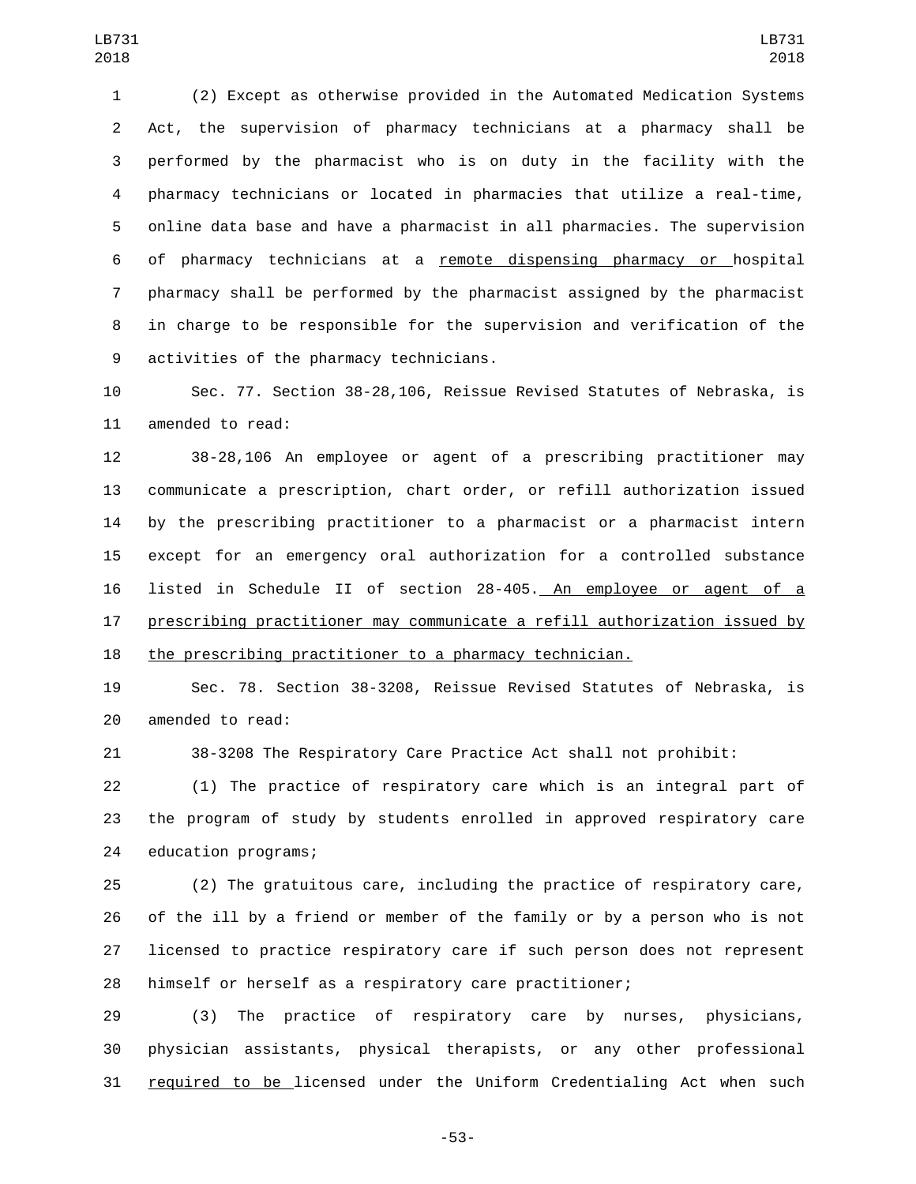(2) Except as otherwise provided in the Automated Medication Systems Act, the supervision of pharmacy technicians at a pharmacy shall be performed by the pharmacist who is on duty in the facility with the pharmacy technicians or located in pharmacies that utilize a real-time, online data base and have a pharmacist in all pharmacies. The supervision of pharmacy technicians at a <u>remote dispensing pharmacy or </u>hospital pharmacy shall be performed by the pharmacist assigned by the pharmacist in charge to be responsible for the supervision and verification of the activities of the pharmacy technicians.

Sec. 77. Section 38-28,106, Reissue Revised Statutes of Nebraska, is amended to read:

38-28,106 An employee or agent of a prescribing practitioner may communicate a prescription, chart order, or refill authorization issued by the prescribing practitioner to a pharmacist or a pharmacist intern except for an emergency oral authorization for a controlled substance listed in Schedule II of section 28-405.<u> An employee or agent of a prescribing practitioner may communicate a refill authorization issued by the prescribing practitioner to a pharmacy technician.</u>

Sec. 78. Section 38-3208, Reissue Revised Statutes of Nebraska, is amended to read:

38-3208 The Respiratory Care Practice Act shall not prohibit:

(1) The practice of respiratory care which is an integral part of the program of study by students enrolled in approved respiratory care education programs;

(2) The gratuitous care, including the practice of respiratory care, of the ill by a friend or member of the family or by a person who is not licensed to practice respiratory care if such person does not represent himself or herself as a respiratory care practitioner;

(3) The practice of respiratory care by nurses, physicians, physician assistants, physical therapists, or any other professional <u>required to be </u>licensed under the Uniform Credentialing Act when such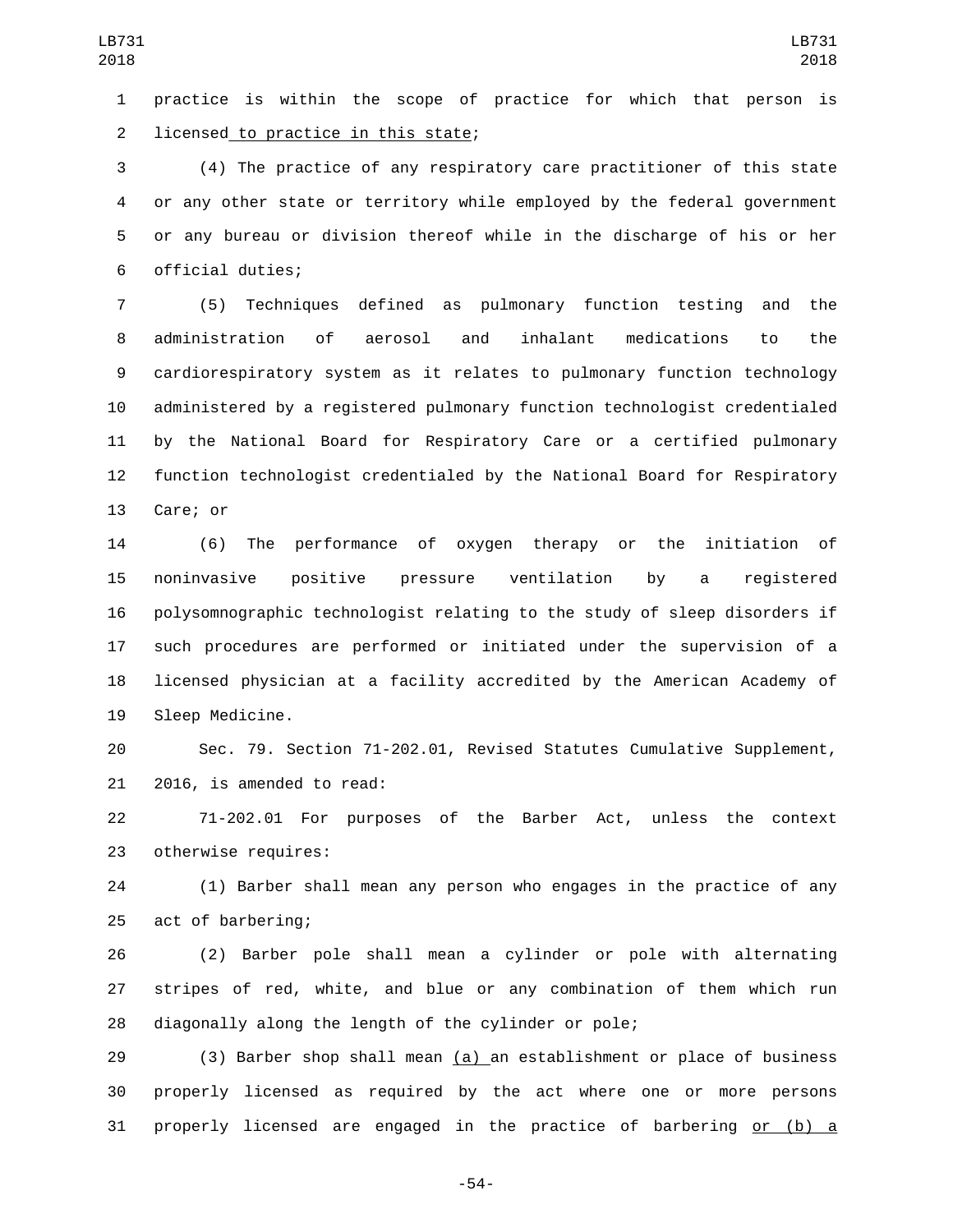practice is within the scope of practice for which that person is licensed to practice in this state;

(4) The practice of any respiratory care practitioner of this state or any other state or territory while employed by the federal government or any bureau or division thereof while in the discharge of his or her official duties;

(5) Techniques defined as pulmonary function testing and the administration of aerosol and inhalant medications to the cardiorespiratory system as it relates to pulmonary function technology administered by a registered pulmonary function technologist credentialed by the National Board for Respiratory Care or a certified pulmonary function technologist credentialed by the National Board for Respiratory Care; or

(6) The performance of oxygen therapy or the initiation of noninvasive positive pressure ventilation by a registered polysomnographic technologist relating to the study of sleep disorders if such procedures are performed or initiated under the supervision of a licensed physician at a facility accredited by the American Academy of Sleep Medicine.

Sec. 79. Section 71-202.01, Revised Statutes Cumulative Supplement, 2016, is amended to read:

71-202.01 For purposes of the Barber Act, unless the context otherwise requires:

(1) Barber shall mean any person who engages in the practice of any act of barbering;

(2) Barber pole shall mean a cylinder or pole with alternating stripes of red, white, and blue or any combination of them which run diagonally along the length of the cylinder or pole;

(3) Barber shop shall mean (a) an establishment or place of business properly licensed as required by the act where one or more persons properly licensed are engaged in the practice of barbering or (b) a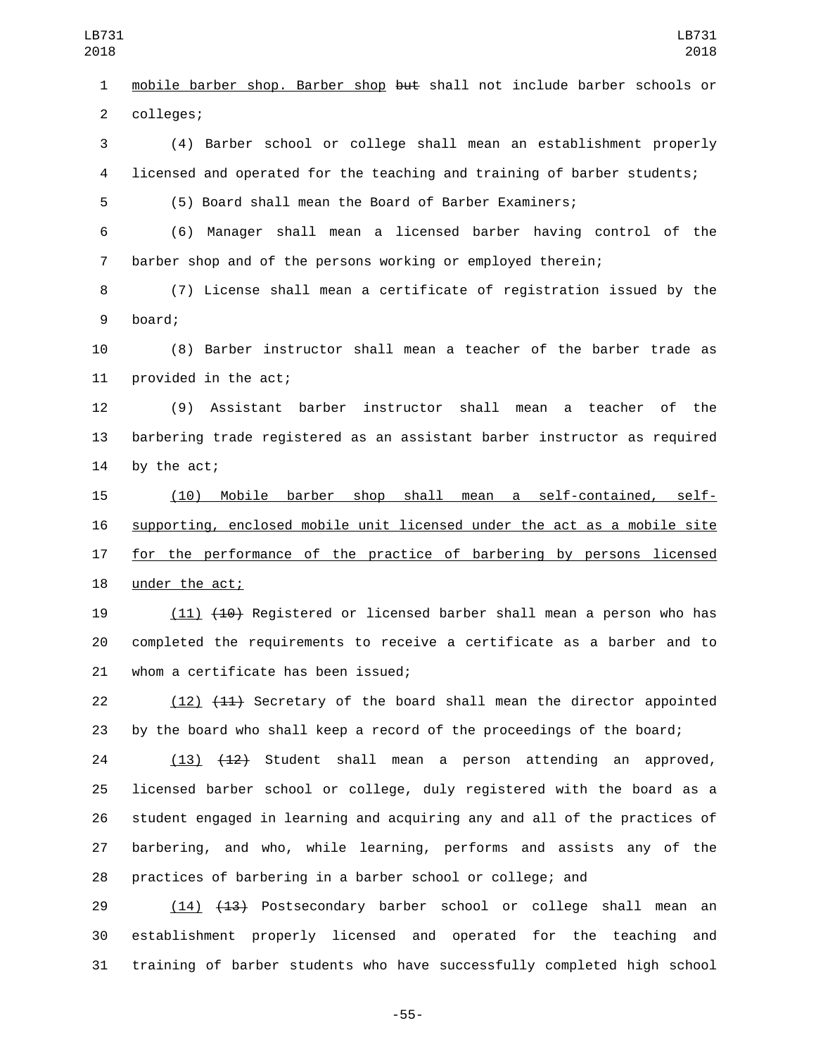mobile barber shop. Barber shop ~~but~~ shall not include barber schools or colleges;

(4) Barber school or college shall mean an establishment properly licensed and operated for the teaching and training of barber students;

(5) Board shall mean the Board of Barber Examiners;

(6) Manager shall mean a licensed barber having control of the barber shop and of the persons working or employed therein;

(7) License shall mean a certificate of registration issued by the board;

(8) Barber instructor shall mean a teacher of the barber trade as provided in the act;

(9) Assistant barber instructor shall mean a teacher of the barbering trade registered as an assistant barber instructor as required by the act;

<u>(10) Mobile barber shop shall mean a self-contained, self-supporting, enclosed mobile unit licensed under the act as a mobile site for the performance of the practice of barbering by persons licensed under the act;</u>

<u>(11)</u> ~~(10)~~ Registered or licensed barber shall mean a person who has completed the requirements to receive a certificate as a barber and to whom a certificate has been issued;

<u>(12)</u> ~~(11)~~ Secretary of the board shall mean the director appointed by the board who shall keep a record of the proceedings of the board;

<u>(13)</u> ~~(12)~~ Student shall mean a person attending an approved, licensed barber school or college, duly registered with the board as a student engaged in learning and acquiring any and all of the practices of barbering, and who, while learning, performs and assists any of the practices of barbering in a barber school or college; and

<u>(14)</u> ~~(13)~~ Postsecondary barber school or college shall mean an establishment properly licensed and operated for the teaching and training of barber students who have successfully completed high school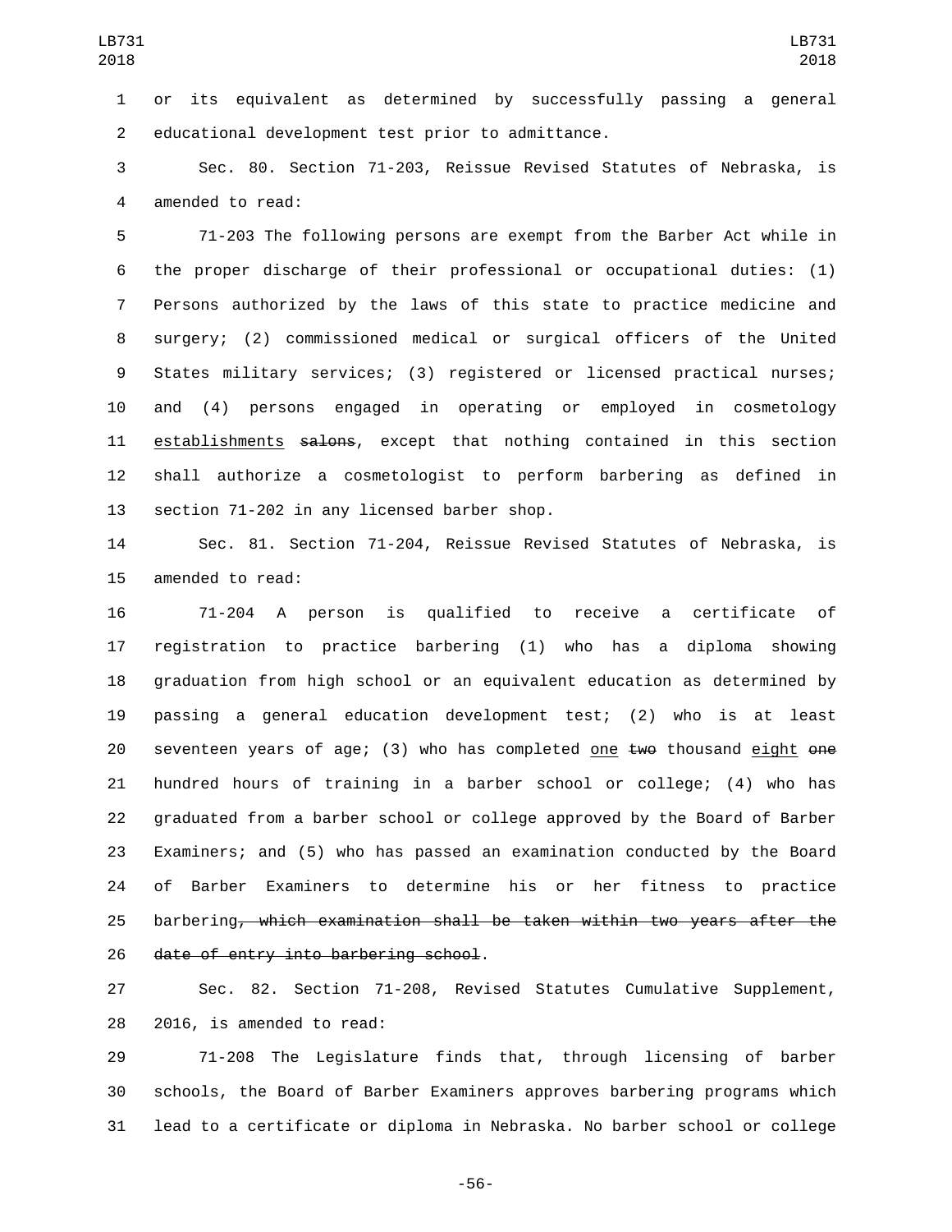or its equivalent as determined by successfully passing a general educational development test prior to admittance.

Sec. 80. Section 71-203, Reissue Revised Statutes of Nebraska, is amended to read:

71-203 The following persons are exempt from the Barber Act while in the proper discharge of their professional or occupational duties: (1) Persons authorized by the laws of this state to practice medicine and surgery; (2) commissioned medical or surgical officers of the United States military services; (3) registered or licensed practical nurses; and (4) persons engaged in operating or employed in cosmetology establishments ~~salons~~, except that nothing contained in this section shall authorize a cosmetologist to perform barbering as defined in section 71-202 in any licensed barber shop.

Sec. 81. Section 71-204, Reissue Revised Statutes of Nebraska, is amended to read:

71-204 A person is qualified to receive a certificate of registration to practice barbering (1) who has a diploma showing graduation from high school or an equivalent education as determined by passing a general education development test; (2) who is at least seventeen years of age; (3) who has completed one ~~two~~ thousand eight ~~one~~ hundred hours of training in a barber school or college; (4) who has graduated from a barber school or college approved by the Board of Barber Examiners; and (5) who has passed an examination conducted by the Board of Barber Examiners to determine his or her fitness to practice barbering~~, which examination shall be taken within two years after the date of entry into barbering school~~.

Sec. 82. Section 71-208, Revised Statutes Cumulative Supplement, 2016, is amended to read:

71-208 The Legislature finds that, through licensing of barber schools, the Board of Barber Examiners approves barbering programs which lead to a certificate or diploma in Nebraska. No barber school or college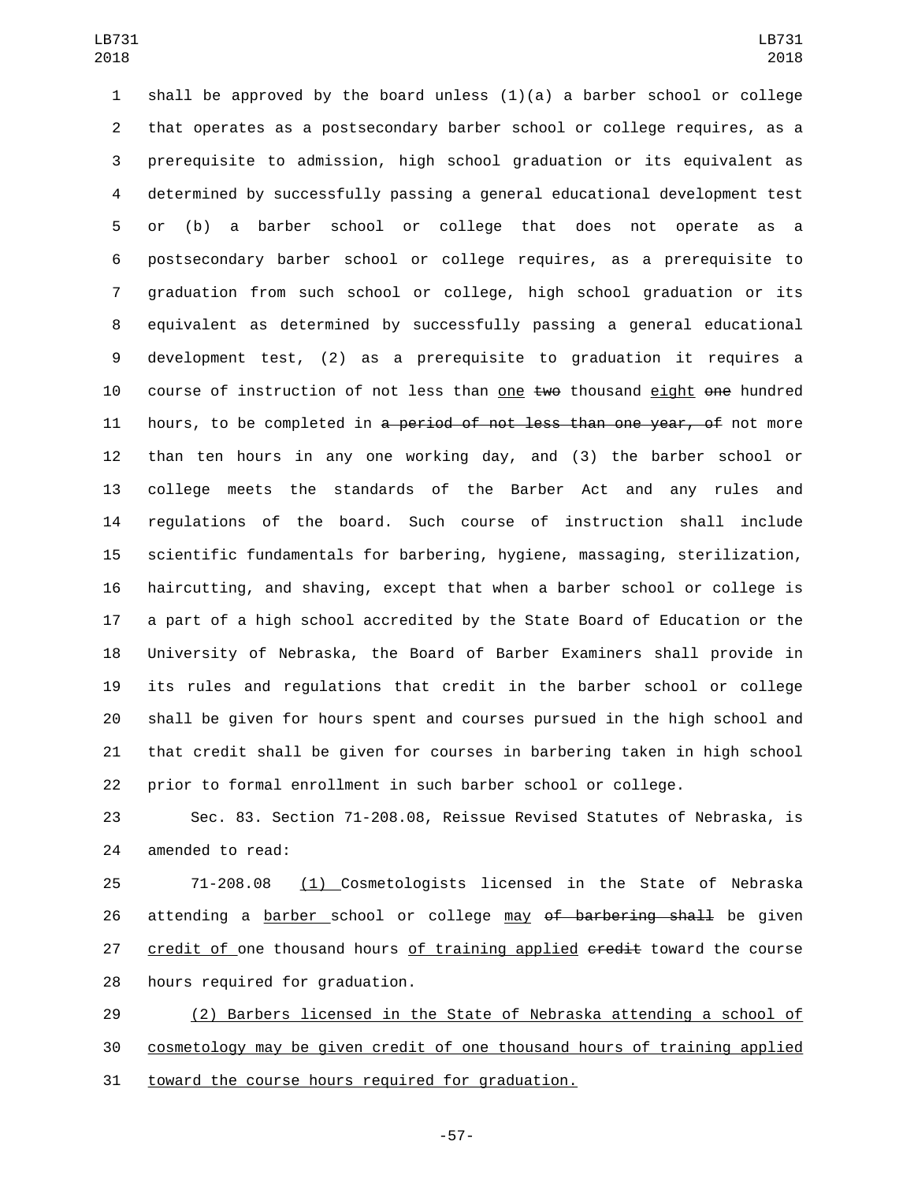shall be approved by the board unless (1)(a) a barber school or college that operates as a postsecondary barber school or college requires, as a prerequisite to admission, high school graduation or its equivalent as determined by successfully passing a general educational development test or (b) a barber school or college that does not operate as a postsecondary barber school or college requires, as a prerequisite to graduation from such school or college, high school graduation or its equivalent as determined by successfully passing a general educational development test, (2) as a prerequisite to graduation it requires a course of instruction of not less than <u>one</u> ~~two~~ thousand <u>eight</u> ~~one~~ hundred hours, to be completed in ~~a period of not less than one year, of~~ not more than ten hours in any one working day, and (3) the barber school or college meets the standards of the Barber Act and any rules and regulations of the board. Such course of instruction shall include scientific fundamentals for barbering, hygiene, massaging, sterilization, haircutting, and shaving, except that when a barber school or college is a part of a high school accredited by the State Board of Education or the University of Nebraska, the Board of Barber Examiners shall provide in its rules and regulations that credit in the barber school or college shall be given for hours spent and courses pursued in the high school and that credit shall be given for courses in barbering taken in high school prior to formal enrollment in such barber school or college.

Sec. 83. Section 71-208.08, Reissue Revised Statutes of Nebraska, is amended to read:

71-208.08 <u>(1)</u> Cosmetologists licensed in the State of Nebraska attending a <u>barber</u> school or college <u>may</u> ~~of barbering shall~~ be given <u>credit of</u> one thousand hours <u>of training applied</u> ~~credit~~ toward the course hours required for graduation.

<u>(2) Barbers licensed in the State of Nebraska attending a school of cosmetology may be given credit of one thousand hours of training applied toward the course hours required for graduation.</u>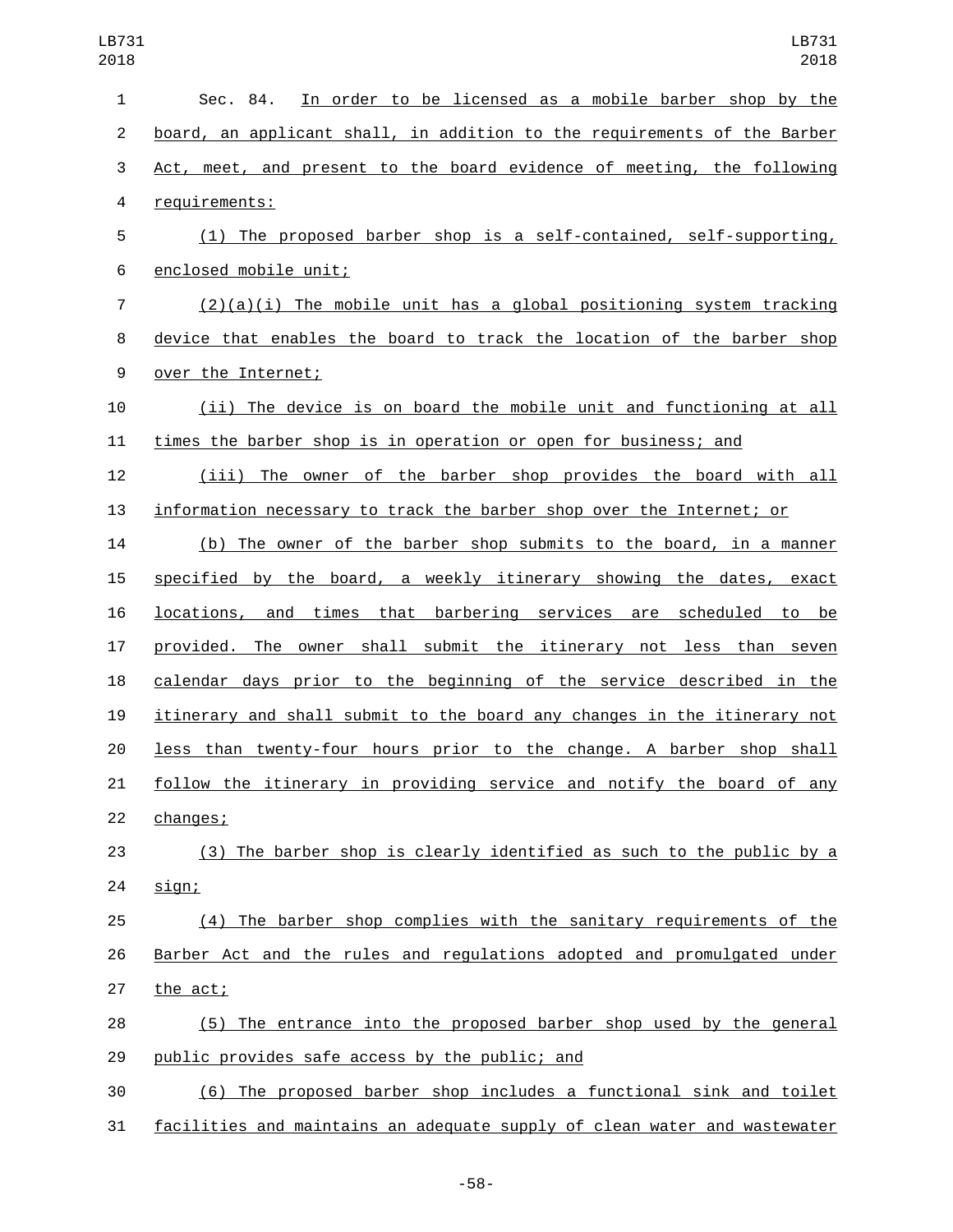Sec. 84. In order to be licensed as a mobile barber shop by the board, an applicant shall, in addition to the requirements of the Barber Act, meet, and present to the board evidence of meeting, the following requirements:

(1) The proposed barber shop is a self-contained, self-supporting, enclosed mobile unit;

(2)(a)(i) The mobile unit has a global positioning system tracking device that enables the board to track the location of the barber shop over the Internet;

(ii) The device is on board the mobile unit and functioning at all times the barber shop is in operation or open for business; and

(iii) The owner of the barber shop provides the board with all information necessary to track the barber shop over the Internet; or

(b) The owner of the barber shop submits to the board, in a manner specified by the board, a weekly itinerary showing the dates, exact locations, and times that barbering services are scheduled to be provided. The owner shall submit the itinerary not less than seven calendar days prior to the beginning of the service described in the itinerary and shall submit to the board any changes in the itinerary not less than twenty-four hours prior to the change. A barber shop shall follow the itinerary in providing service and notify the board of any changes;

(3) The barber shop is clearly identified as such to the public by a sign;

(4) The barber shop complies with the sanitary requirements of the Barber Act and the rules and regulations adopted and promulgated under the act;

(5) The entrance into the proposed barber shop used by the general public provides safe access by the public; and

(6) The proposed barber shop includes a functional sink and toilet facilities and maintains an adequate supply of clean water and wastewater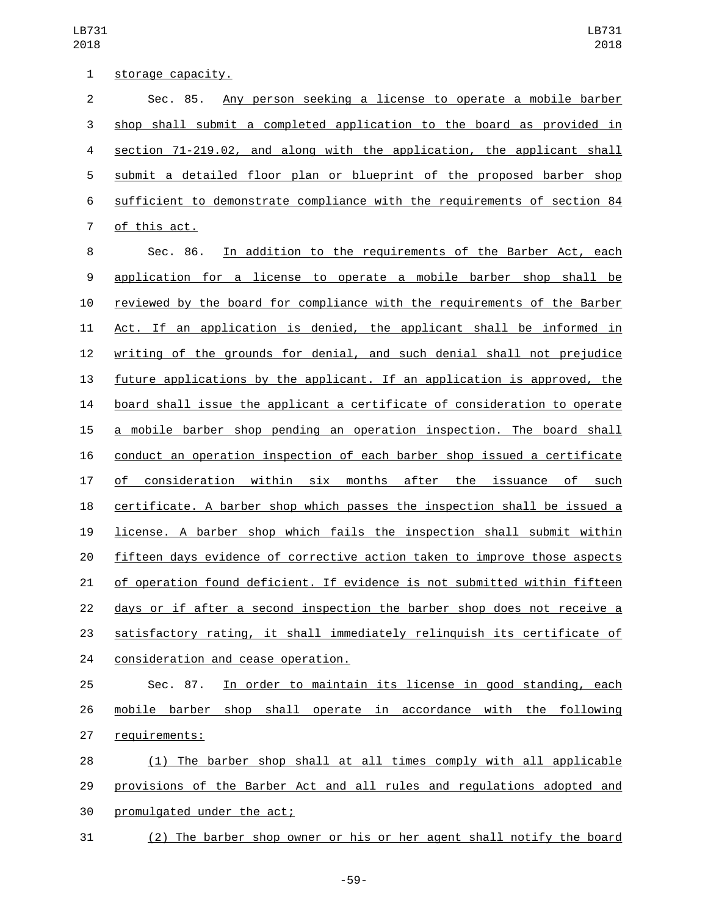storage capacity.

Sec. 85. Any person seeking a license to operate a mobile barber shop shall submit a completed application to the board as provided in section 71-219.02, and along with the application, the applicant shall submit a detailed floor plan or blueprint of the proposed barber shop sufficient to demonstrate compliance with the requirements of section 84 of this act.

Sec. 86. In addition to the requirements of the Barber Act, each application for a license to operate a mobile barber shop shall be reviewed by the board for compliance with the requirements of the Barber Act. If an application is denied, the applicant shall be informed in writing of the grounds for denial, and such denial shall not prejudice future applications by the applicant. If an application is approved, the board shall issue the applicant a certificate of consideration to operate a mobile barber shop pending an operation inspection. The board shall conduct an operation inspection of each barber shop issued a certificate of consideration within six months after the issuance of such certificate. A barber shop which passes the inspection shall be issued a license. A barber shop which fails the inspection shall submit within fifteen days evidence of corrective action taken to improve those aspects of operation found deficient. If evidence is not submitted within fifteen days or if after a second inspection the barber shop does not receive a satisfactory rating, it shall immediately relinquish its certificate of consideration and cease operation.

Sec. 87. In order to maintain its license in good standing, each mobile barber shop shall operate in accordance with the following requirements:

(1) The barber shop shall at all times comply with all applicable provisions of the Barber Act and all rules and regulations adopted and promulgated under the act;

(2) The barber shop owner or his or her agent shall notify the board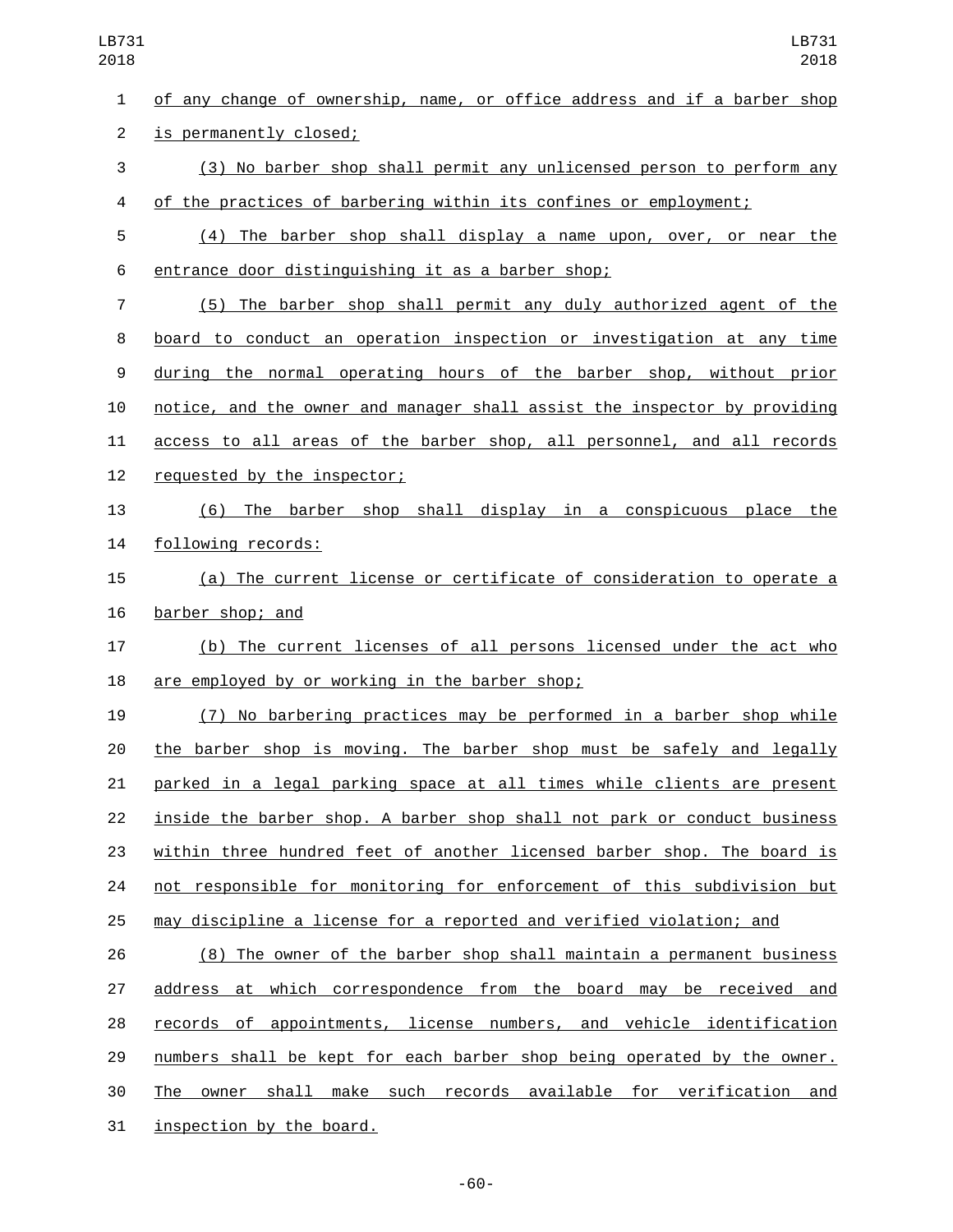of any change of ownership, name, or office address and if a barber shop is permanently closed;

(3) No barber shop shall permit any unlicensed person to perform any of the practices of barbering within its confines or employment;

(4) The barber shop shall display a name upon, over, or near the entrance door distinguishing it as a barber shop;

(5) The barber shop shall permit any duly authorized agent of the board to conduct an operation inspection or investigation at any time during the normal operating hours of the barber shop, without prior notice, and the owner and manager shall assist the inspector by providing access to all areas of the barber shop, all personnel, and all records requested by the inspector;

(6) The barber shop shall display in a conspicuous place the following records:

(a) The current license or certificate of consideration to operate a barber shop; and

(b) The current licenses of all persons licensed under the act who are employed by or working in the barber shop;

(7) No barbering practices may be performed in a barber shop while the barber shop is moving. The barber shop must be safely and legally parked in a legal parking space at all times while clients are present inside the barber shop. A barber shop shall not park or conduct business within three hundred feet of another licensed barber shop. The board is not responsible for monitoring for enforcement of this subdivision but may discipline a license for a reported and verified violation; and

(8) The owner of the barber shop shall maintain a permanent business address at which correspondence from the board may be received and records of appointments, license numbers, and vehicle identification numbers shall be kept for each barber shop being operated by the owner. The owner shall make such records available for verification and inspection by the board.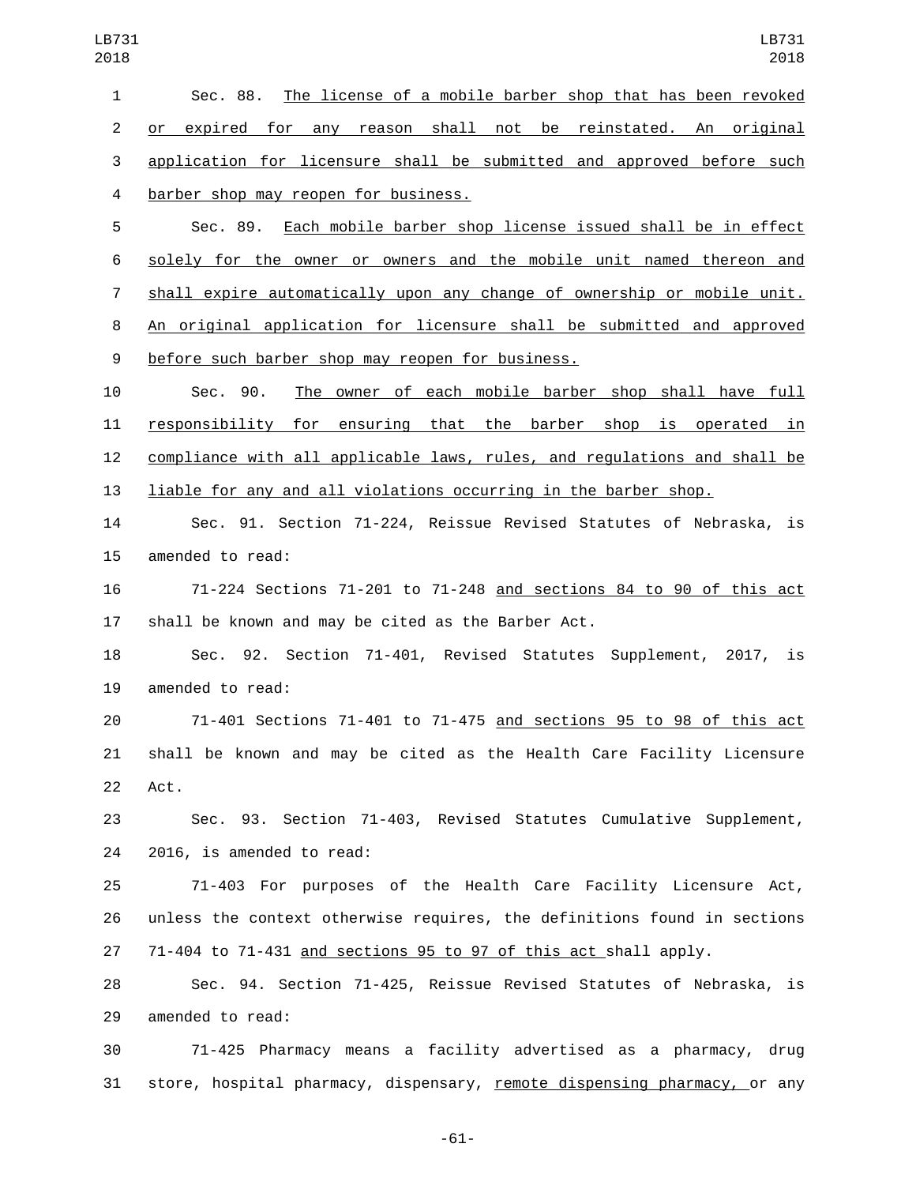Sec. 88. The license of a mobile barber shop that has been revoked or expired for any reason shall not be reinstated. An original application for licensure shall be submitted and approved before such barber shop may reopen for business.

Sec. 89. Each mobile barber shop license issued shall be in effect solely for the owner or owners and the mobile unit named thereon and shall expire automatically upon any change of ownership or mobile unit. An original application for licensure shall be submitted and approved before such barber shop may reopen for business.

Sec. 90. The owner of each mobile barber shop shall have full responsibility for ensuring that the barber shop is operated in compliance with all applicable laws, rules, and regulations and shall be liable for any and all violations occurring in the barber shop.

Sec. 91. Section 71-224, Reissue Revised Statutes of Nebraska, is amended to read:

71-224 Sections 71-201 to 71-248 and sections 84 to 90 of this act shall be known and may be cited as the Barber Act.

Sec. 92. Section 71-401, Revised Statutes Supplement, 2017, is amended to read:

71-401 Sections 71-401 to 71-475 and sections 95 to 98 of this act shall be known and may be cited as the Health Care Facility Licensure Act.

Sec. 93. Section 71-403, Revised Statutes Cumulative Supplement, 2016, is amended to read:

71-403 For purposes of the Health Care Facility Licensure Act, unless the context otherwise requires, the definitions found in sections 71-404 to 71-431 and sections 95 to 97 of this act shall apply.

Sec. 94. Section 71-425, Reissue Revised Statutes of Nebraska, is amended to read:

71-425 Pharmacy means a facility advertised as a pharmacy, drug store, hospital pharmacy, dispensary, remote dispensing pharmacy, or any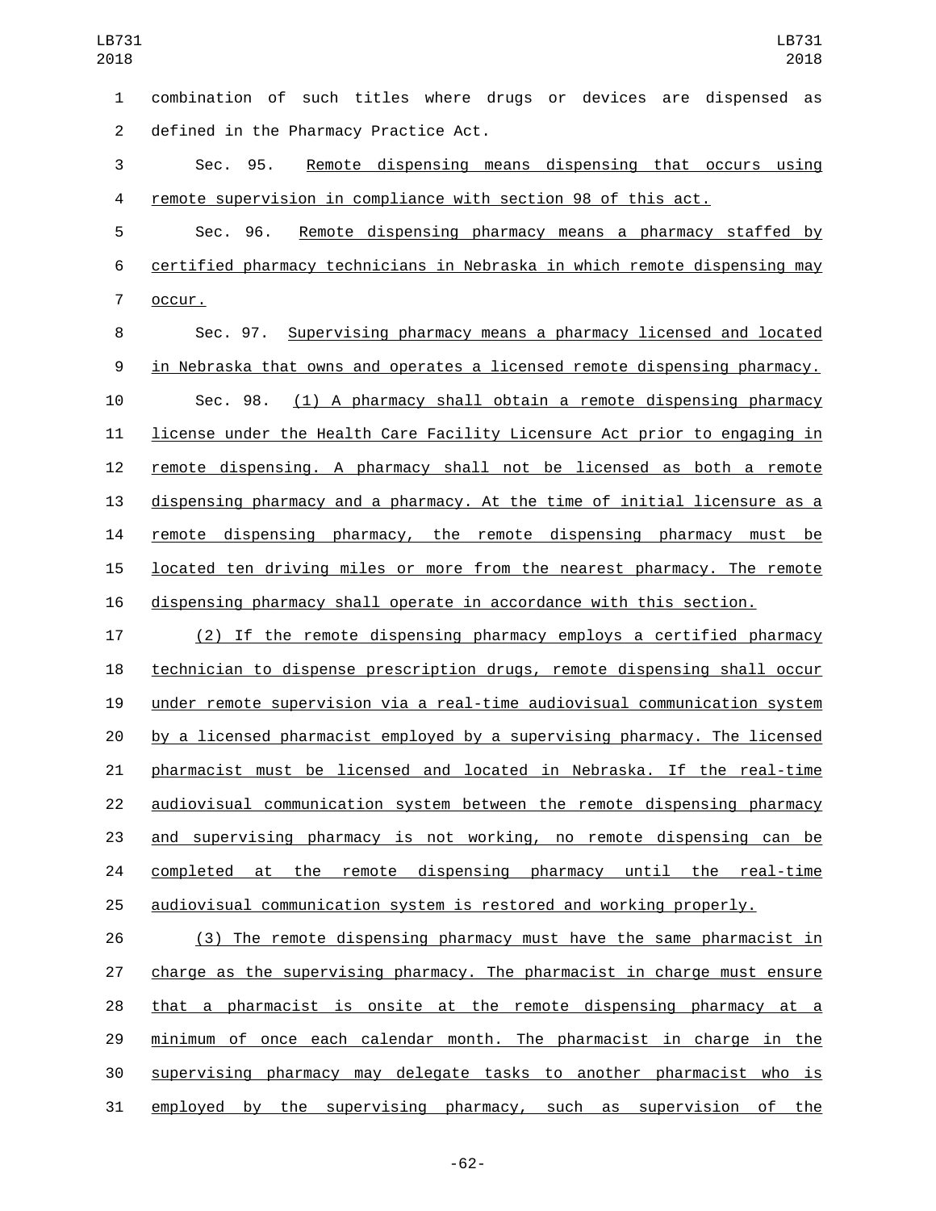combination of such titles where drugs or devices are dispensed as defined in the Pharmacy Practice Act.

Sec. 95. Remote dispensing means dispensing that occurs using remote supervision in compliance with section 98 of this act.

Sec. 96. Remote dispensing pharmacy means a pharmacy staffed by certified pharmacy technicians in Nebraska in which remote dispensing may occur.

Sec. 97. Supervising pharmacy means a pharmacy licensed and located in Nebraska that owns and operates a licensed remote dispensing pharmacy.

Sec. 98. (1) A pharmacy shall obtain a remote dispensing pharmacy license under the Health Care Facility Licensure Act prior to engaging in remote dispensing. A pharmacy shall not be licensed as both a remote dispensing pharmacy and a pharmacy. At the time of initial licensure as a remote dispensing pharmacy, the remote dispensing pharmacy must be located ten driving miles or more from the nearest pharmacy. The remote dispensing pharmacy shall operate in accordance with this section.

(2) If the remote dispensing pharmacy employs a certified pharmacy technician to dispense prescription drugs, remote dispensing shall occur under remote supervision via a real-time audiovisual communication system by a licensed pharmacist employed by a supervising pharmacy. The licensed pharmacist must be licensed and located in Nebraska. If the real-time audiovisual communication system between the remote dispensing pharmacy and supervising pharmacy is not working, no remote dispensing can be completed at the remote dispensing pharmacy until the real-time audiovisual communication system is restored and working properly.

(3) The remote dispensing pharmacy must have the same pharmacist in charge as the supervising pharmacy. The pharmacist in charge must ensure that a pharmacist is onsite at the remote dispensing pharmacy at a minimum of once each calendar month. The pharmacist in charge in the supervising pharmacy may delegate tasks to another pharmacist who is employed by the supervising pharmacy, such as supervision of the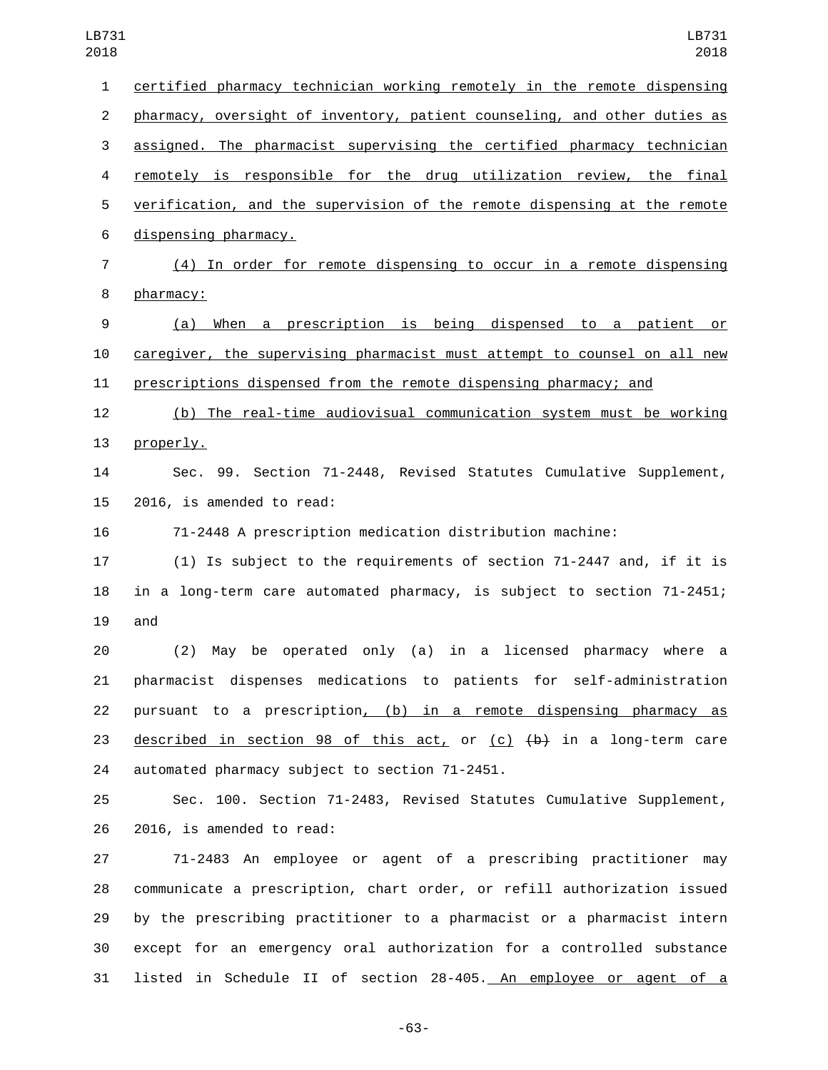certified pharmacy technician working remotely in the remote dispensing pharmacy, oversight of inventory, patient counseling, and other duties as assigned. The pharmacist supervising the certified pharmacy technician remotely is responsible for the drug utilization review, the final verification, and the supervision of the remote dispensing at the remote dispensing pharmacy.

(4) In order for remote dispensing to occur in a remote dispensing pharmacy:

(a) When a prescription is being dispensed to a patient or caregiver, the supervising pharmacist must attempt to counsel on all new prescriptions dispensed from the remote dispensing pharmacy; and

(b) The real-time audiovisual communication system must be working properly.

Sec. 99. Section 71-2448, Revised Statutes Cumulative Supplement, 2016, is amended to read:

71-2448 A prescription medication distribution machine:

(1) Is subject to the requirements of section 71-2447 and, if it is in a long-term care automated pharmacy, is subject to section 71-2451; and

(2) May be operated only (a) in a licensed pharmacy where a pharmacist dispenses medications to patients for self-administration pursuant to a prescription, (b) in a remote dispensing pharmacy as described in section 98 of this act, or (c) ~~(b)~~ in a long-term care automated pharmacy subject to section 71-2451.

Sec. 100. Section 71-2483, Revised Statutes Cumulative Supplement, 2016, is amended to read:

71-2483 An employee or agent of a prescribing practitioner may communicate a prescription, chart order, or refill authorization issued by the prescribing practitioner to a pharmacist or a pharmacist intern except for an emergency oral authorization for a controlled substance listed in Schedule II of section 28-405. An employee or agent of a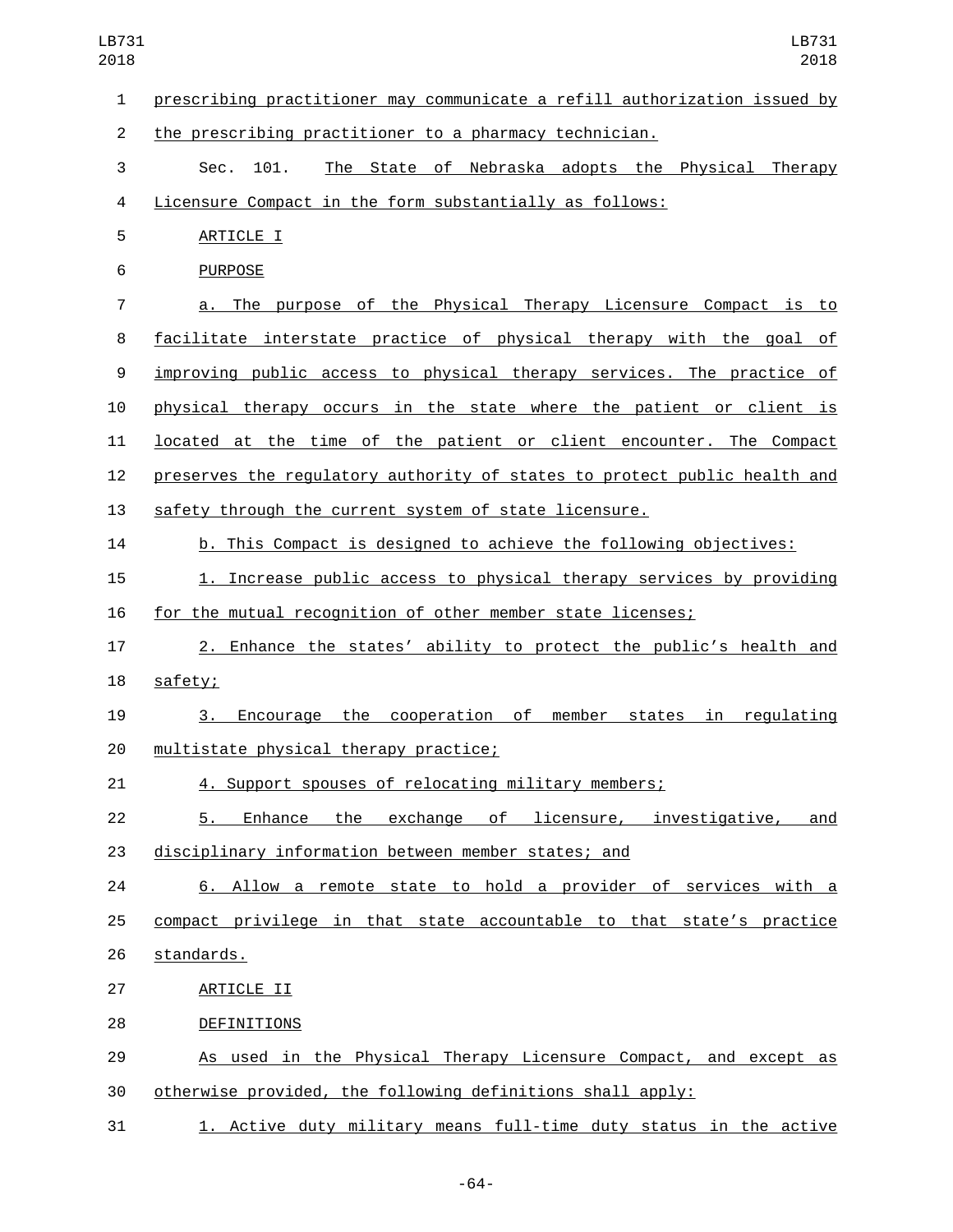prescribing practitioner may communicate a refill authorization issued by the prescribing practitioner to a pharmacy technician.

Sec. 101. The State of Nebraska adopts the Physical Therapy Licensure Compact in the form substantially as follows:

ARTICLE I

PURPOSE

a. The purpose of the Physical Therapy Licensure Compact is to facilitate interstate practice of physical therapy with the goal of improving public access to physical therapy services. The practice of physical therapy occurs in the state where the patient or client is located at the time of the patient or client encounter. The Compact preserves the regulatory authority of states to protect public health and safety through the current system of state licensure.

b. This Compact is designed to achieve the following objectives:

1. Increase public access to physical therapy services by providing for the mutual recognition of other member state licenses;

2. Enhance the states' ability to protect the public's health and safety;

3. Encourage the cooperation of member states in regulating multistate physical therapy practice;

4. Support spouses of relocating military members;

5. Enhance the exchange of licensure, investigative, and disciplinary information between member states; and

6. Allow a remote state to hold a provider of services with a compact privilege in that state accountable to that state's practice standards.

ARTICLE II

DEFINITIONS

As used in the Physical Therapy Licensure Compact, and except as otherwise provided, the following definitions shall apply:

1. Active duty military means full-time duty status in the active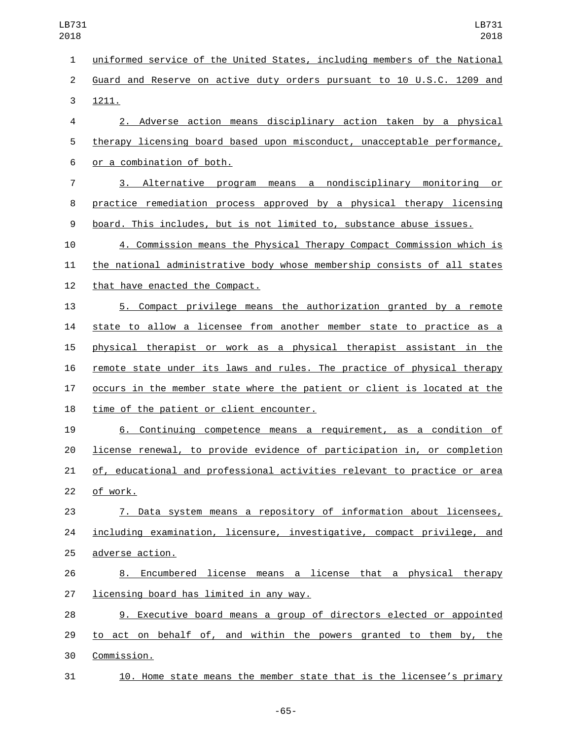uniformed service of the United States, including members of the National Guard and Reserve on active duty orders pursuant to 10 U.S.C. 1209 and 1211.

2. Adverse action means disciplinary action taken by a physical therapy licensing board based upon misconduct, unacceptable performance, or a combination of both.

3. Alternative program means a nondisciplinary monitoring or practice remediation process approved by a physical therapy licensing board. This includes, but is not limited to, substance abuse issues.

4. Commission means the Physical Therapy Compact Commission which is the national administrative body whose membership consists of all states that have enacted the Compact.

5. Compact privilege means the authorization granted by a remote state to allow a licensee from another member state to practice as a physical therapist or work as a physical therapist assistant in the remote state under its laws and rules. The practice of physical therapy occurs in the member state where the patient or client is located at the time of the patient or client encounter.

6. Continuing competence means a requirement, as a condition of license renewal, to provide evidence of participation in, or completion of, educational and professional activities relevant to practice or area of work.

7. Data system means a repository of information about licensees, including examination, licensure, investigative, compact privilege, and adverse action.

8. Encumbered license means a license that a physical therapy licensing board has limited in any way.

9. Executive board means a group of directors elected or appointed to act on behalf of, and within the powers granted to them by, the Commission.

10. Home state means the member state that is the licensee's primary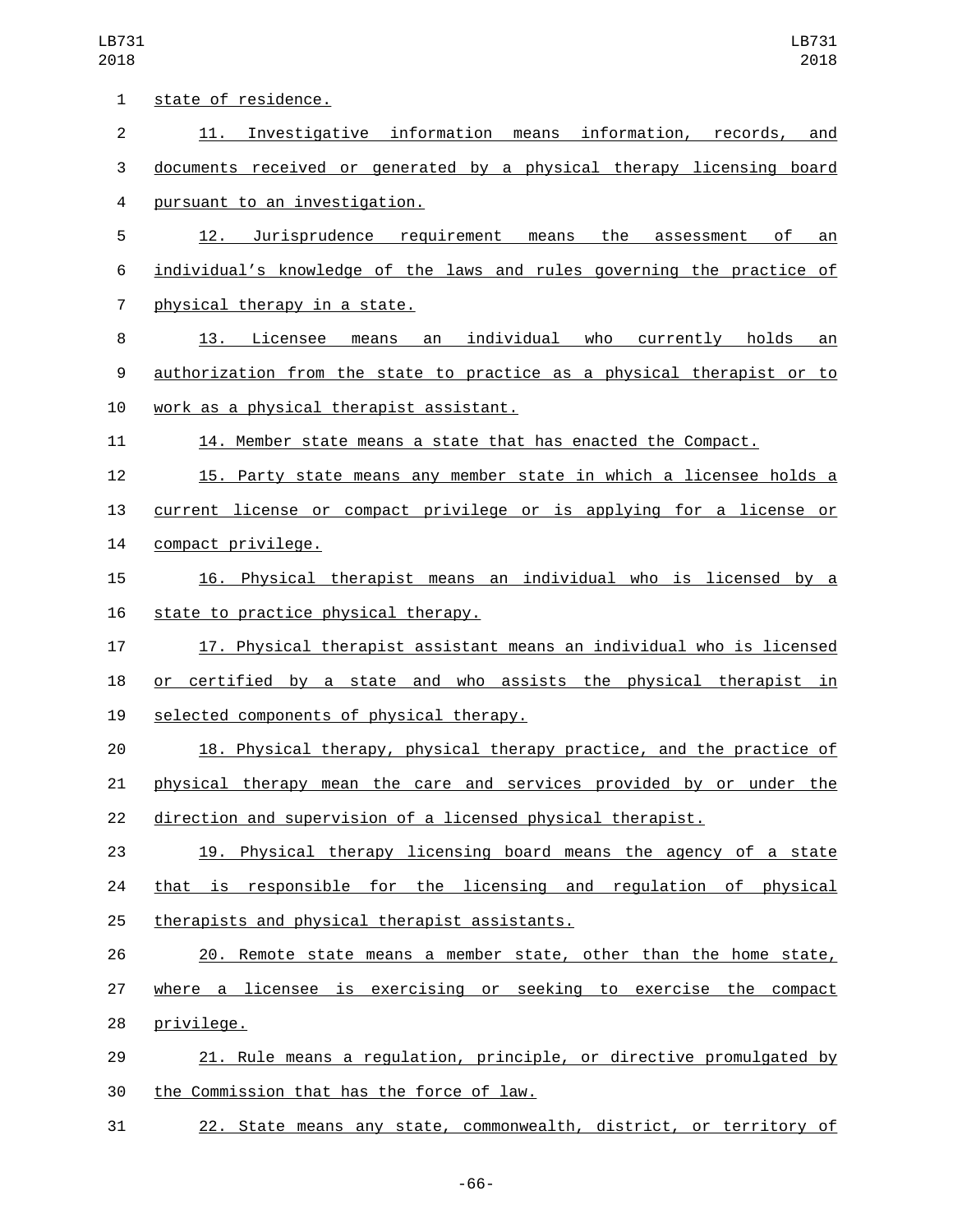state of residence.

11. Investigative information means information, records, and documents received or generated by a physical therapy licensing board pursuant to an investigation.

12. Jurisprudence requirement means the assessment of an individual’s knowledge of the laws and rules governing the practice of physical therapy in a state.

13. Licensee means an individual who currently holds an authorization from the state to practice as a physical therapist or to work as a physical therapist assistant.

14. Member state means a state that has enacted the Compact.

15. Party state means any member state in which a licensee holds a current license or compact privilege or is applying for a license or compact privilege.

16. Physical therapist means an individual who is licensed by a state to practice physical therapy.

17. Physical therapist assistant means an individual who is licensed or certified by a state and who assists the physical therapist in selected components of physical therapy.

18. Physical therapy, physical therapy practice, and the practice of physical therapy mean the care and services provided by or under the direction and supervision of a licensed physical therapist.

19. Physical therapy licensing board means the agency of a state that is responsible for the licensing and regulation of physical therapists and physical therapist assistants.

20. Remote state means a member state, other than the home state, where a licensee is exercising or seeking to exercise the compact privilege.

21. Rule means a regulation, principle, or directive promulgated by the Commission that has the force of law.

22. State means any state, commonwealth, district, or territory of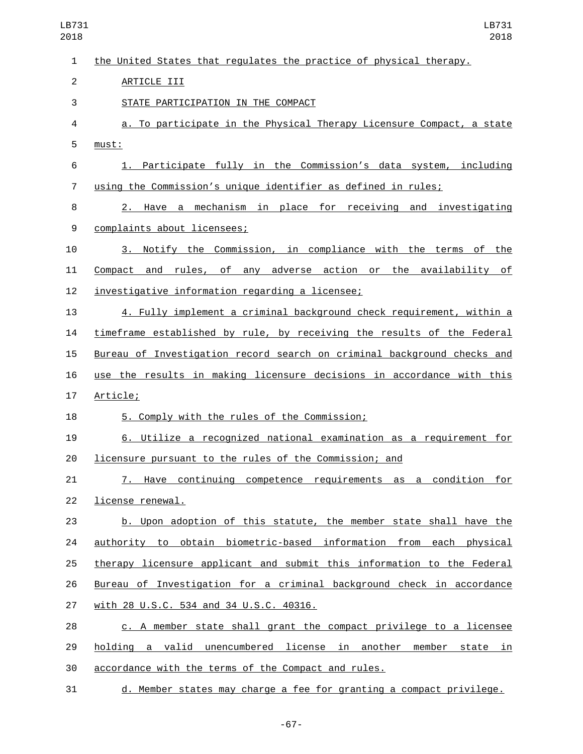the United States that regulates the practice of physical therapy.

ARTICLE III

STATE PARTICIPATION IN THE COMPACT

a. To participate in the Physical Therapy Licensure Compact, a state must:

1. Participate fully in the Commission's data system, including using the Commission's unique identifier as defined in rules;

2. Have a mechanism in place for receiving and investigating complaints about licensees;

3. Notify the Commission, in compliance with the terms of the Compact and rules, of any adverse action or the availability of investigative information regarding a licensee;

4. Fully implement a criminal background check requirement, within a timeframe established by rule, by receiving the results of the Federal Bureau of Investigation record search on criminal background checks and use the results in making licensure decisions in accordance with this Article;

5. Comply with the rules of the Commission;

6. Utilize a recognized national examination as a requirement for licensure pursuant to the rules of the Commission; and

7. Have continuing competence requirements as a condition for license renewal.

b. Upon adoption of this statute, the member state shall have the authority to obtain biometric-based information from each physical therapy licensure applicant and submit this information to the Federal Bureau of Investigation for a criminal background check in accordance with 28 U.S.C. 534 and 34 U.S.C. 40316.

c. A member state shall grant the compact privilege to a licensee holding a valid unencumbered license in another member state in accordance with the terms of the Compact and rules.

d. Member states may charge a fee for granting a compact privilege.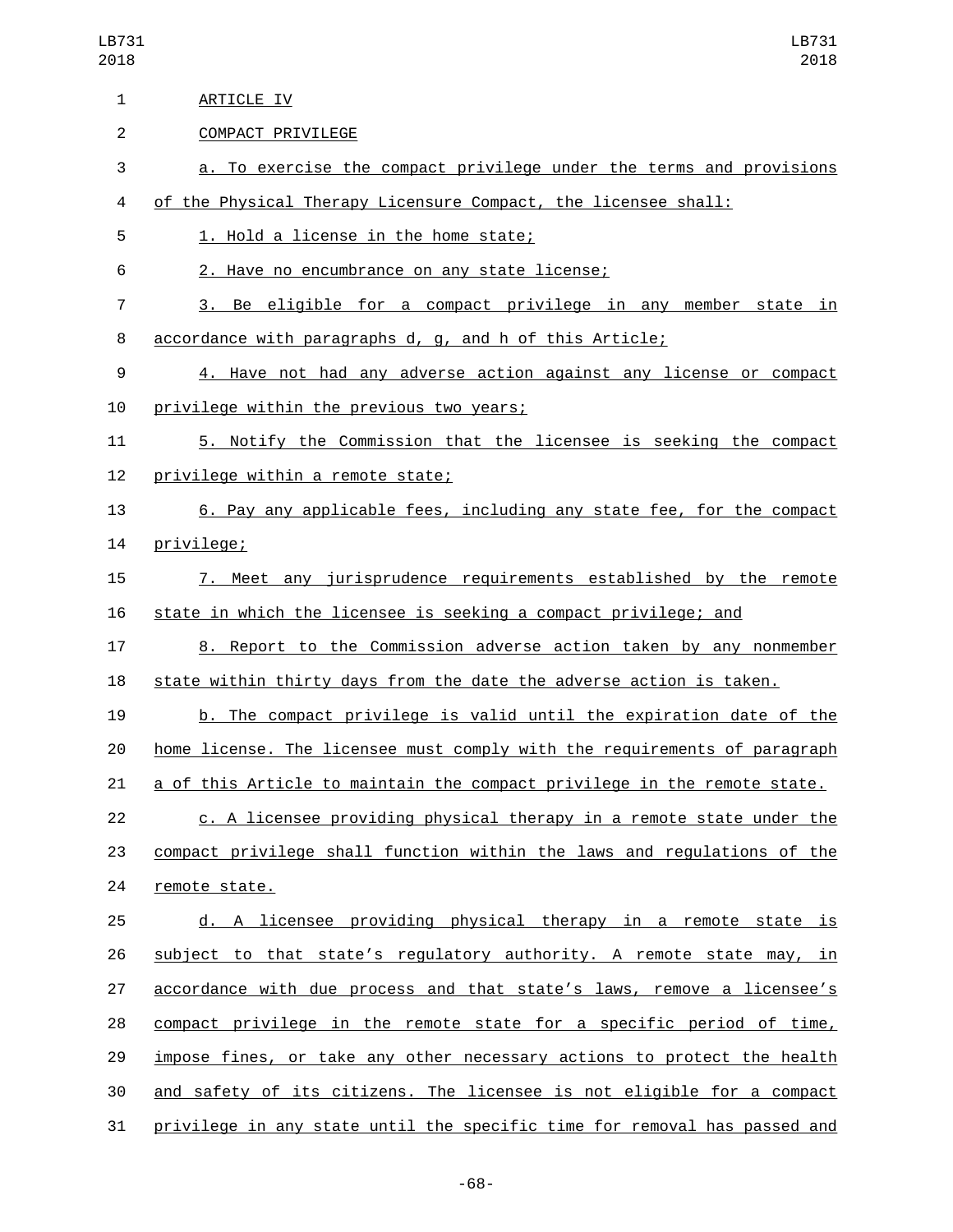ARTICLE IV

COMPACT PRIVILEGE

a. To exercise the compact privilege under the terms and provisions of the Physical Therapy Licensure Compact, the licensee shall:

1. Hold a license in the home state;

2. Have no encumbrance on any state license;

3. Be eligible for a compact privilege in any member state in accordance with paragraphs d, g, and h of this Article;

4. Have not had any adverse action against any license or compact privilege within the previous two years;

5. Notify the Commission that the licensee is seeking the compact privilege within a remote state;

6. Pay any applicable fees, including any state fee, for the compact privilege;

7. Meet any jurisprudence requirements established by the remote state in which the licensee is seeking a compact privilege; and

8. Report to the Commission adverse action taken by any nonmember state within thirty days from the date the adverse action is taken.

b. The compact privilege is valid until the expiration date of the home license. The licensee must comply with the requirements of paragraph a of this Article to maintain the compact privilege in the remote state.

c. A licensee providing physical therapy in a remote state under the compact privilege shall function within the laws and regulations of the remote state.

d. A licensee providing physical therapy in a remote state is subject to that state's regulatory authority. A remote state may, in accordance with due process and that state's laws, remove a licensee's compact privilege in the remote state for a specific period of time, impose fines, or take any other necessary actions to protect the health and safety of its citizens. The licensee is not eligible for a compact privilege in any state until the specific time for removal has passed and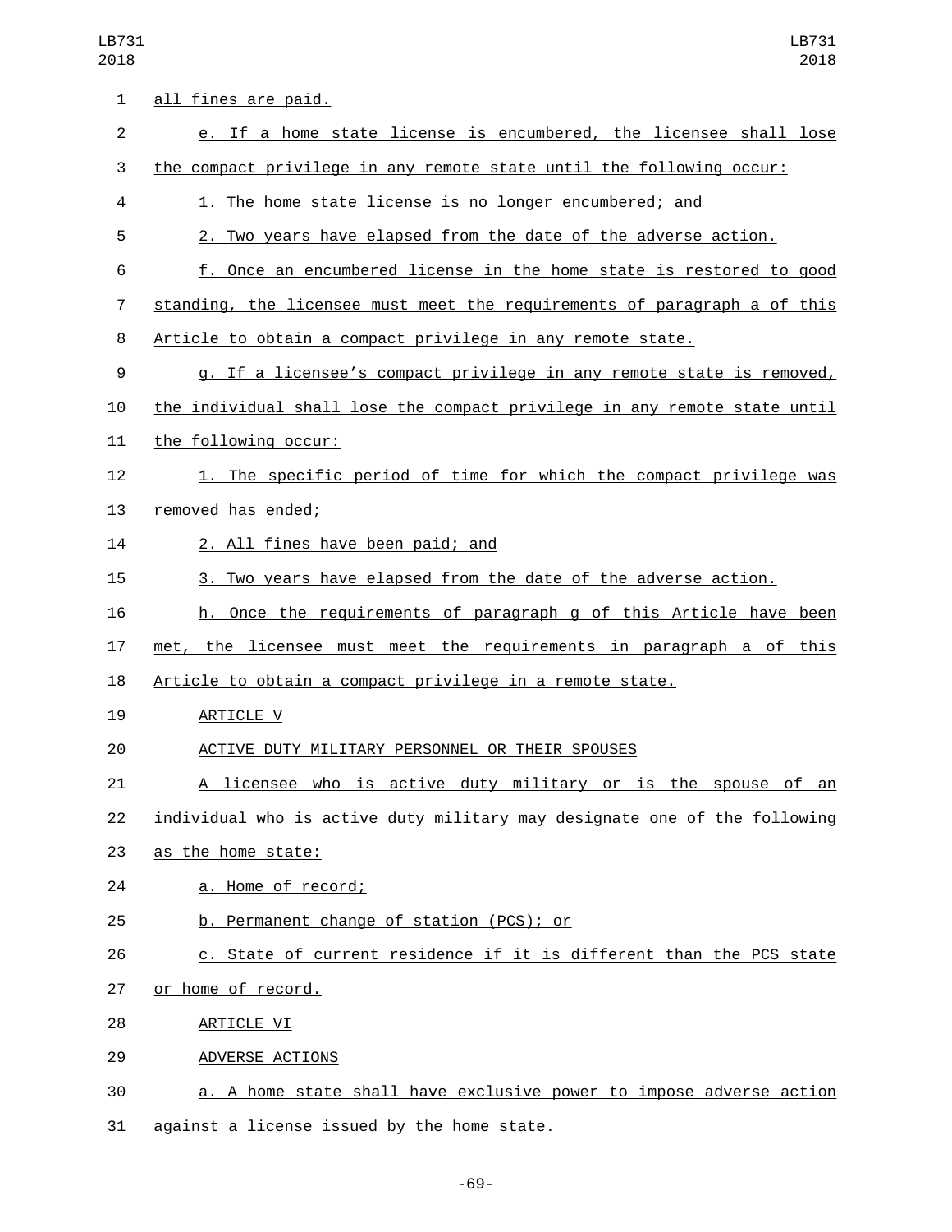all fines are paid.

e. If a home state license is encumbered, the licensee shall lose the compact privilege in any remote state until the following occur:

1. The home state license is no longer encumbered; and

2. Two years have elapsed from the date of the adverse action.

f. Once an encumbered license in the home state is restored to good standing, the licensee must meet the requirements of paragraph a of this Article to obtain a compact privilege in any remote state.

g. If a licensee's compact privilege in any remote state is removed, the individual shall lose the compact privilege in any remote state until the following occur:

1. The specific period of time for which the compact privilege was removed has ended;

2. All fines have been paid; and

3. Two years have elapsed from the date of the adverse action.

h. Once the requirements of paragraph g of this Article have been met, the licensee must meet the requirements in paragraph a of this Article to obtain a compact privilege in a remote state.

ARTICLE V

ACTIVE DUTY MILITARY PERSONNEL OR THEIR SPOUSES

A licensee who is active duty military or is the spouse of an individual who is active duty military may designate one of the following as the home state:

a. Home of record;

b. Permanent change of station (PCS); or

c. State of current residence if it is different than the PCS state or home of record.

ARTICLE VI

ADVERSE ACTIONS

a. A home state shall have exclusive power to impose adverse action against a license issued by the home state.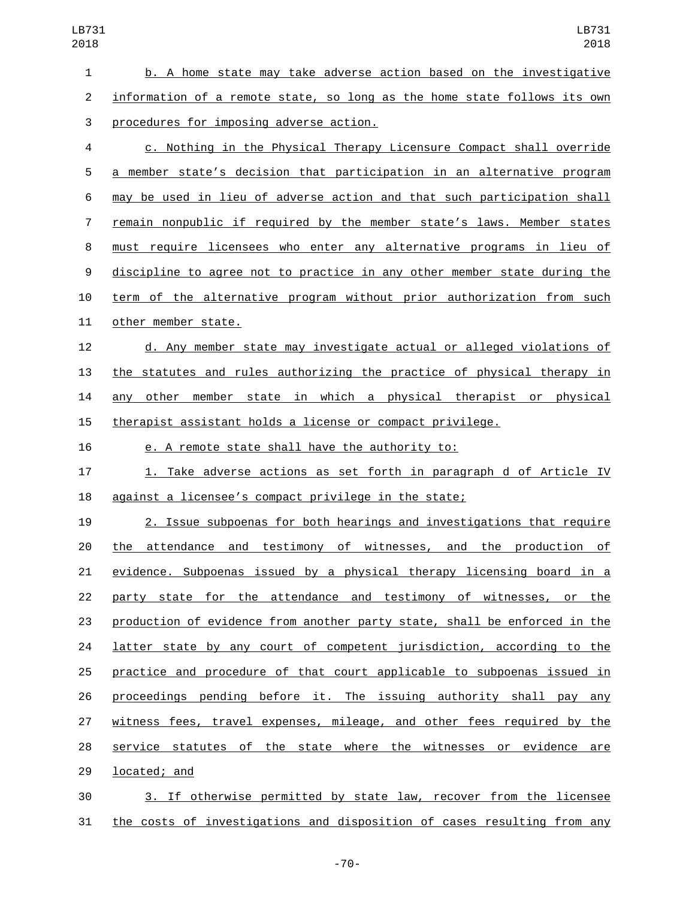b. A home state may take adverse action based on the investigative information of a remote state, so long as the home state follows its own procedures for imposing adverse action.

c. Nothing in the Physical Therapy Licensure Compact shall override a member state's decision that participation in an alternative program may be used in lieu of adverse action and that such participation shall remain nonpublic if required by the member state's laws. Member states must require licensees who enter any alternative programs in lieu of discipline to agree not to practice in any other member state during the term of the alternative program without prior authorization from such other member state.

d. Any member state may investigate actual or alleged violations of the statutes and rules authorizing the practice of physical therapy in any other member state in which a physical therapist or physical therapist assistant holds a license or compact privilege.

e. A remote state shall have the authority to:

1. Take adverse actions as set forth in paragraph d of Article IV against a licensee's compact privilege in the state;

2. Issue subpoenas for both hearings and investigations that require the attendance and testimony of witnesses, and the production of evidence. Subpoenas issued by a physical therapy licensing board in a party state for the attendance and testimony of witnesses, or the production of evidence from another party state, shall be enforced in the latter state by any court of competent jurisdiction, according to the practice and procedure of that court applicable to subpoenas issued in proceedings pending before it. The issuing authority shall pay any witness fees, travel expenses, mileage, and other fees required by the service statutes of the state where the witnesses or evidence are located; and

3. If otherwise permitted by state law, recover from the licensee the costs of investigations and disposition of cases resulting from any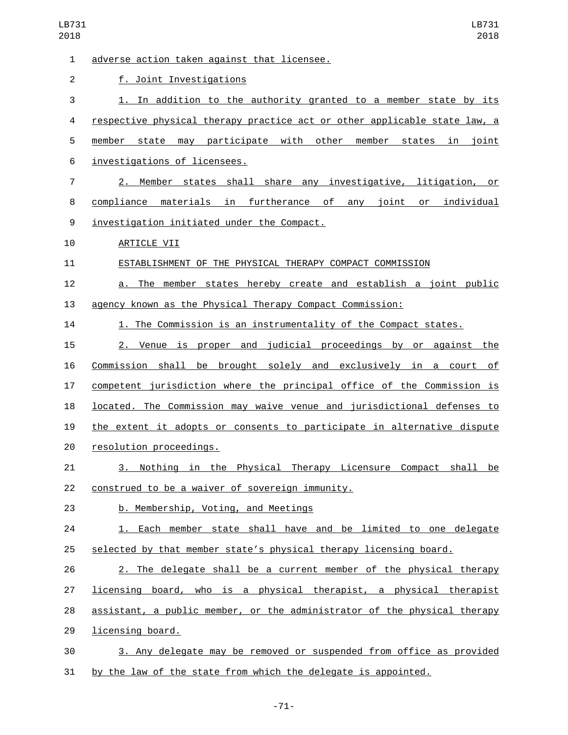adverse action taken against that licensee.

f. Joint Investigations

1. In addition to the authority granted to a member state by its respective physical therapy practice act or other applicable state law, a member state may participate with other member states in joint investigations of licensees.

2. Member states shall share any investigative, litigation, or compliance materials in furtherance of any joint or individual investigation initiated under the Compact.

ARTICLE VII

ESTABLISHMENT OF THE PHYSICAL THERAPY COMPACT COMMISSION

a. The member states hereby create and establish a joint public agency known as the Physical Therapy Compact Commission:

1. The Commission is an instrumentality of the Compact states.

2. Venue is proper and judicial proceedings by or against the Commission shall be brought solely and exclusively in a court of competent jurisdiction where the principal office of the Commission is located. The Commission may waive venue and jurisdictional defenses to the extent it adopts or consents to participate in alternative dispute resolution proceedings.

3. Nothing in the Physical Therapy Licensure Compact shall be construed to be a waiver of sovereign immunity.

b. Membership, Voting, and Meetings

1. Each member state shall have and be limited to one delegate selected by that member state's physical therapy licensing board.

2. The delegate shall be a current member of the physical therapy licensing board, who is a physical therapist, a physical therapist assistant, a public member, or the administrator of the physical therapy licensing board.

3. Any delegate may be removed or suspended from office as provided by the law of the state from which the delegate is appointed.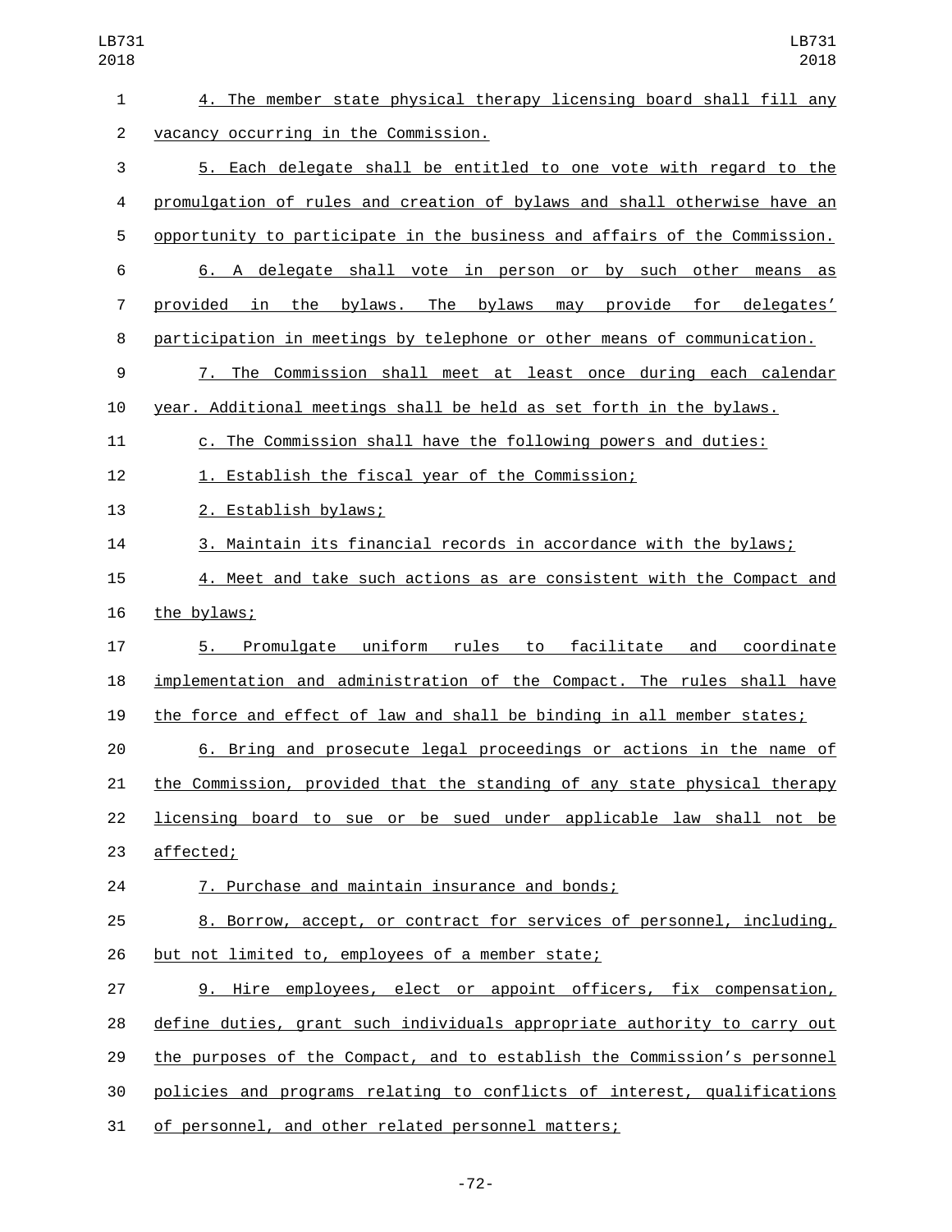4. The member state physical therapy licensing board shall fill any vacancy occurring in the Commission.

5. Each delegate shall be entitled to one vote with regard to the promulgation of rules and creation of bylaws and shall otherwise have an opportunity to participate in the business and affairs of the Commission.

6. A delegate shall vote in person or by such other means as provided in the bylaws. The bylaws may provide for delegates' participation in meetings by telephone or other means of communication.

7. The Commission shall meet at least once during each calendar year. Additional meetings shall be held as set forth in the bylaws.

c. The Commission shall have the following powers and duties:

1. Establish the fiscal year of the Commission;

2. Establish bylaws;

3. Maintain its financial records in accordance with the bylaws;

4. Meet and take such actions as are consistent with the Compact and the bylaws;

5. Promulgate uniform rules to facilitate and coordinate implementation and administration of the Compact. The rules shall have the force and effect of law and shall be binding in all member states;

6. Bring and prosecute legal proceedings or actions in the name of the Commission, provided that the standing of any state physical therapy licensing board to sue or be sued under applicable law shall not be affected;

7. Purchase and maintain insurance and bonds;

8. Borrow, accept, or contract for services of personnel, including, but not limited to, employees of a member state;

9. Hire employees, elect or appoint officers, fix compensation, define duties, grant such individuals appropriate authority to carry out the purposes of the Compact, and to establish the Commission's personnel policies and programs relating to conflicts of interest, qualifications of personnel, and other related personnel matters;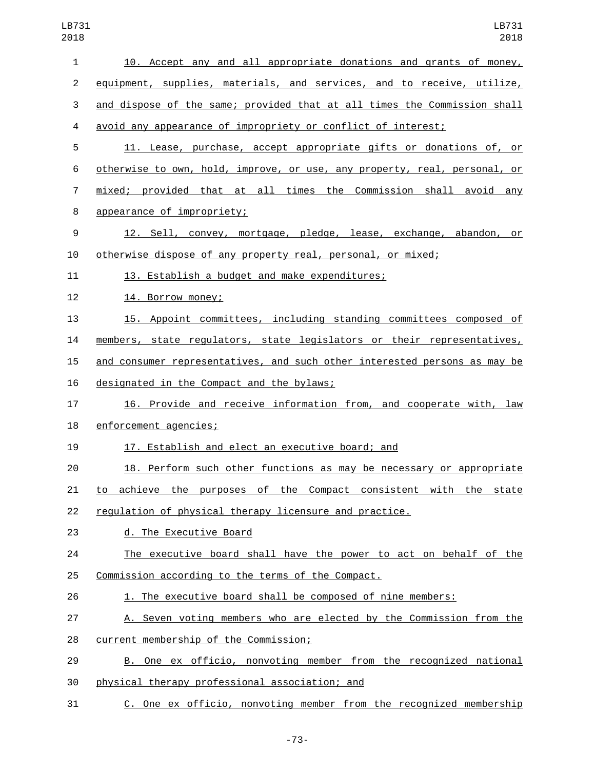10. Accept any and all appropriate donations and grants of money, equipment, supplies, materials, and services, and to receive, utilize, and dispose of the same; provided that at all times the Commission shall avoid any appearance of impropriety or conflict of interest;

11. Lease, purchase, accept appropriate gifts or donations of, or otherwise to own, hold, improve, or use, any property, real, personal, or mixed; provided that at all times the Commission shall avoid any appearance of impropriety;

12. Sell, convey, mortgage, pledge, lease, exchange, abandon, or otherwise dispose of any property real, personal, or mixed;

13. Establish a budget and make expenditures;

14. Borrow money;

15. Appoint committees, including standing committees composed of members, state regulators, state legislators or their representatives, and consumer representatives, and such other interested persons as may be designated in the Compact and the bylaws;

16. Provide and receive information from, and cooperate with, law enforcement agencies;

17. Establish and elect an executive board; and

18. Perform such other functions as may be necessary or appropriate to achieve the purposes of the Compact consistent with the state regulation of physical therapy licensure and practice.

d. The Executive Board

The executive board shall have the power to act on behalf of the Commission according to the terms of the Compact.

1. The executive board shall be composed of nine members:

A. Seven voting members who are elected by the Commission from the current membership of the Commission;

B. One ex officio, nonvoting member from the recognized national physical therapy professional association; and

C. One ex officio, nonvoting member from the recognized membership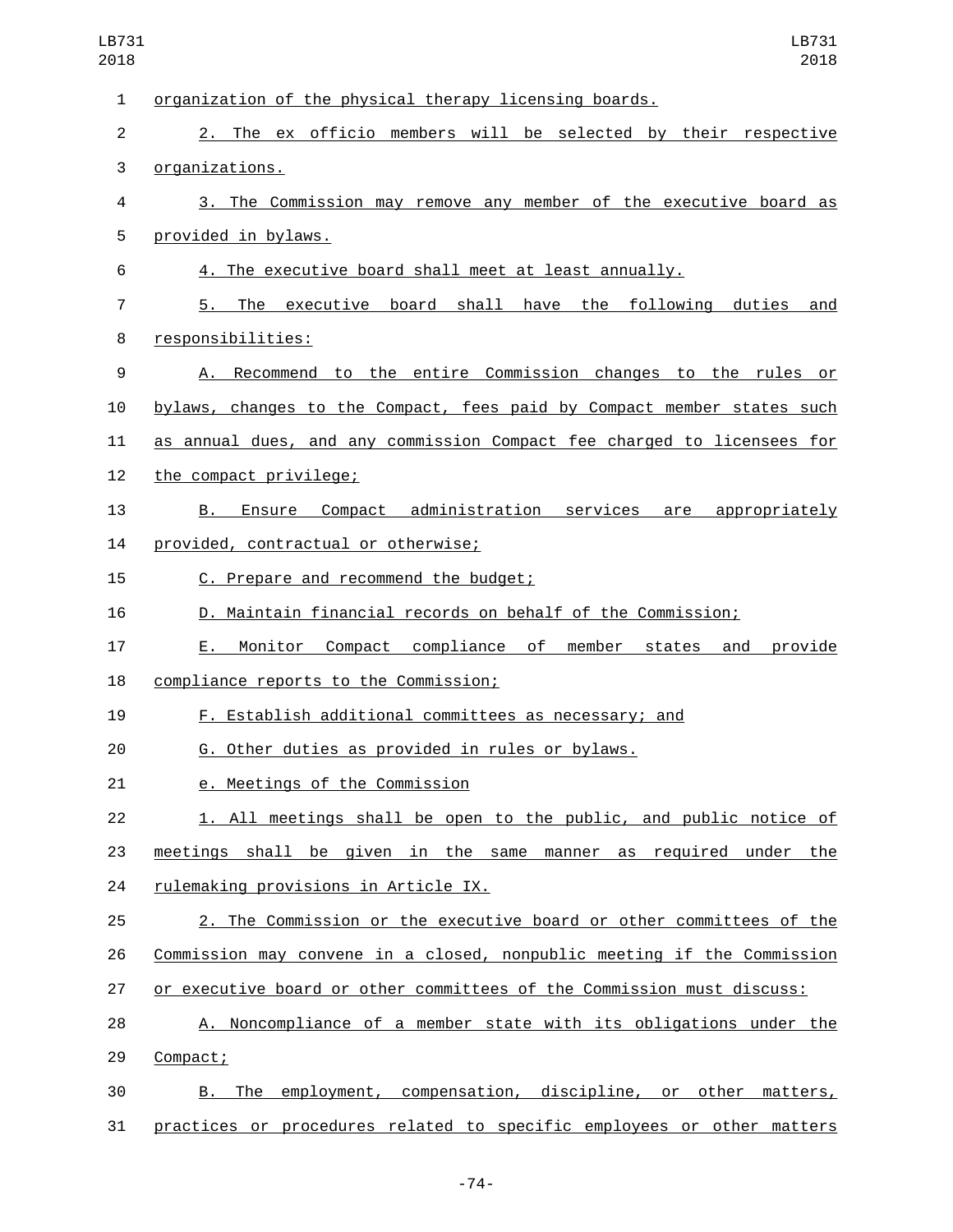organization of the physical therapy licensing boards.

2. The ex officio members will be selected by their respective organizations.

3. The Commission may remove any member of the executive board as provided in bylaws.

4. The executive board shall meet at least annually.

5. The executive board shall have the following duties and responsibilities:

A. Recommend to the entire Commission changes to the rules or bylaws, changes to the Compact, fees paid by Compact member states such as annual dues, and any commission Compact fee charged to licensees for the compact privilege;

B. Ensure Compact administration services are appropriately provided, contractual or otherwise;

C. Prepare and recommend the budget;

D. Maintain financial records on behalf of the Commission;

E. Monitor Compact compliance of member states and provide compliance reports to the Commission;

F. Establish additional committees as necessary; and

G. Other duties as provided in rules or bylaws.

e. Meetings of the Commission

1. All meetings shall be open to the public, and public notice of meetings shall be given in the same manner as required under the rulemaking provisions in Article IX.

2. The Commission or the executive board or other committees of the Commission may convene in a closed, nonpublic meeting if the Commission or executive board or other committees of the Commission must discuss:

A. Noncompliance of a member state with its obligations under the Compact;

B. The employment, compensation, discipline, or other matters, practices or procedures related to specific employees or other matters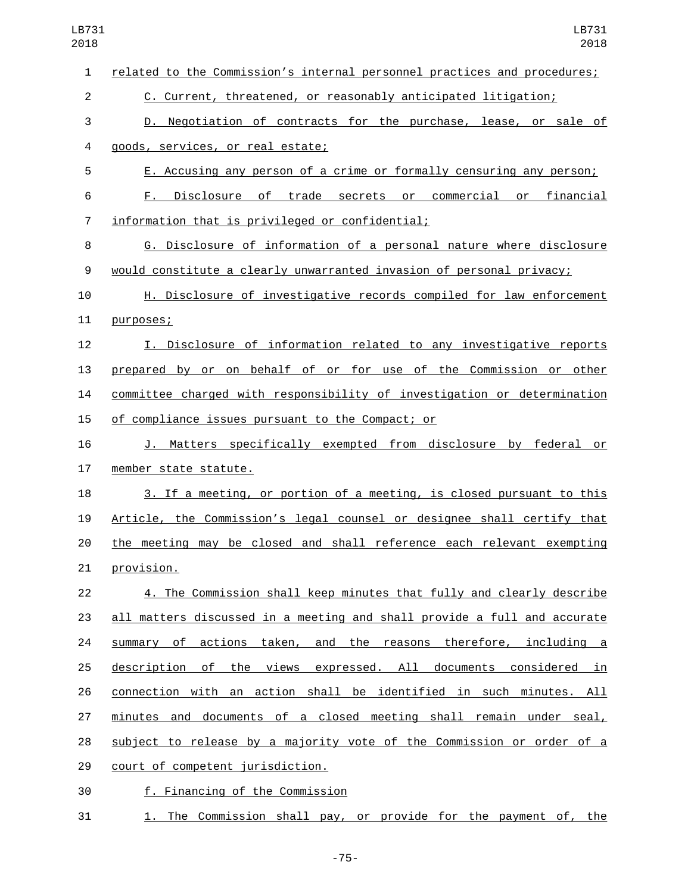related to the Commission's internal personnel practices and procedures;

C. Current, threatened, or reasonably anticipated litigation;

D. Negotiation of contracts for the purchase, lease, or sale of goods, services, or real estate;

E. Accusing any person of a crime or formally censuring any person;

F. Disclosure of trade secrets or commercial or financial information that is privileged or confidential;

G. Disclosure of information of a personal nature where disclosure would constitute a clearly unwarranted invasion of personal privacy;

H. Disclosure of investigative records compiled for law enforcement purposes;

I. Disclosure of information related to any investigative reports prepared by or on behalf of or for use of the Commission or other committee charged with responsibility of investigation or determination of compliance issues pursuant to the Compact; or

J. Matters specifically exempted from disclosure by federal or member state statute.

3. If a meeting, or portion of a meeting, is closed pursuant to this Article, the Commission's legal counsel or designee shall certify that the meeting may be closed and shall reference each relevant exempting provision.

4. The Commission shall keep minutes that fully and clearly describe all matters discussed in a meeting and shall provide a full and accurate summary of actions taken, and the reasons therefore, including a description of the views expressed. All documents considered in connection with an action shall be identified in such minutes. All minutes and documents of a closed meeting shall remain under seal, subject to release by a majority vote of the Commission or order of a court of competent jurisdiction.

f. Financing of the Commission

1. The Commission shall pay, or provide for the payment of, the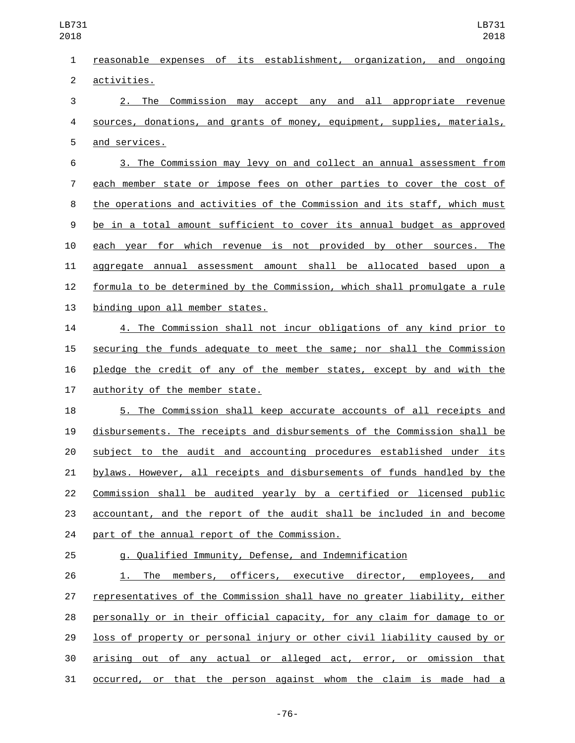reasonable expenses of its establishment, organization, and ongoing activities.

2. The Commission may accept any and all appropriate revenue sources, donations, and grants of money, equipment, supplies, materials, and services.

3. The Commission may levy on and collect an annual assessment from each member state or impose fees on other parties to cover the cost of the operations and activities of the Commission and its staff, which must be in a total amount sufficient to cover its annual budget as approved each year for which revenue is not provided by other sources. The aggregate annual assessment amount shall be allocated based upon a formula to be determined by the Commission, which shall promulgate a rule binding upon all member states.

4. The Commission shall not incur obligations of any kind prior to securing the funds adequate to meet the same; nor shall the Commission pledge the credit of any of the member states, except by and with the authority of the member state.

5. The Commission shall keep accurate accounts of all receipts and disbursements. The receipts and disbursements of the Commission shall be subject to the audit and accounting procedures established under its bylaws. However, all receipts and disbursements of funds handled by the Commission shall be audited yearly by a certified or licensed public accountant, and the report of the audit shall be included in and become part of the annual report of the Commission.

g. Qualified Immunity, Defense, and Indemnification

1. The members, officers, executive director, employees, and representatives of the Commission shall have no greater liability, either personally or in their official capacity, for any claim for damage to or loss of property or personal injury or other civil liability caused by or arising out of any actual or alleged act, error, or omission that occurred, or that the person against whom the claim is made had a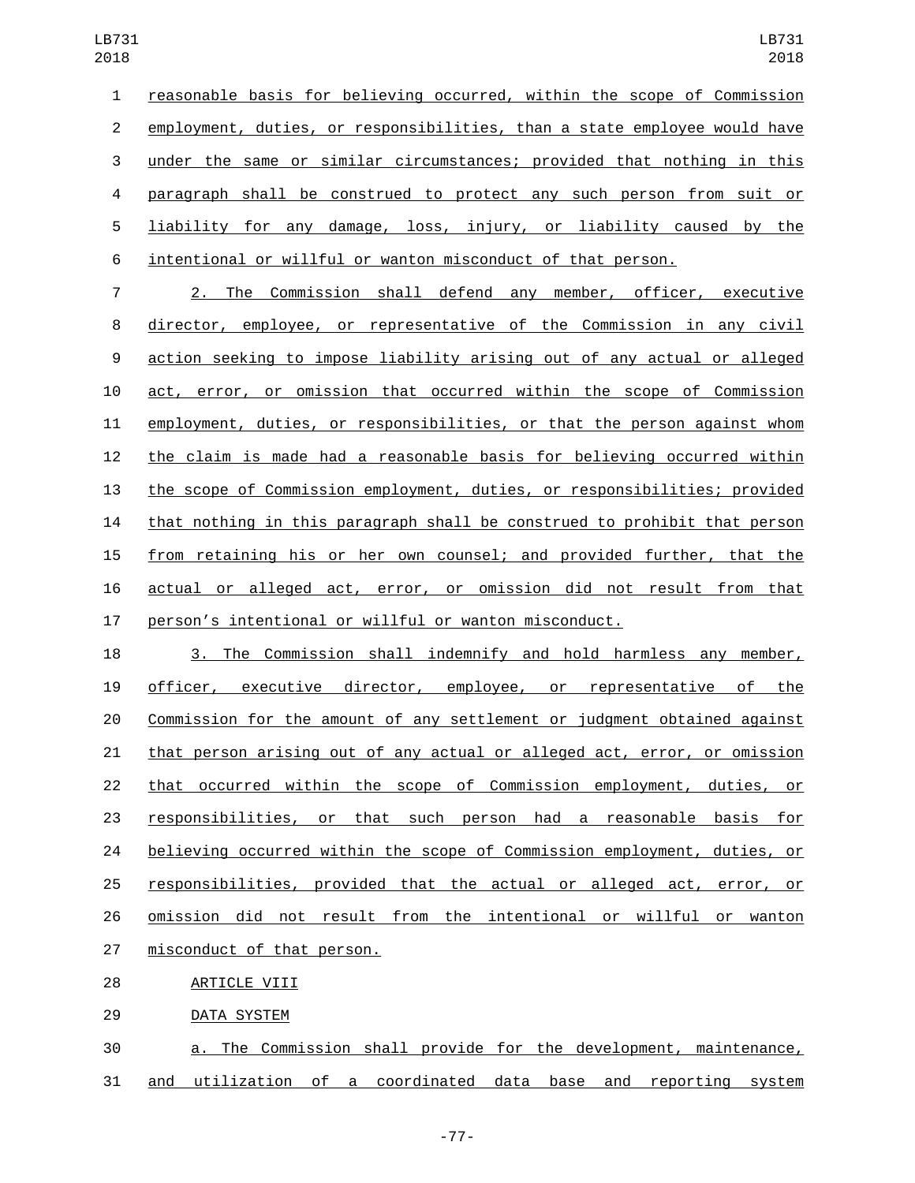reasonable basis for believing occurred, within the scope of Commission employment, duties, or responsibilities, than a state employee would have under the same or similar circumstances; provided that nothing in this paragraph shall be construed to protect any such person from suit or liability for any damage, loss, injury, or liability caused by the intentional or willful or wanton misconduct of that person.

2. The Commission shall defend any member, officer, executive director, employee, or representative of the Commission in any civil action seeking to impose liability arising out of any actual or alleged act, error, or omission that occurred within the scope of Commission employment, duties, or responsibilities, or that the person against whom the claim is made had a reasonable basis for believing occurred within the scope of Commission employment, duties, or responsibilities; provided that nothing in this paragraph shall be construed to prohibit that person from retaining his or her own counsel; and provided further, that the actual or alleged act, error, or omission did not result from that person's intentional or willful or wanton misconduct.

3. The Commission shall indemnify and hold harmless any member, officer, executive director, employee, or representative of the Commission for the amount of any settlement or judgment obtained against that person arising out of any actual or alleged act, error, or omission that occurred within the scope of Commission employment, duties, or responsibilities, or that such person had a reasonable basis for believing occurred within the scope of Commission employment, duties, or responsibilities, provided that the actual or alleged act, error, or omission did not result from the intentional or willful or wanton misconduct of that person.

ARTICLE VIII

DATA SYSTEM

a. The Commission shall provide for the development, maintenance, and utilization of a coordinated data base and reporting system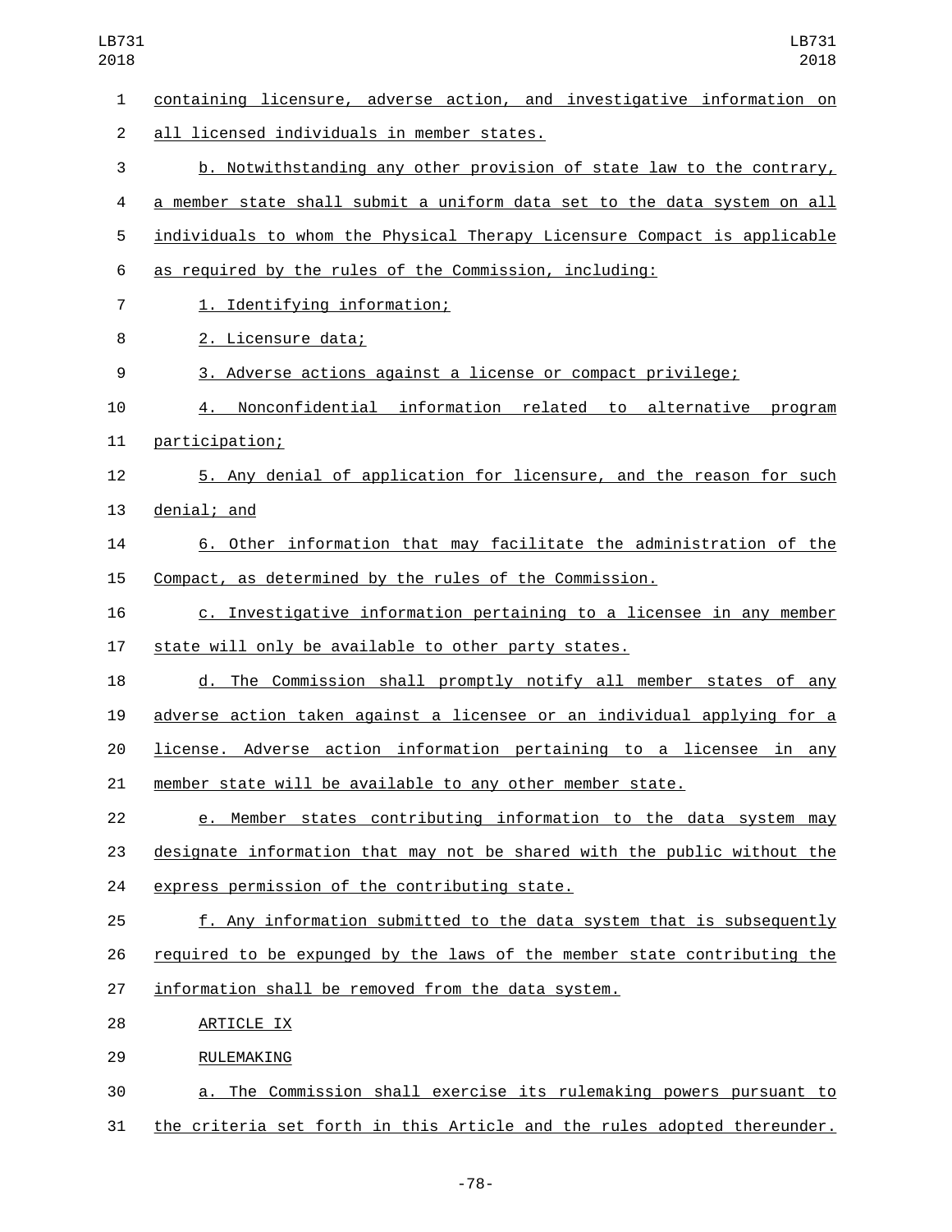containing licensure, adverse action, and investigative information on all licensed individuals in member states.

b. Notwithstanding any other provision of state law to the contrary, a member state shall submit a uniform data set to the data system on all individuals to whom the Physical Therapy Licensure Compact is applicable as required by the rules of the Commission, including:

1. Identifying information;

2. Licensure data;

3. Adverse actions against a license or compact privilege;

4. Nonconfidential information related to alternative program participation;

5. Any denial of application for licensure, and the reason for such denial; and

6. Other information that may facilitate the administration of the Compact, as determined by the rules of the Commission.

c. Investigative information pertaining to a licensee in any member state will only be available to other party states.

d. The Commission shall promptly notify all member states of any adverse action taken against a licensee or an individual applying for a license. Adverse action information pertaining to a licensee in any member state will be available to any other member state.

e. Member states contributing information to the data system may designate information that may not be shared with the public without the express permission of the contributing state.

f. Any information submitted to the data system that is subsequently required to be expunged by the laws of the member state contributing the information shall be removed from the data system.

ARTICLE IX

RULEMAKING

a. The Commission shall exercise its rulemaking powers pursuant to the criteria set forth in this Article and the rules adopted thereunder.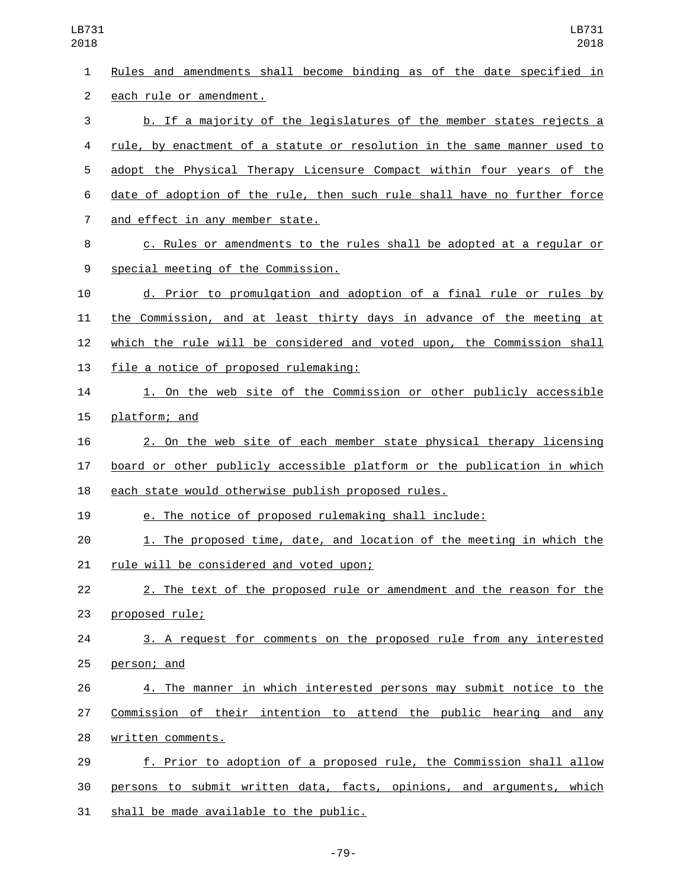Rules and amendments shall become binding as of the date specified in each rule or amendment.

b. If a majority of the legislatures of the member states rejects a rule, by enactment of a statute or resolution in the same manner used to adopt the Physical Therapy Licensure Compact within four years of the date of adoption of the rule, then such rule shall have no further force and effect in any member state.

c. Rules or amendments to the rules shall be adopted at a regular or special meeting of the Commission.

d. Prior to promulgation and adoption of a final rule or rules by the Commission, and at least thirty days in advance of the meeting at which the rule will be considered and voted upon, the Commission shall file a notice of proposed rulemaking:

1. On the web site of the Commission or other publicly accessible platform; and

2. On the web site of each member state physical therapy licensing board or other publicly accessible platform or the publication in which each state would otherwise publish proposed rules.

e. The notice of proposed rulemaking shall include:

1. The proposed time, date, and location of the meeting in which the rule will be considered and voted upon;

2. The text of the proposed rule or amendment and the reason for the proposed rule;

3. A request for comments on the proposed rule from any interested person; and

4. The manner in which interested persons may submit notice to the Commission of their intention to attend the public hearing and any written comments.

f. Prior to adoption of a proposed rule, the Commission shall allow persons to submit written data, facts, opinions, and arguments, which shall be made available to the public.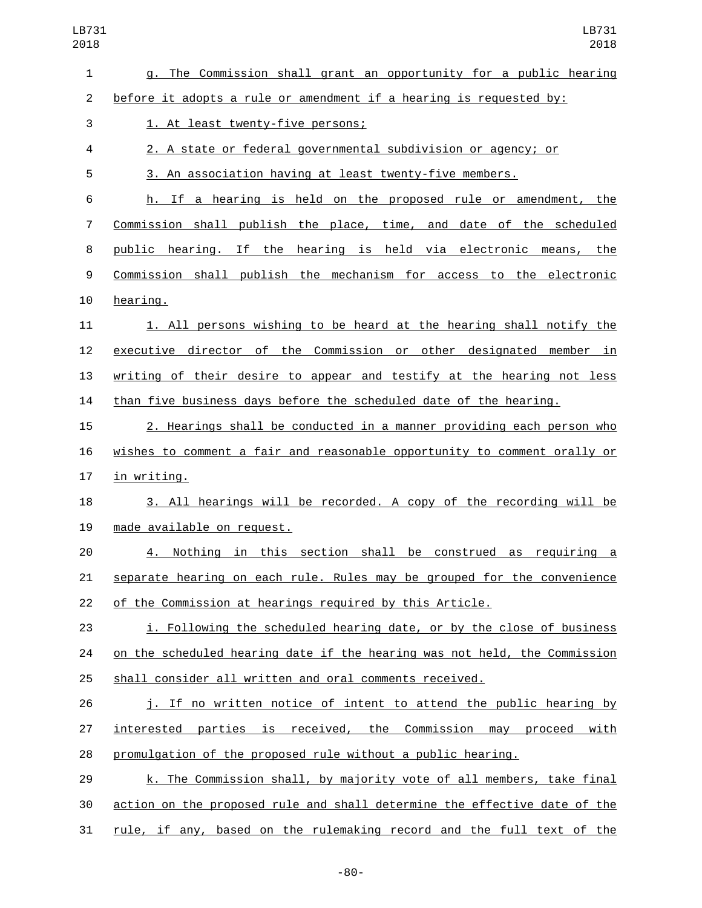g. The Commission shall grant an opportunity for a public hearing before it adopts a rule or amendment if a hearing is requested by:

1. At least twenty-five persons;

2. A state or federal governmental subdivision or agency; or

3. An association having at least twenty-five members.

h. If a hearing is held on the proposed rule or amendment, the Commission shall publish the place, time, and date of the scheduled public hearing. If the hearing is held via electronic means, the Commission shall publish the mechanism for access to the electronic hearing.

1. All persons wishing to be heard at the hearing shall notify the executive director of the Commission or other designated member in writing of their desire to appear and testify at the hearing not less than five business days before the scheduled date of the hearing.

2. Hearings shall be conducted in a manner providing each person who wishes to comment a fair and reasonable opportunity to comment orally or in writing.

3. All hearings will be recorded. A copy of the recording will be made available on request.

4. Nothing in this section shall be construed as requiring a separate hearing on each rule. Rules may be grouped for the convenience of the Commission at hearings required by this Article.

i. Following the scheduled hearing date, or by the close of business on the scheduled hearing date if the hearing was not held, the Commission shall consider all written and oral comments received.

j. If no written notice of intent to attend the public hearing by interested parties is received, the Commission may proceed with promulgation of the proposed rule without a public hearing.

k. The Commission shall, by majority vote of all members, take final action on the proposed rule and shall determine the effective date of the rule, if any, based on the rulemaking record and the full text of the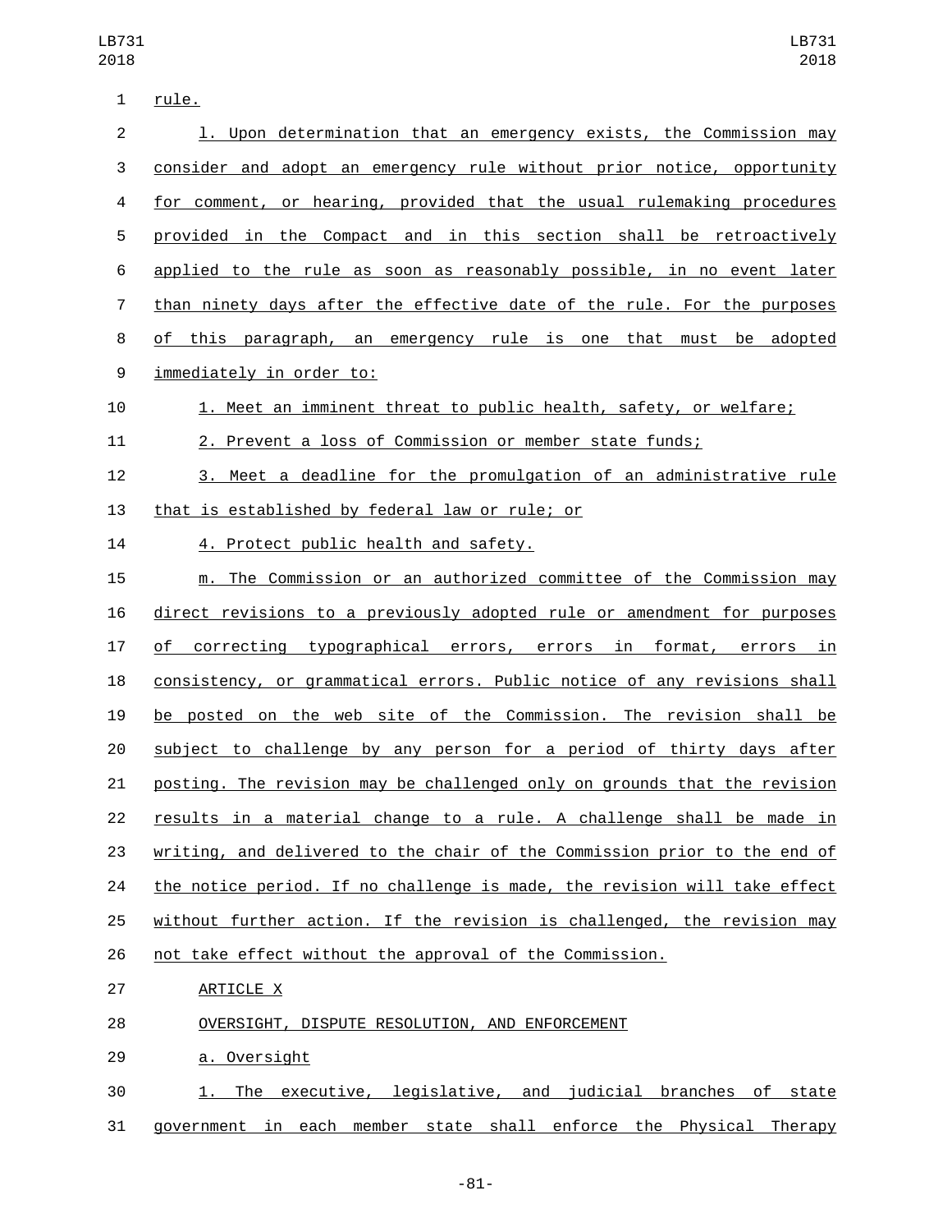rule.

l. Upon determination that an emergency exists, the Commission may consider and adopt an emergency rule without prior notice, opportunity for comment, or hearing, provided that the usual rulemaking procedures provided in the Compact and in this section shall be retroactively applied to the rule as soon as reasonably possible, in no event later than ninety days after the effective date of the rule. For the purposes of this paragraph, an emergency rule is one that must be adopted immediately in order to:

1. Meet an imminent threat to public health, safety, or welfare;

2. Prevent a loss of Commission or member state funds;

3. Meet a deadline for the promulgation of an administrative rule that is established by federal law or rule; or

4. Protect public health and safety.

m. The Commission or an authorized committee of the Commission may direct revisions to a previously adopted rule or amendment for purposes of correcting typographical errors, errors in format, errors in consistency, or grammatical errors. Public notice of any revisions shall be posted on the web site of the Commission. The revision shall be subject to challenge by any person for a period of thirty days after posting. The revision may be challenged only on grounds that the revision results in a material change to a rule. A challenge shall be made in writing, and delivered to the chair of the Commission prior to the end of the notice period. If no challenge is made, the revision will take effect without further action. If the revision is challenged, the revision may not take effect without the approval of the Commission.

ARTICLE X

OVERSIGHT, DISPUTE RESOLUTION, AND ENFORCEMENT

a. Oversight

1. The executive, legislative, and judicial branches of state government in each member state shall enforce the Physical Therapy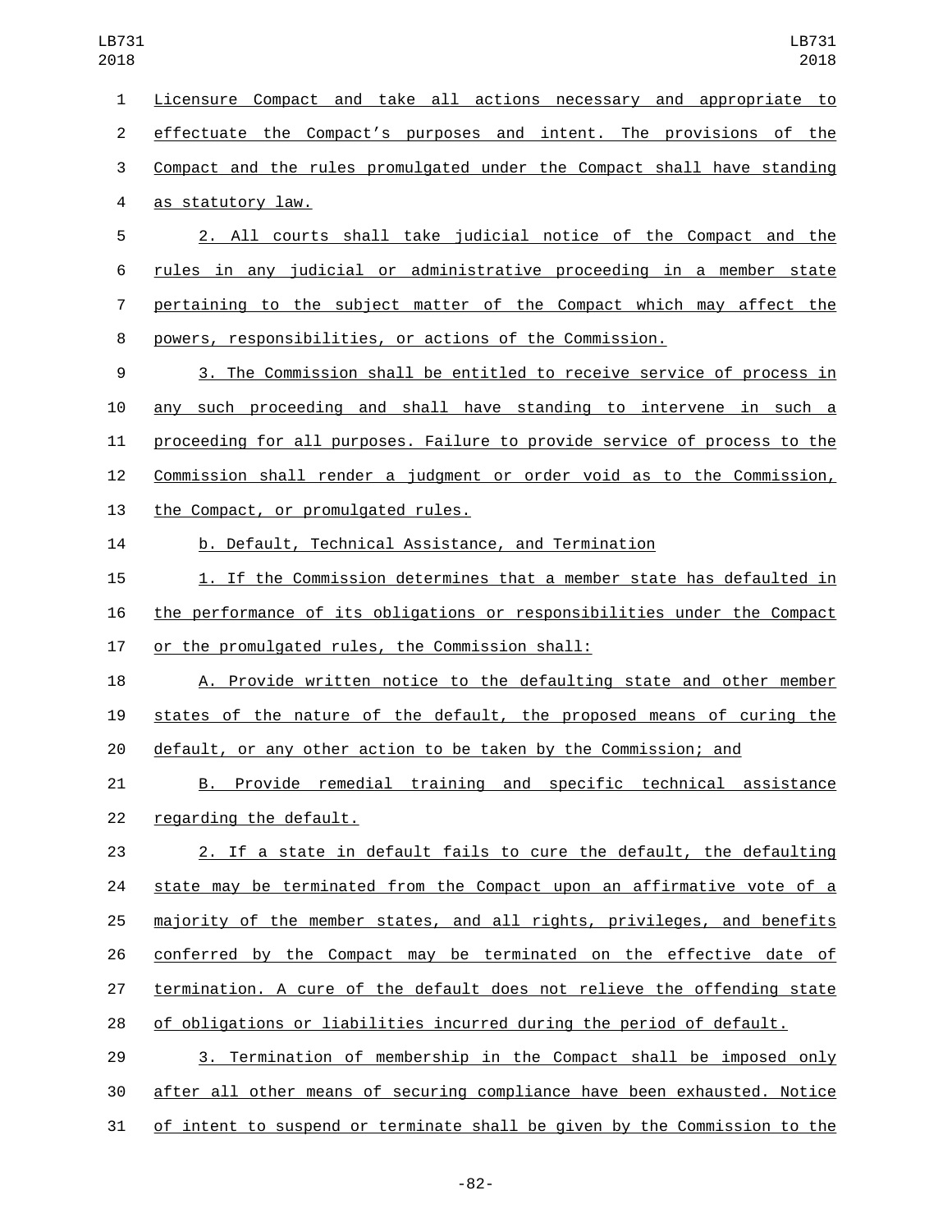Licensure Compact and take all actions necessary and appropriate to effectuate the Compact's purposes and intent. The provisions of the Compact and the rules promulgated under the Compact shall have standing as statutory law.

2. All courts shall take judicial notice of the Compact and the rules in any judicial or administrative proceeding in a member state pertaining to the subject matter of the Compact which may affect the powers, responsibilities, or actions of the Commission.

3. The Commission shall be entitled to receive service of process in any such proceeding and shall have standing to intervene in such a proceeding for all purposes. Failure to provide service of process to the Commission shall render a judgment or order void as to the Commission, the Compact, or promulgated rules.

b. Default, Technical Assistance, and Termination

1. If the Commission determines that a member state has defaulted in the performance of its obligations or responsibilities under the Compact or the promulgated rules, the Commission shall:

A. Provide written notice to the defaulting state and other member states of the nature of the default, the proposed means of curing the default, or any other action to be taken by the Commission; and

B. Provide remedial training and specific technical assistance regarding the default.

2. If a state in default fails to cure the default, the defaulting state may be terminated from the Compact upon an affirmative vote of a majority of the member states, and all rights, privileges, and benefits conferred by the Compact may be terminated on the effective date of termination. A cure of the default does not relieve the offending state of obligations or liabilities incurred during the period of default.

3. Termination of membership in the Compact shall be imposed only after all other means of securing compliance have been exhausted. Notice of intent to suspend or terminate shall be given by the Commission to the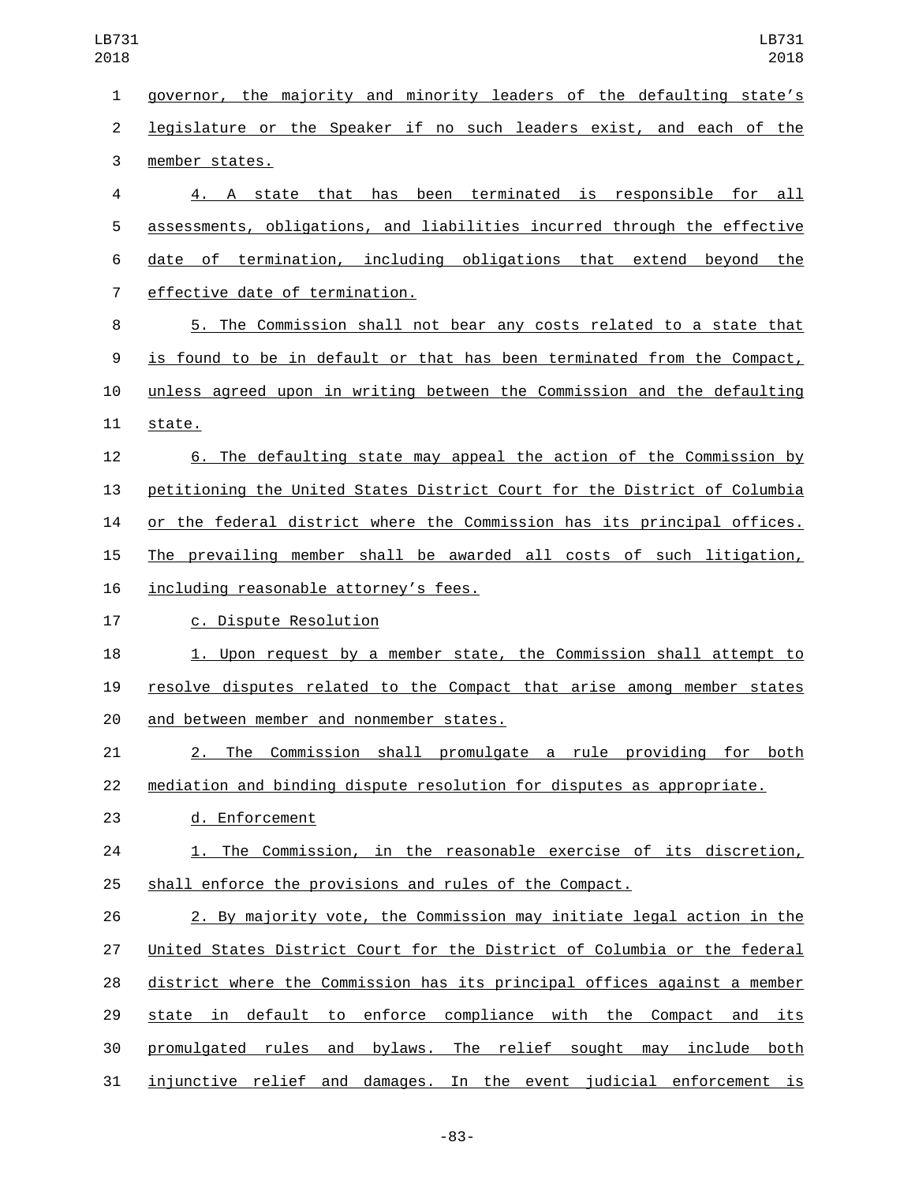governor, the majority and minority leaders of the defaulting state's legislature or the Speaker if no such leaders exist, and each of the member states.

4. A state that has been terminated is responsible for all assessments, obligations, and liabilities incurred through the effective date of termination, including obligations that extend beyond the effective date of termination.

5. The Commission shall not bear any costs related to a state that is found to be in default or that has been terminated from the Compact, unless agreed upon in writing between the Commission and the defaulting state.

6. The defaulting state may appeal the action of the Commission by petitioning the United States District Court for the District of Columbia or the federal district where the Commission has its principal offices. The prevailing member shall be awarded all costs of such litigation, including reasonable attorney's fees.

c. Dispute Resolution

1. Upon request by a member state, the Commission shall attempt to resolve disputes related to the Compact that arise among member states and between member and nonmember states.

2. The Commission shall promulgate a rule providing for both mediation and binding dispute resolution for disputes as appropriate.

d. Enforcement

1. The Commission, in the reasonable exercise of its discretion, shall enforce the provisions and rules of the Compact.

2. By majority vote, the Commission may initiate legal action in the United States District Court for the District of Columbia or the federal district where the Commission has its principal offices against a member state in default to enforce compliance with the Compact and its promulgated rules and bylaws. The relief sought may include both injunctive relief and damages. In the event judicial enforcement is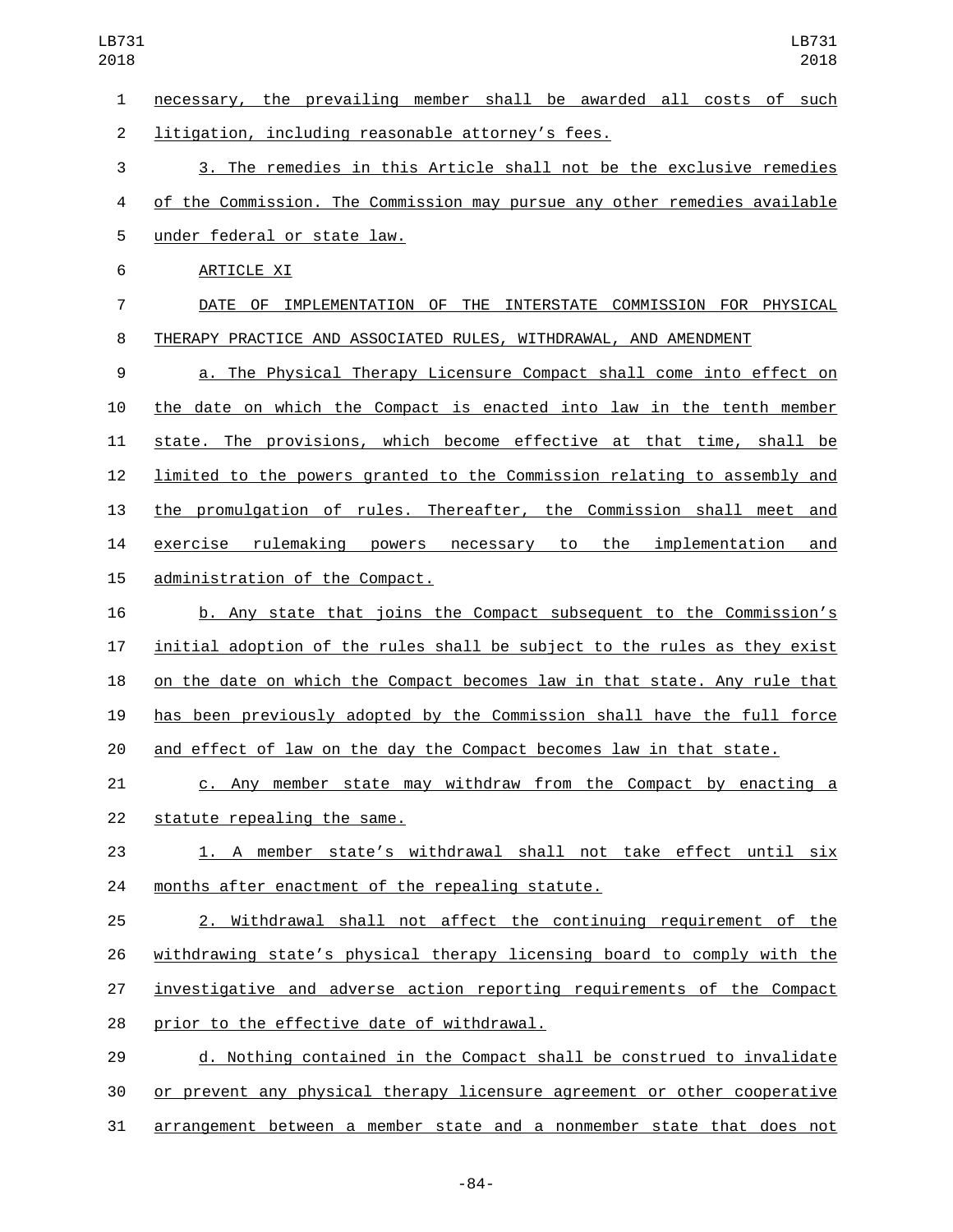necessary, the prevailing member shall be awarded all costs of such litigation, including reasonable attorney's fees.

3. The remedies in this Article shall not be the exclusive remedies of the Commission. The Commission may pursue any other remedies available under federal or state law.

ARTICLE XI

DATE OF IMPLEMENTATION OF THE INTERSTATE COMMISSION FOR PHYSICAL THERAPY PRACTICE AND ASSOCIATED RULES, WITHDRAWAL, AND AMENDMENT

a. The Physical Therapy Licensure Compact shall come into effect on the date on which the Compact is enacted into law in the tenth member state. The provisions, which become effective at that time, shall be limited to the powers granted to the Commission relating to assembly and the promulgation of rules. Thereafter, the Commission shall meet and exercise rulemaking powers necessary to the implementation and administration of the Compact.

b. Any state that joins the Compact subsequent to the Commission's initial adoption of the rules shall be subject to the rules as they exist on the date on which the Compact becomes law in that state. Any rule that has been previously adopted by the Commission shall have the full force and effect of law on the day the Compact becomes law in that state.

c. Any member state may withdraw from the Compact by enacting a statute repealing the same.

1. A member state's withdrawal shall not take effect until six months after enactment of the repealing statute.

2. Withdrawal shall not affect the continuing requirement of the withdrawing state's physical therapy licensing board to comply with the investigative and adverse action reporting requirements of the Compact prior to the effective date of withdrawal.

d. Nothing contained in the Compact shall be construed to invalidate or prevent any physical therapy licensure agreement or other cooperative arrangement between a member state and a nonmember state that does not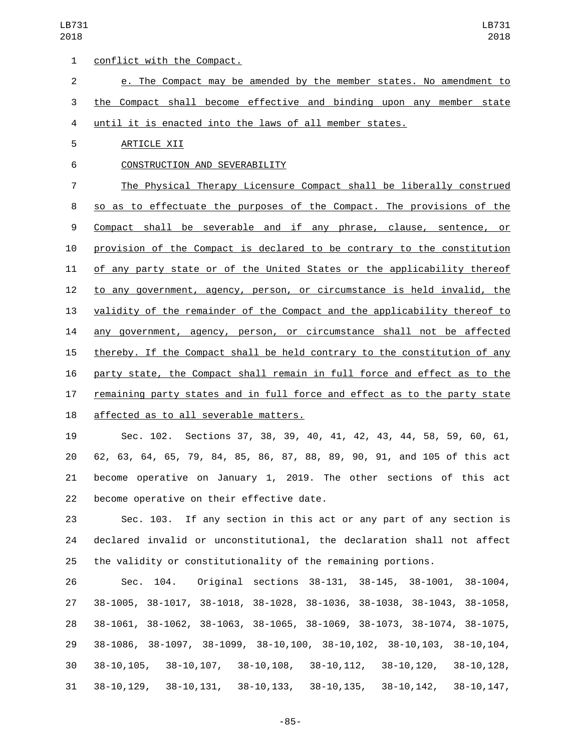conflict with the Compact.

e. The Compact may be amended by the member states. No amendment to the Compact shall become effective and binding upon any member state until it is enacted into the laws of all member states.

ARTICLE XII

CONSTRUCTION AND SEVERABILITY

The Physical Therapy Licensure Compact shall be liberally construed so as to effectuate the purposes of the Compact. The provisions of the Compact shall be severable and if any phrase, clause, sentence, or provision of the Compact is declared to be contrary to the constitution of any party state or of the United States or the applicability thereof to any government, agency, person, or circumstance is held invalid, the validity of the remainder of the Compact and the applicability thereof to any government, agency, person, or circumstance shall not be affected thereby. If the Compact shall be held contrary to the constitution of any party state, the Compact shall remain in full force and effect as to the remaining party states and in full force and effect as to the party state affected as to all severable matters.

Sec. 102. Sections 37, 38, 39, 40, 41, 42, 43, 44, 58, 59, 60, 61, 62, 63, 64, 65, 79, 84, 85, 86, 87, 88, 89, 90, 91, and 105 of this act become operative on January 1, 2019. The other sections of this act become operative on their effective date.

Sec. 103. If any section in this act or any part of any section is declared invalid or unconstitutional, the declaration shall not affect the validity or constitutionality of the remaining portions.

Sec. 104. Original sections 38-131, 38-145, 38-1001, 38-1004, 38-1005, 38-1017, 38-1018, 38-1028, 38-1036, 38-1038, 38-1043, 38-1058, 38-1061, 38-1062, 38-1063, 38-1065, 38-1069, 38-1073, 38-1074, 38-1075, 38-1086, 38-1097, 38-1099, 38-10,100, 38-10,102, 38-10,103, 38-10,104, 38-10,105, 38-10,107, 38-10,108, 38-10,112, 38-10,120, 38-10,128, 38-10,129, 38-10,131, 38-10,133, 38-10,135, 38-10,142, 38-10,147,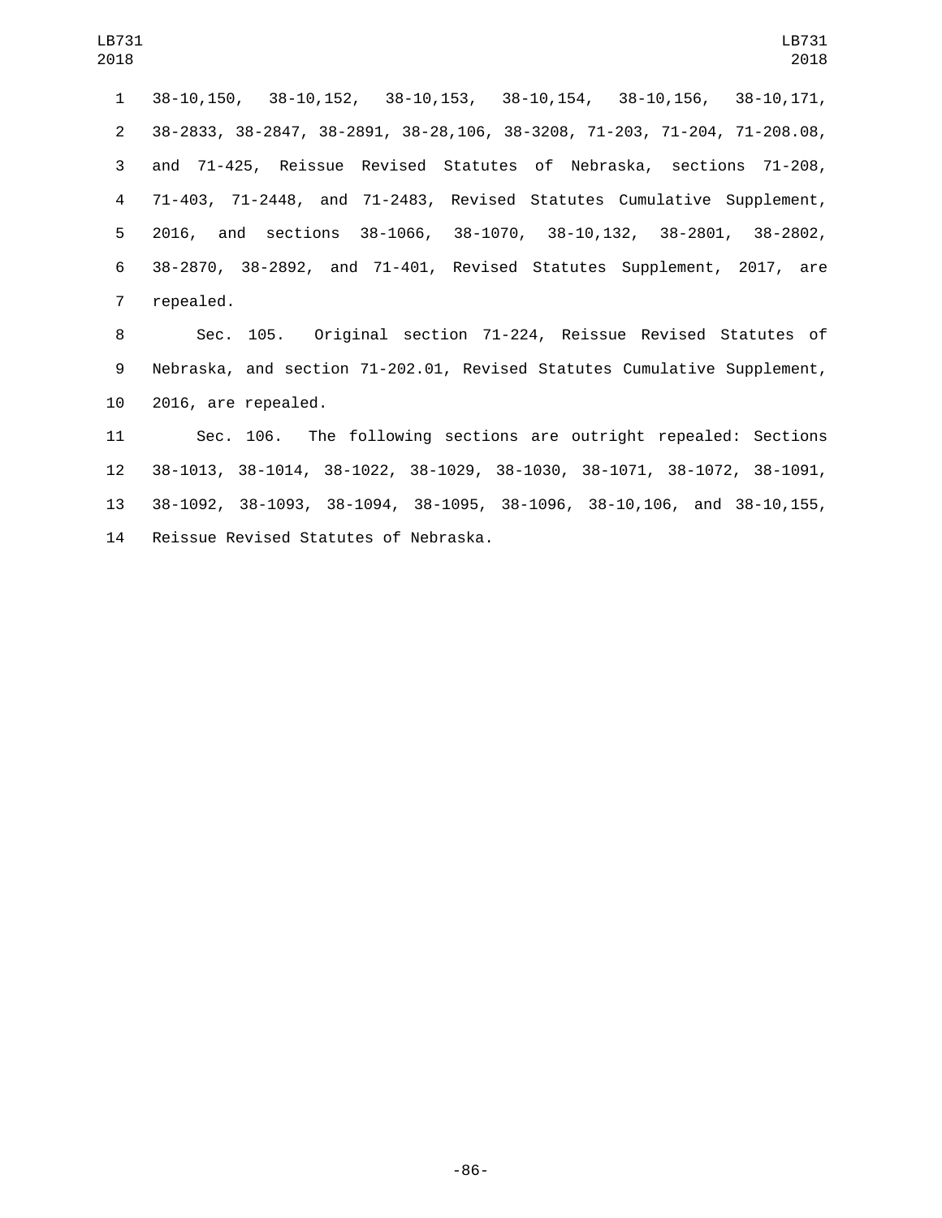38-10,150, 38-10,152, 38-10,153, 38-10,154, 38-10,156, 38-10,171, 38-2833, 38-2847, 38-2891, 38-28,106, 38-3208, 71-203, 71-204, 71-208.08, and 71-425, Reissue Revised Statutes of Nebraska, sections 71-208, 71-403, 71-2448, and 71-2483, Revised Statutes Cumulative Supplement, 2016, and sections 38-1066, 38-1070, 38-10,132, 38-2801, 38-2802, 38-2870, 38-2892, and 71-401, Revised Statutes Supplement, 2017, are repealed.

Sec. 105. Original section 71-224, Reissue Revised Statutes of Nebraska, and section 71-202.01, Revised Statutes Cumulative Supplement, 2016, are repealed.

Sec. 106. The following sections are outright repealed: Sections 38-1013, 38-1014, 38-1022, 38-1029, 38-1030, 38-1071, 38-1072, 38-1091, 38-1092, 38-1093, 38-1094, 38-1095, 38-1096, 38-10,106, and 38-10,155, Reissue Revised Statutes of Nebraska.